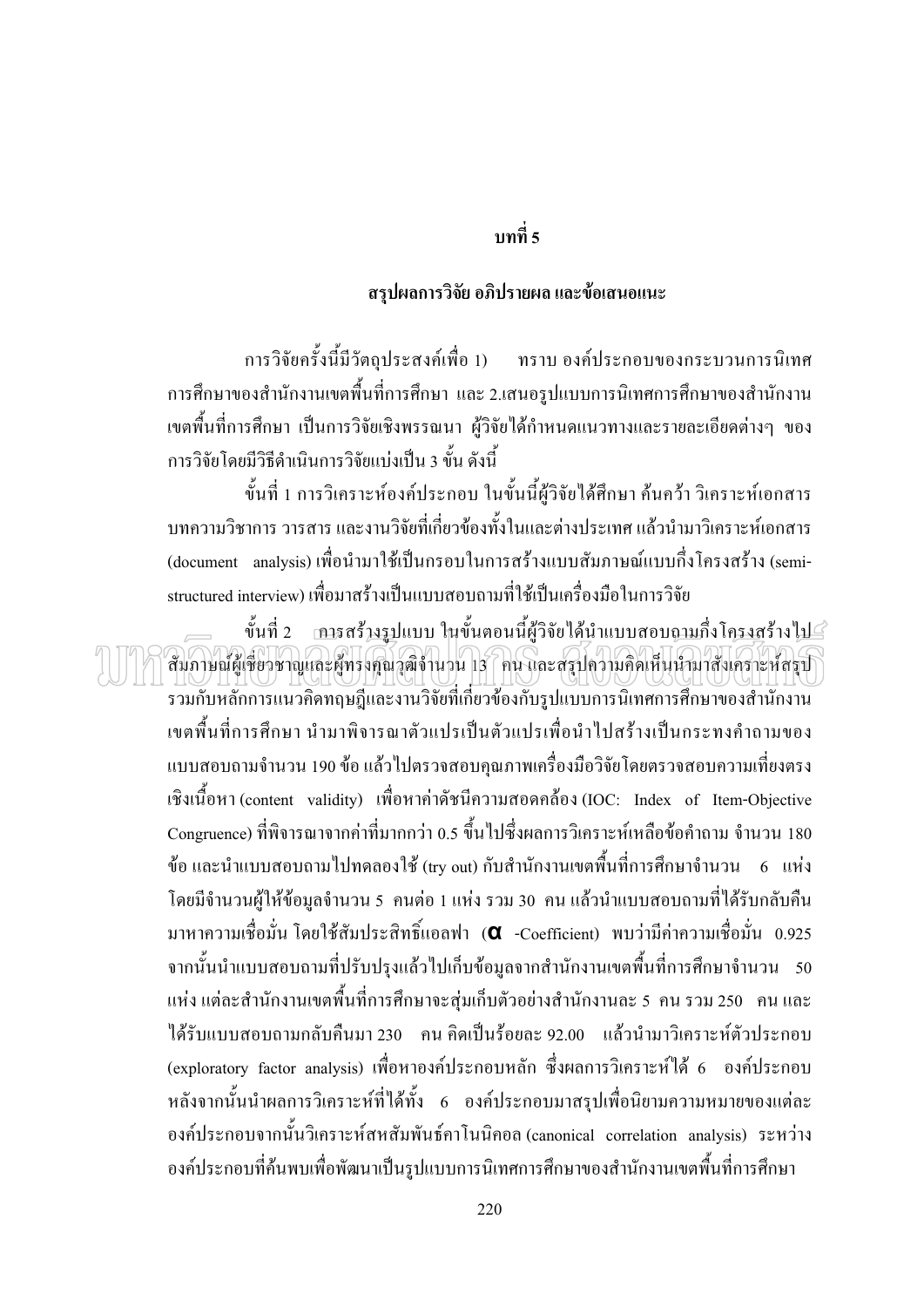# บทที่ 5

## สรุปผลการวิจัย อภิปรายผล และข้อเสนอแนะ

การวิจัยครั้งนี้มีวัตถุประสงค์เพื่อ 1) ทราบ องค์ประกอบของกระบวนการนิเทศการศึกษาของสำนักงานเขตพื้นที่การศึกษา และ 2.เสนอรูปแบบการนิเทศการศึกษาของสำนักงานเขตพื้นที่การศึกษา เป็นการวิจัยเชิงพรรณนา ผู้วิจัยได้กำหนดแนวทางและรายละเอียดต่างๆ ของการวิจัยโดยมีวิธีดำเนินการวิจัยแบ่งเป็น 3 ขั้น ดังนี้

ขั้นที่ 1 การวิเคราะห์องค์ประกอบ ในขั้นนี้ผู้วิจัยได้ศึกษา ค้นคว้า วิเคราะห์เอกสาร บทความวิชาการ วารสาร และงานวิจัยที่เกี่ยวข้องทั้งในและต่างประเทศ แล้วนำมาวิเคราะห์เอกสาร (document analysis) เพื่อนำมาใช้เป็นกรอบในการสร้างแบบสัมภาษณ์แบบกึ่งโครงสร้าง (semi-structured interview) เพื่อมาสร้างเป็นแบบสอบถามที่ใช้เป็นเครื่องมือในการวิจัย

ขั้นที่ 2 การสร้างรูปแบบ ในขั้นตอนนี้ผู้วิจัยได้นำแบบสอบถามกึ่งโครงสร้างไปสัมภาษณ์ผู้เชี่ยวชาญและผู้ทรงคุณวุฒิจำนวน 13 คน และสรุปความคิดเห็นนำมาสังเคราะห์สรุปรวมกับหลักการแนวคิดทฤษฎีและงานวิจัยที่เกี่ยวข้องกับรูปแบบการนิเทศการศึกษาของสำนักงานเขตพื้นที่การศึกษา นำมาพิจารณาตัวแปรเป็นตัวแปรเพื่อนำไปสร้างเป็นกระทงคำถามของแบบสอบถามจำนวน 190 ข้อ แล้วไปตรวจสอบคุณภาพเครื่องมือวิจัยโดยตรวจสอบความเที่ยงตรงเชิงเนื้อหา (content validity) เพื่อหาค่าดัชนีความสอดคล้อง (IOC: Index of Item-Objective Congruence) ที่พิจารณาจากค่าที่มากกว่า 0.5 ขึ้นไปซึ่งผลการวิเคราะห์เหลือข้อคำถาม จำนวน 180 ข้อ และนำแบบสอบถามไปทดลองใช้ (try out) กับสำนักงานเขตพื้นที่การศึกษาจำนวน 6 แห่ง โดยมีจำนวนผู้ให้ข้อมูลจำนวน 5 คนต่อ 1 แห่ง รวม 30 คน แล้วนำแบบสอบถามที่ได้รับกลับคืนมาหาความเชื่อมั่น โดยใช้สัมประสิทธิ์แอลฟา ($\alpha$ -Coefficient) พบว่ามีค่าความเชื่อมั่น 0.925 จากนั้นนำแบบสอบถามที่ปรับปรุงแล้วไปเก็บข้อมูลจากสำนักงานเขตพื้นที่การศึกษาจำนวน 50 แห่ง แต่ละสำนักงานเขตพื้นที่การศึกษาจะสุ่มเก็บตัวอย่างสำนักงานละ 5 คน รวม 250 คน และได้รับแบบสอบถามกลับคืนมา 230 คน คิดเป็นร้อยละ 92.00 แล้วนำมาวิเคราะห์ตัวประกอบ (exploratory factor analysis) เพื่อหาองค์ประกอบหลัก ซึ่งผลการวิเคราะห์ได้ 6 องค์ประกอบ หลังจากนั้นนำผลการวิเคราะห์ที่ได้ทั้ง 6 องค์ประกอบมาสรุปเพื่อนิยามความหมายของแต่ละองค์ประกอบจากนั้นวิเคราะห์สหสัมพันธ์คาโนนิคอล (canonical correlation analysis) ระหว่างองค์ประกอบที่ค้นพบเพื่อพัฒนาเป็นรูปแบบการนิเทศการศึกษาของสำนักงานเขตพื้นที่การศึกษา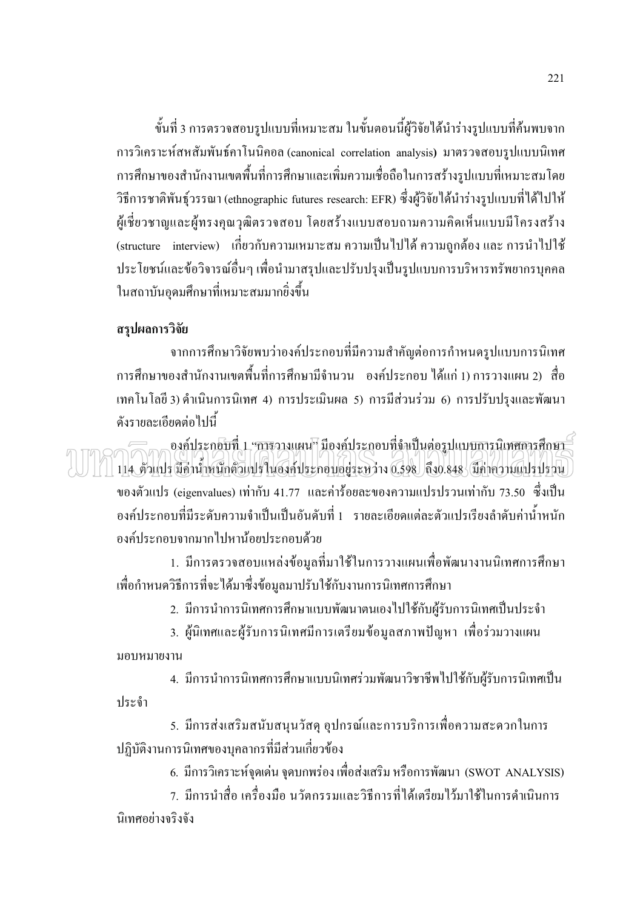ขั้นที่ 3 การตรวจสอบรูปแบบที่เหมาะสม ในขั้นตอนนี้ผู้วิจัยได้นำร่างรูปแบบที่ค้นพบจากการวิเคราะห์สหสัมพันธ์คาโนนิคอล (canonical correlation analysis) มาตรวจสอบรูปแบบนิเทศการศึกษาของสำนักงานเขตพื้นที่การศึกษาและเพิ่มความเชื่อถือในการสร้างรูปแบบที่เหมาะสมโดยวิธีการชาติพันธุ์วรรณา (ethnographic futures research: EFR) ซึ่งผู้วิจัยได้นำร่างรูปแบบที่ได้ไปให้ผู้เชี่ยวชาญและผู้ทรงคุณวุฒิตรวจสอบ โดยสร้างแบบสอบถามความคิดเห็นแบบมีโครงสร้าง (structure interview) เกี่ยวกับความเหมาะสม ความเป็นไปได้ ความถูกต้อง และ การนำไปใช้ประโยชน์และข้อวิจารณ์อื่นๆ เพื่อนำมาสรุปและปรับปรุงเป็นรูปแบบการบริหารทรัพยากรบุคคลในสถาบันอุดมศึกษาที่เหมาะสมมากยิ่งขึ้น

**สรุปผลการวิจัย**

จากการศึกษาวิจัยพบว่าองค์ประกอบที่มีความสำคัญต่อการกำหนดรูปแบบการนิเทศการศึกษาของสำนักงานเขตพื้นที่การศึกษามีจำนวน องค์ประกอบ ได้แก่ 1) การวางแผน 2) สื่อเทคโนโลยี 3) ดำเนินการนิเทศ 4) การประเมินผล 5) การมีส่วนร่วม 6) การปรับปรุงและพัฒนา ดังรายละเอียดต่อไปนี้

องค์ประกอบที่ 1 "การวางแผน" มีองค์ประกอบที่จำเป็นต่อรูปแบบการนิเทศการศึกษา 114 ตัวแปร มีค่าน้ำหนักตัวแปรในองค์ประกอบอยู่ระหว่าง 0.598 ถึง0.848 มีค่าความแปรปรวนของตัวแปร (eigenvalues) เท่ากับ 41.77 และค่าร้อยละของความแปรปรวนเท่ากับ 73.50 ซึ่งเป็นองค์ประกอบที่มีระดับความจำเป็นเป็นอันดับที่ 1 รายละเอียดแต่ละตัวแปรเรียงลำดับค่าน้ำหนักองค์ประกอบจากมากไปหาน้อยประกอบด้วย

1. มีการตรวจสอบแหล่งข้อมูลที่มาใช้ในการวางแผนเพื่อพัฒนางานนิเทศการศึกษาเพื่อกำหนดวิธีการที่จะได้มาซึ่งข้อมูลมาปรับใช้กับงานการนิเทศการศึกษา
2. มีการนำการนิเทศการศึกษาแบบพัฒนาตนเองไปใช้กับผู้รับการนิเทศเป็นประจำ
3. ผู้นิเทศและผู้รับการนิเทศมีการเตรียมข้อมูลสภาพปัญหา เพื่อร่วมวางแผนมอบหมายงาน
4. มีการนำการนิเทศการศึกษาแบบนิเทศร่วมพัฒนาวิชาชีพไปใช้กับผู้รับการนิเทศเป็นประจำ
5. มีการส่งเสริมสนับสนุนวัสดุ อุปกรณ์และการบริการเพื่อความสะดวกในการปฏิบัติงานการนิเทศของบุคลากรที่มีส่วนเกี่ยวข้อง
6. มีการวิเคราะห์จุดเด่น จุดบกพร่อง เพื่อส่งเสริม หรือการพัฒนา (SWOT ANALYSIS)
7. มีการนำสื่อ เครื่องมือ นวัตกรรมและวิธีการที่ได้เตรียมไว้มาใช้ในการดำเนินการนิเทศอย่างจริงจัง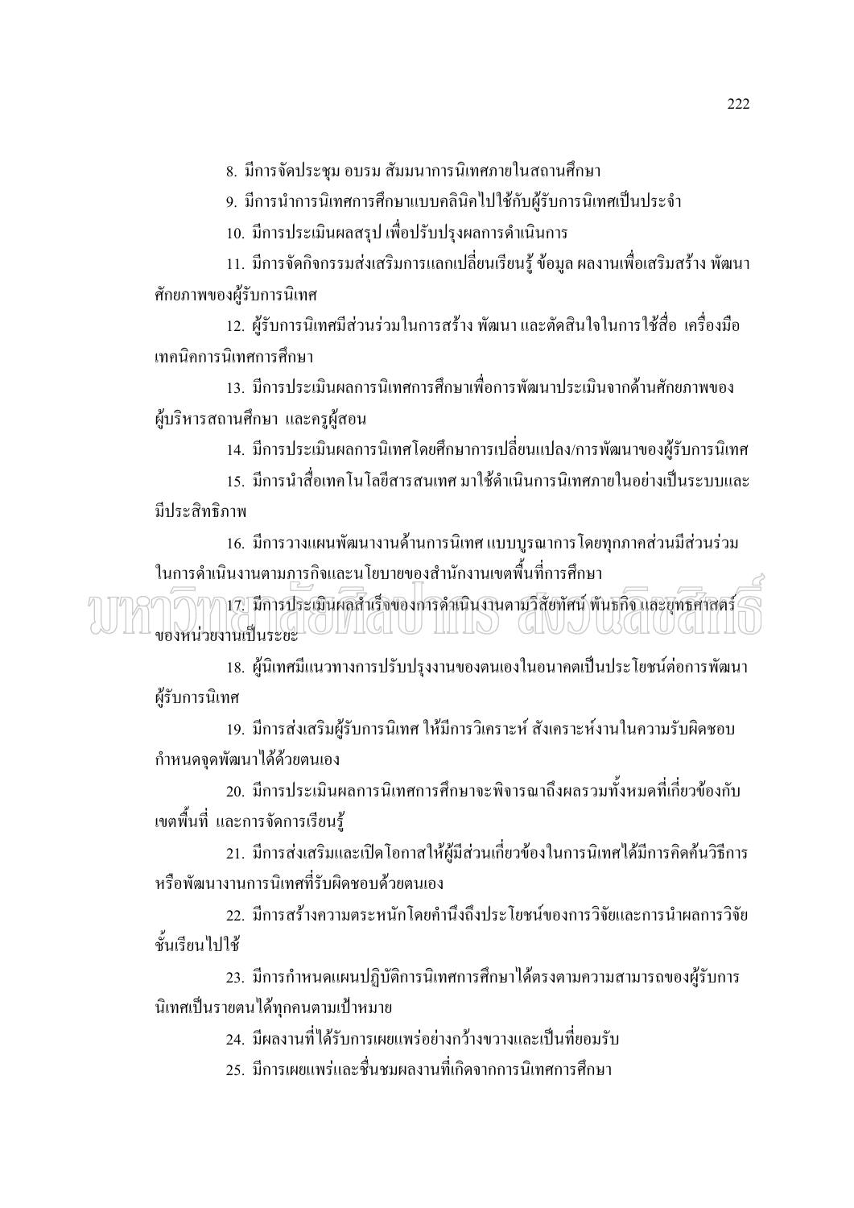8. มีการจัดประชุม อบรม สัมมนาการนิเทศภายในสถานศึกษา

9. มีการนำการนิเทศการศึกษาแบบคลินิคไปใช้กับผู้รับการนิเทศเป็นประจำ

10. มีการประเมินผลสรุป เพื่อปรับปรุงผลการดำเนินการ

11. มีการจัดกิจกรรมส่งเสริมการแลกเปลี่ยนเรียนรู้ ข้อมูล ผลงานเพื่อเสริมสร้าง พัฒนาศักยภาพของผู้รับการนิเทศ

12. ผู้รับการนิเทศมีส่วนร่วมในการสร้าง พัฒนา และตัดสินใจในการใช้สื่อ เครื่องมือเทคนิคการนิเทศการศึกษา

13. มีการประเมินผลการนิเทศการศึกษาเพื่อการพัฒนาประเมินจากด้านศักยภาพของผู้บริหารสถานศึกษา และครูผู้สอน

14. มีการประเมินผลการนิเทศโดยศึกษาการเปลี่ยนแปลง/การพัฒนาของผู้รับการนิเทศ

15. มีการนำสื่อเทคโนโลยีสารสนเทศ มาใช้ดำเนินการนิเทศภายในอย่างเป็นระบบและมีประสิทธิภาพ

16. มีการวางแผนพัฒนางานด้านการนิเทศ แบบบูรณาการ โดยทุกภาคส่วนมีส่วนร่วมในการดำเนินงานตามภารกิจและนโยบายของสำนักงานเขตพื้นที่การศึกษา

17. มีการประเมินผลสำเร็จของการดำเนินงานตามวิสัยทัศน์ พันธกิจ และยุทธศาสตร์ของหน่วยงานเป็นระยะ

18. ผู้นิเทศมีแนวทางการปรับปรุงงานของตนเองในอนาคตเป็นประโยชน์ต่อการพัฒนาผู้รับการนิเทศ

19. มีการส่งเสริมผู้รับการนิเทศ ให้มีการวิเคราะห์ สังเคราะห์งานในความรับผิดชอบกำหนดจุดพัฒนาได้ด้วยตนเอง

20. มีการประเมินผลการนิเทศการศึกษาจะพิจารณาถึงผลรวมทั้งหมดที่เกี่ยวข้องกับเขตพื้นที่ และการจัดการเรียนรู้

21. มีการส่งเสริมและเปิดโอกาสให้ผู้มีส่วนเกี่ยวข้องในการนิเทศได้มีการคิดค้นวิธีการหรือพัฒนางานการนิเทศที่รับผิดชอบด้วยตนเอง

22. มีการสร้างความตระหนักโดยคำนึงถึงประโยชน์ของการวิจัยและการนำผลการวิจัยชั้นเรียนไปใช้

23. มีการกำหนดแผนปฏิบัติการนิเทศการศึกษาได้ตรงตามความสามารถของผู้รับการนิเทศเป็นรายตนได้ทุกคนตามเป้าหมาย

24. มีผลงานที่ได้รับการเผยแพร่อย่างกว้างขวางและเป็นที่ยอมรับ

25. มีการเผยแพร่และชื่นชมผลงานที่เกิดจากการนิเทศการศึกษา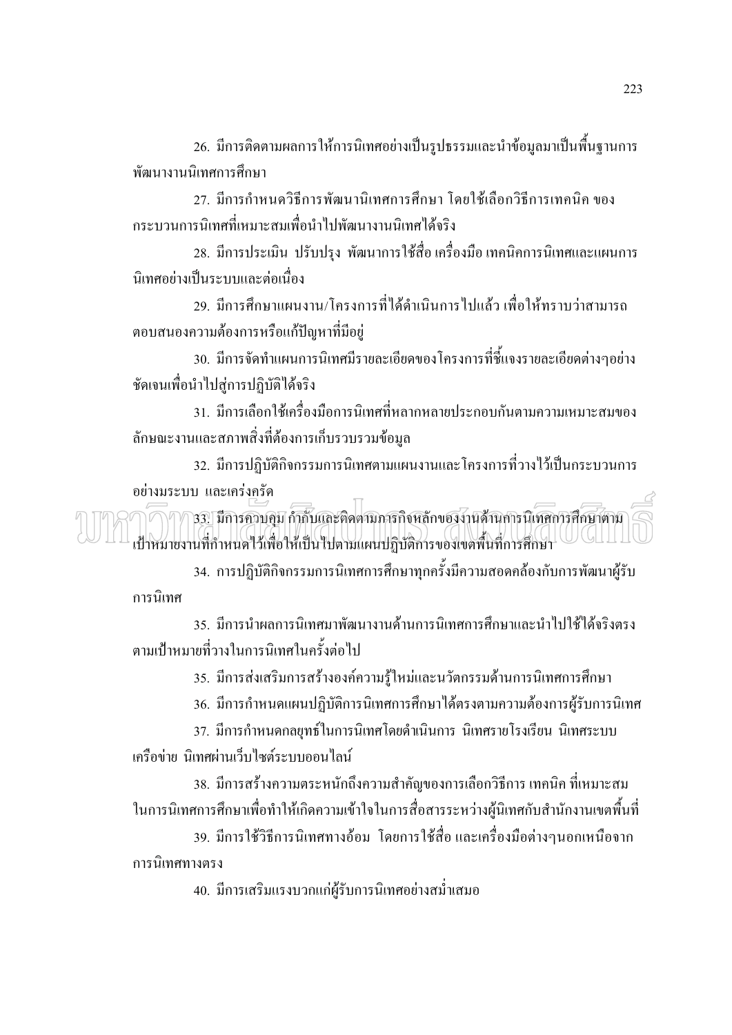26. มีการติดตามผลการให้การนิเทศอย่างเป็นรูปธรรมและนำข้อมูลมาเป็นพื้นฐานการพัฒนางานนิเทศการศึกษา

27. มีการกำหนดวิธีการพัฒนานิเทศการศึกษา โดยใช้เลือกวิธีการเทคนิค ของกระบวนการนิเทศที่เหมาะสมเพื่อนำไปพัฒนางานนิเทศได้จริง

28. มีการประเมิน ปรับปรุง พัฒนาการใช้สื่อ เครื่องมือ เทคนิคการนิเทศและแผนการนิเทศอย่างเป็นระบบและต่อเนื่อง

29. มีการศึกษาแผนงาน/โครงการที่ได้ดำเนินการไปแล้ว เพื่อให้ทราบว่าสามารถตอบสนองความต้องการหรือแก้ปัญหาที่มีอยู่

30. มีการจัดทำแผนการนิเทศมีรายละเอียดของโครงการที่ชี้แจงรายละเอียดต่างๆอย่างชัดเจนเพื่อนำไปสู่การปฏิบัติได้จริง

31. มีการเลือกใช้เครื่องมือการนิเทศที่หลากหลายประกอบกันตามความเหมาะสมของลักษณะงานและสภาพสิ่งที่ต้องการเก็บรวบรวมข้อมูล

32. มีการปฏิบัติกิจกรรมการนิเทศตามแผนงานและโครงการที่วางไว้เป็นกระบวนการอย่างมระบบ และเคร่งครัด

33. มีการควบคุม กำกับและติดตามภารกิจหลักของงานด้านการนิเทศการศึกษาตามเป้าหมายงานที่กำหนดไว้เพื่อให้เป็นไปตามแผนปฏิบัติการของเขตพื้นที่การศึกษา

34. การปฏิบัติกิจกรรมการนิเทศการศึกษาทุกครั้งมีความสอดคล้องกับการพัฒนาผู้รับการนิเทศ

35. มีการนำผลการนิเทศมาพัฒนางานด้านการนิเทศการศึกษาและนำไปใช้ได้จริงตรงตามเป้าหมายที่วางในการนิเทศในครั้งต่อไป

35. มีการส่งเสริมการสร้างองค์ความรู้ใหม่และนวัตกรรมด้านการนิเทศการศึกษา

36. มีการกำหนดแผนปฏิบัติการนิเทศการศึกษาได้ตรงตามความต้องการผู้รับการนิเทศ

37. มีการกำหนดกลยุทธ์ในการนิเทศโดยดำเนินการ นิเทศรายโรงเรียน นิเทศระบบเครือข่าย นิเทศผ่านเว็บไซต์ระบบออนไลน์

38. มีการสร้างความตระหนักถึงความสำคัญของการเลือกวิธีการ เทคนิค ที่เหมาะสมในการนิเทศการศึกษาเพื่อทำให้เกิดความเข้าใจในการสื่อสารระหว่างผู้นิเทศกับสำนักงานเขตพื้นที่

39. มีการใช้วิธีการนิเทศทางอ้อม โดยการใช้สื่อ และเครื่องมือต่างๆนอกเหนือจากการนิเทศทางตรง

40. มีการเสริมแรงบวกแก่ผู้รับการนิเทศอย่างสม่ำเสมอ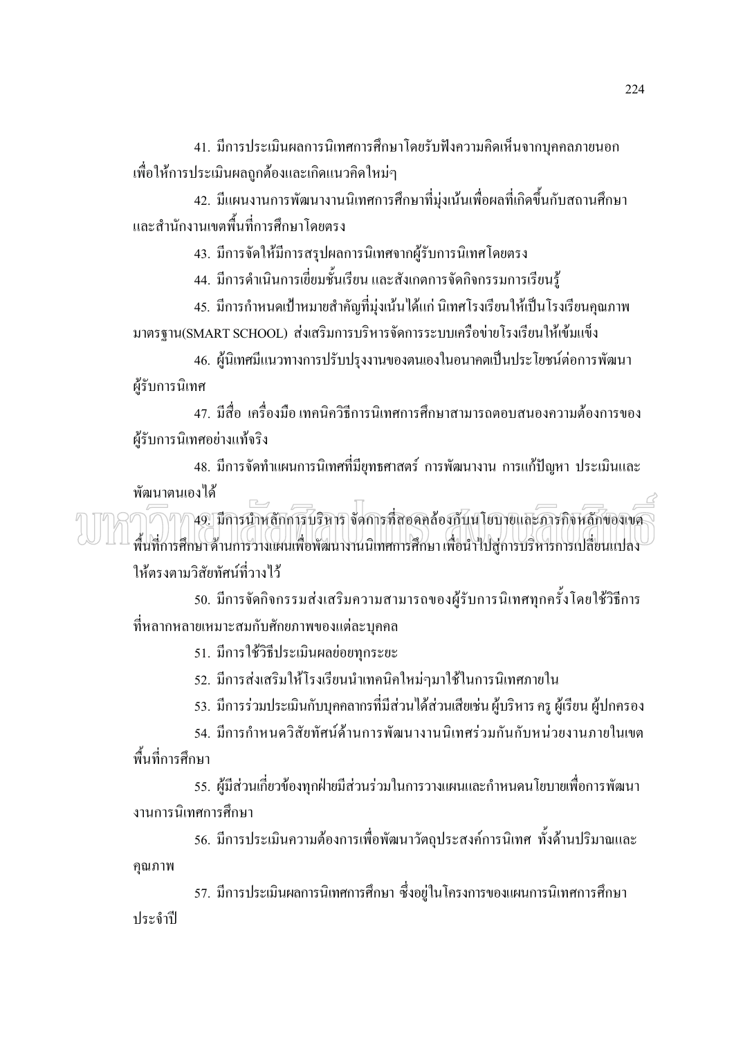41. มีการประเมินผลการนิเทศการศึกษาโดยรับฟังความคิดเห็นจากบุคคลภายนอกเพื่อให้การประเมินผลถูกต้องและเกิดแนวคิดใหม่ๆ

42. มีแผนงานการพัฒนางานนิเทศการศึกษาที่มุ่งเน้นเพื่อผลที่เกิดขึ้นกับสถานศึกษาและสำนักงานเขตพื้นที่การศึกษาโดยตรง

43. มีการจัดให้มีการสรุปผลการนิเทศจากผู้รับการนิเทศโดยตรง

44. มีการดำเนินการเยี่ยมชั้นเรียน และสังเกตการจัดกิจกรรมการเรียนรู้

45. มีการกำหนดเป้าหมายสำคัญที่มุ่งเน้นได้แก่ นิเทศโรงเรียนให้เป็นโรงเรียนคุณภาพมาตรฐาน(SMART SCHOOL) ส่งเสริมการบริหารจัดการระบบเครือข่ายโรงเรียนให้เข้มแข็ง

46. ผู้นิเทศมีแนวทางการปรับปรุงงานของตนเองในอนาคตเป็นประโยชน์ต่อการพัฒนาผู้รับการนิเทศ

47. มีสื่อ เครื่องมือ เทคนิควิธีการนิเทศการศึกษาสามารถตอบสนองความต้องการของผู้รับการนิเทศอย่างแท้จริง

48. มีการจัดทำแผนการนิเทศที่มียุทธศาสตร์ การพัฒนางาน การแก้ปัญหา ประเมินและพัฒนาตนเองได้

49. มีการนำหลักการบริหาร จัดการที่สอดคล้องกับนโยบายและภารกิจหลักของเขตพื้นที่การศึกษา ด้านการวางแผนเพื่อพัฒนางานนิเทศการศึกษา เพื่อนำไปสู่การบริหารการเปลี่ยนแปลงให้ตรงตามวิสัยทัศน์ที่วางไว้

50. มีการจัดกิจกรรมส่งเสริมความสามารถของผู้รับการนิเทศทุกครั้งโดยใช้วิธีการที่หลากหลายเหมาะสมกับศักยภาพของแต่ละบุคคล

51. มีการใช้วิธีประเมินผลย่อยทุกระยะ

52. มีการส่งเสริมให้โรงเรียนนำเทคนิคใหม่ๆมาใช้ในการนิเทศภายใน

53. มีการร่วมประเมินกับบุคลากรที่มีส่วนได้ส่วนเสียเช่น ผู้บริหาร ครู ผู้เรียน ผู้ปกครอง

54. มีการกำหนดวิสัยทัศน์ด้านการพัฒนางานนิเทศร่วมกันกับหน่วยงานภายในเขตพื้นที่การศึกษา

55. ผู้มีส่วนเกี่ยวข้องทุกฝ่ายมีส่วนร่วมในการวางแผนและกำหนดนโยบายเพื่อการพัฒนางานการนิเทศการศึกษา

56. มีการประเมินความต้องการเพื่อพัฒนาวัตถุประสงค์การนิเทศ ทั้งด้านปริมาณและคุณภาพ

57. มีการประเมินผลการนิเทศการศึกษา ซึ่งอยู่ในโครงการของแผนการนิเทศการศึกษาประจำปี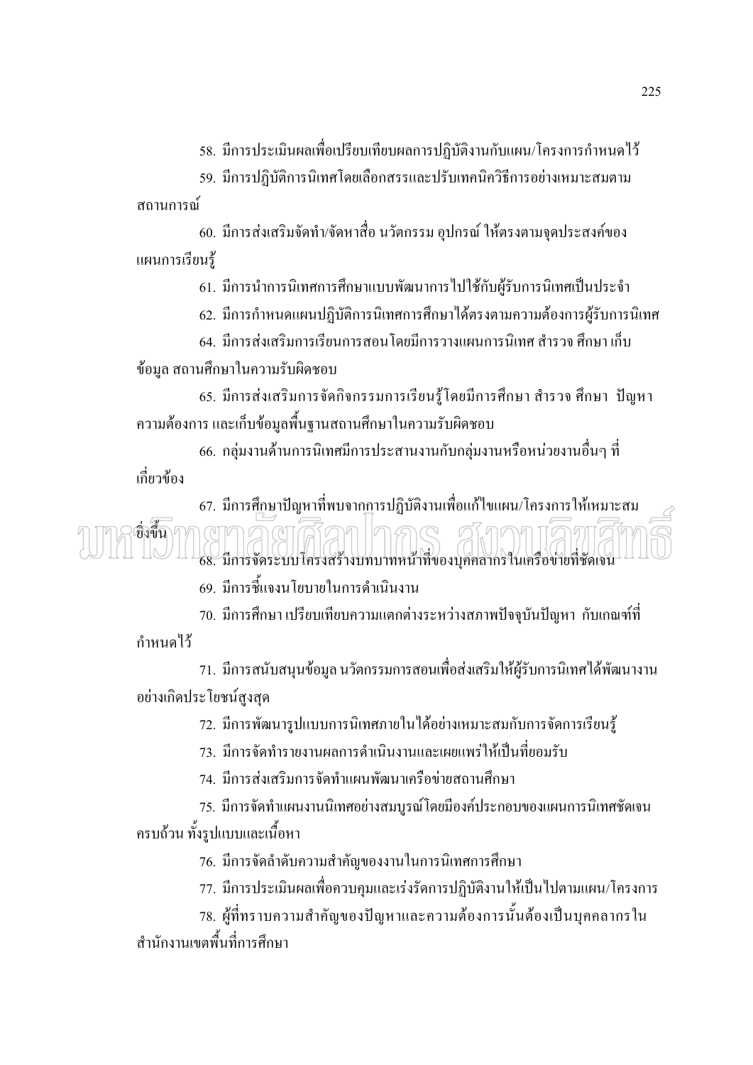58. มีการประเมินผลเพื่อเปรียบเทียบผลการปฏิบัติงานกับแผน/โครงการกำหนดไว้

59. มีการปฏิบัติการนิเทศโดยเลือกสรรและปรับเทคนิควิธีการอย่างเหมาะสมตามสถานการณ์

60. มีการส่งเสริมจัดทำ/จัดหาสื่อ นวัตกรรม อุปกรณ์ ให้ตรงตามจุดประสงค์ของแผนการเรียนรู้

61. มีการนำการนิเทศการศึกษาแบบพัฒนาการไปใช้กับผู้รับการนิเทศเป็นประจำ

62. มีการกำหนดแผนปฏิบัติการนิเทศการศึกษาได้ตรงตามความต้องการผู้รับการนิเทศ

64. มีการส่งเสริมการเรียนการสอนโดยมีการวางแผนการนิเทศ สำรวจ ศึกษา เก็บข้อมูล สถานศึกษาในความรับผิดชอบ

65. มีการส่งเสริมการจัดกิจกรรมการเรียนรู้โดยมีการศึกษา สำรวจ ศึกษา ปัญหา ความต้องการ และเก็บข้อมูลพื้นฐานสถานศึกษาในความรับผิดชอบ

66. กลุ่มงานด้านการนิเทศมีการประสานงานกับกลุ่มงานหรือหน่วยงานอื่นๆ ที่เกี่ยวข้อง

67. มีการศึกษาปัญหาที่พบจากการปฏิบัติงานเพื่อแก้ไขแผน/โครงการให้เหมาะสมยิ่งขึ้น

68. มีการจัดระบบโครงสร้างบทบาทหน้าที่ของบุคลากรในเครือข่ายที่ชัดเจน

69. มีการชี้แจงนโยบายในการดำเนินงาน

70. มีการศึกษา เปรียบเทียบความแตกต่างระหว่างสภาพปัจจุบันปัญหา กับเกณฑ์ที่กำหนดไว้

71. มีการสนับสนุนข้อมูล นวัตกรรมการสอนเพื่อส่งเสริมให้ผู้รับการนิเทศได้พัฒนางานอย่างเกิดประโยชน์สูงสุด

72. มีการพัฒนารูปแบบการนิเทศภายในได้อย่างเหมาะสมกับการจัดการเรียนรู้

73. มีการจัดทำรายงานผลการดำเนินงานและเผยแพร่ให้เป็นที่ยอมรับ

74. มีการส่งเสริมการจัดทำแผนพัฒนาเครือข่ายสถานศึกษา

75. มีการจัดทำแผนงานนิเทศอย่างสมบูรณ์โดยมีองค์ประกอบของแผนการนิเทศชัดเจนครบถ้วน ทั้งรูปแบบและเนื้อหา

76. มีการจัดลำดับความสำคัญของงานในการนิเทศการศึกษา

77. มีการประเมินผลเพื่อควบคุมและเร่งรัดการปฏิบัติงานให้เป็นไปตามแผน/โครงการ

78. ผู้ที่ทราบความสำคัญของปัญหาและความต้องการนั้นต้องเป็นบุคคลากรในสำนักงานเขตพื้นที่การศึกษา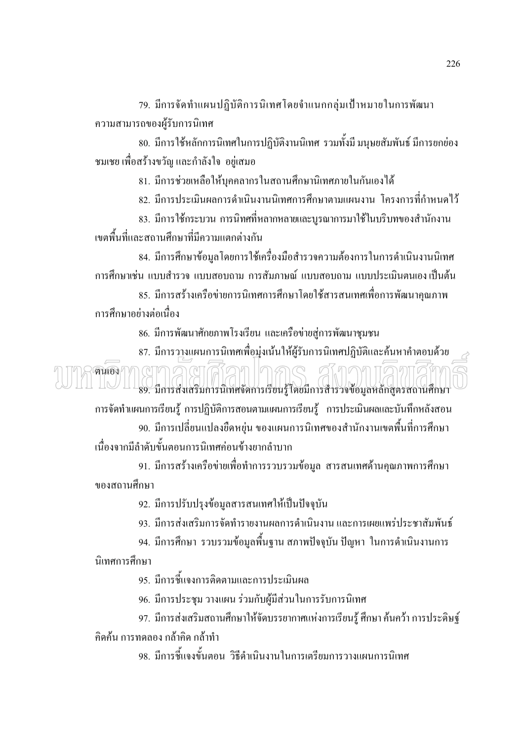79. มีการจัดทำแผนปฏิบัติการนิเทศโดยจำแนกกลุ่มเป้าหมายในการพัฒนาความสามารถของผู้รับการนิเทศ

80. มีการใช้หลักการนิเทศในการปฏิบัติงานนิเทศ รวมทั้งมี มนุษยสัมพันธ์ มีการยกย่องชมเชย เพื่อสร้างขวัญ และกำลังใจ อยู่เสมอ

81. มีการช่วยเหลือให้บุคคลากรในสถานศึกษานิเทศภายในกันเองได้

82. มีการประเมินผลการดำเนินงานนิเทศการศึกษาตามแผนงาน โครงการที่กำหนดไว้

83. มีการใช้กระบวน การนิทศที่หลากหลายและบูรณาการมาใช้ในบริบทของสำนักงานเขตพื้นที่และสถานศึกษาที่มีความแตกต่างกัน

84. มีการศึกษาข้อมูลโดยการใช้เครื่องมือสำรวจความต้องการในการดำเนินงานนิเทศการศึกษาเช่น แบบสำรวจ แบบสอบถาม การสัมภาษณ์ แบบสอบถาม แบบประเมินตนเอง เป็นต้น

85. มีการสร้างเครือข่ายการนิเทศการศึกษาโดยใช้สารสนเทศเพื่อการพัฒนาคุณภาพการศึกษาอย่างต่อเนื่อง

86. มีการพัฒนาศักยภาพโรงเรียน และเครือข่ายสู่การพัฒนาชุมชน

87. มีการวางแผนการนิเทศเพื่อมุ่งเน้นให้ผู้รับการนิเทศปฏิบัติและค้นหาคำตอบด้วยตนเอง

89. มีการส่งเสริมการนิเทศจัดการเรียนรู้โดยมีการสำรวจข้อมูลหลักสูตรสถานศึกษา การจัดทำแผนการเรียนรู้ การปฏิบัติการสอนตามแผนการเรียนรู้ การประเมินผลและบันทึกหลังสอน

90. มีการเปลี่ยนแปลงยืดหยุ่น ของแผนการนิเทศของสำนักงานเขตพื้นที่การศึกษาเนื่องจากมีลำดับขั้นตอนการนิเทศค่อนข้างยากลำบาก

91. มีการสร้างเครือข่ายเพื่อทำการรวบรวมข้อมูล สารสนเทศด้านคุณภาพการศึกษาของสถานศึกษา

92. มีการปรับปรุงข้อมูลสารสนเทศให้เป็นปัจจุบัน

93. มีการส่งเสริมการจัดทำรายงานผลการดำเนินงาน และการเผยแพร่ประชาสัมพันธ์

94. มีการศึกษา รวบรวมข้อมูลพื้นฐาน สภาพปัจจุบัน ปัญหา ในการดำเนินงานการนิเทศการศึกษา

95. มีการชี้แจงการติดตามและการประเมินผล

96. มีการประชุม วางแผน ร่วมกับผู้มีส่วนในการรับการนิเทศ

97. มีการส่งเสริมสถานศึกษาให้จัดบรรยากาศแห่งการเรียนรู้ ศึกษา ค้นคว้า การประดิษฐ์คิดค้น การทดลอง กล้าคิด กล้าทำ

98. มีการชี้แจงขั้นตอน วิธีดำเนินงานในการเตรียมการวางแผนการนิเทศ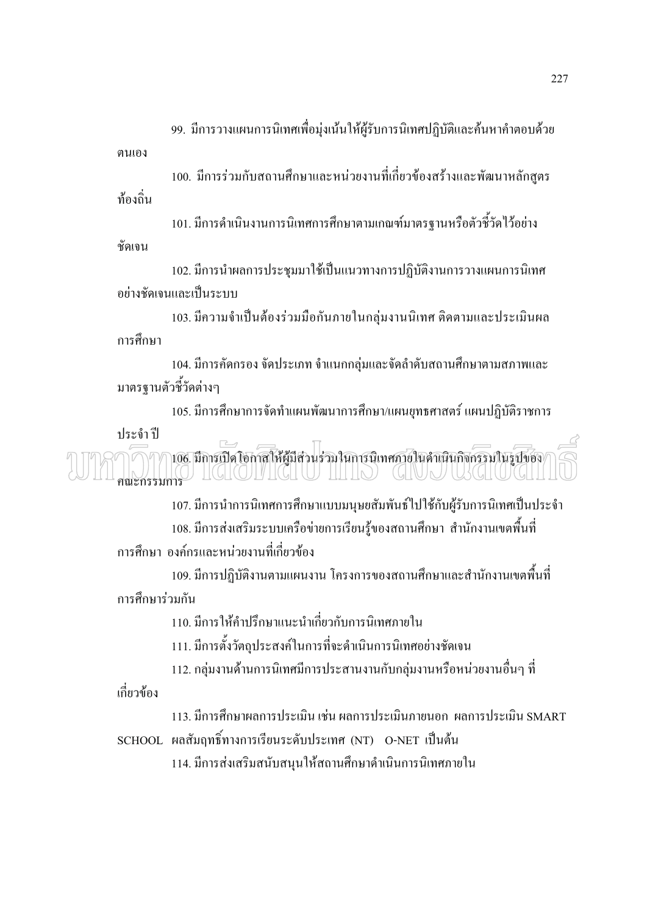99. มีการวางแผนการนิเทศเพื่อมุ่งเน้นให้ผู้รับการนิเทศปฏิบัติและค้นหาคำตอบด้วยตนเอง

100. มีการร่วมกับสถานศึกษาและหน่วยงานที่เกี่ยวข้องสร้างและพัฒนาหลักสูตรท้องถิ่น

101. มีการดำเนินงานการนิเทศการศึกษาตามเกณฑ์มาตรฐานหรือตัวชี้วัดไว้อย่างชัดเจน

102. มีการนำผลการประชุมมาใช้เป็นแนวทางการปฏิบัติงานการวางแผนการนิเทศอย่างชัดเจนและเป็นระบบ

103. มีความจำเป็นต้องร่วมมือกันภายในกลุ่มงานนิเทศ ติดตามและประเมินผลการศึกษา

104. มีการคัดกรอง จัดประเภท จำแนกกลุ่มและจัดลำดับสถานศึกษาตามสภาพและมาตรฐานตัวชี้วัดต่างๆ

105. มีการศึกษาการจัดทำแผนพัฒนาการศึกษา/แผนยุทธศาสตร์ แผนปฏิบัติราชการประจำปี

106. มีการเปิดโอกาสให้ผู้มีส่วนร่วมในการนิเทศภายในดำเนินกิจกรรมในรูปของคณะกรรมการ

107. มีการนำการนิเทศการศึกษาแบบมนุษยสัมพันธ์ไปใช้กับผู้รับการนิเทศเป็นประจำ

108. มีการส่งเสริมระบบเครือข่ายการเรียนรู้ของสถานศึกษา สำนักงานเขตพื้นที่การศึกษา องค์กรและหน่วยงานที่เกี่ยวข้อง

109. มีการปฏิบัติงานตามแผนงาน โครงการของสถานศึกษาและสำนักงานเขตพื้นที่การศึกษาร่วมกัน

110. มีการให้คำปรึกษาแนะนำเกี่ยวกับการนิเทศภายใน

111. มีการตั้งวัตถุประสงค์ในการที่จะดำเนินการนิเทศอย่างชัดเจน

112. กลุ่มงานด้านการนิเทศมีการประสานงานกับกลุ่มงานหรือหน่วยงานอื่นๆ ที่เกี่ยวข้อง

113. มีการศึกษาผลการประเมิน เช่น ผลการประเมินภายนอก ผลการประเมิน SMART SCHOOL ผลสัมฤทธิ์ทางการเรียนระดับประเทศ (NT) O-NET เป็นต้น

114. มีการส่งเสริมสนับสนุนให้สถานศึกษาดำเนินการนิเทศภายใน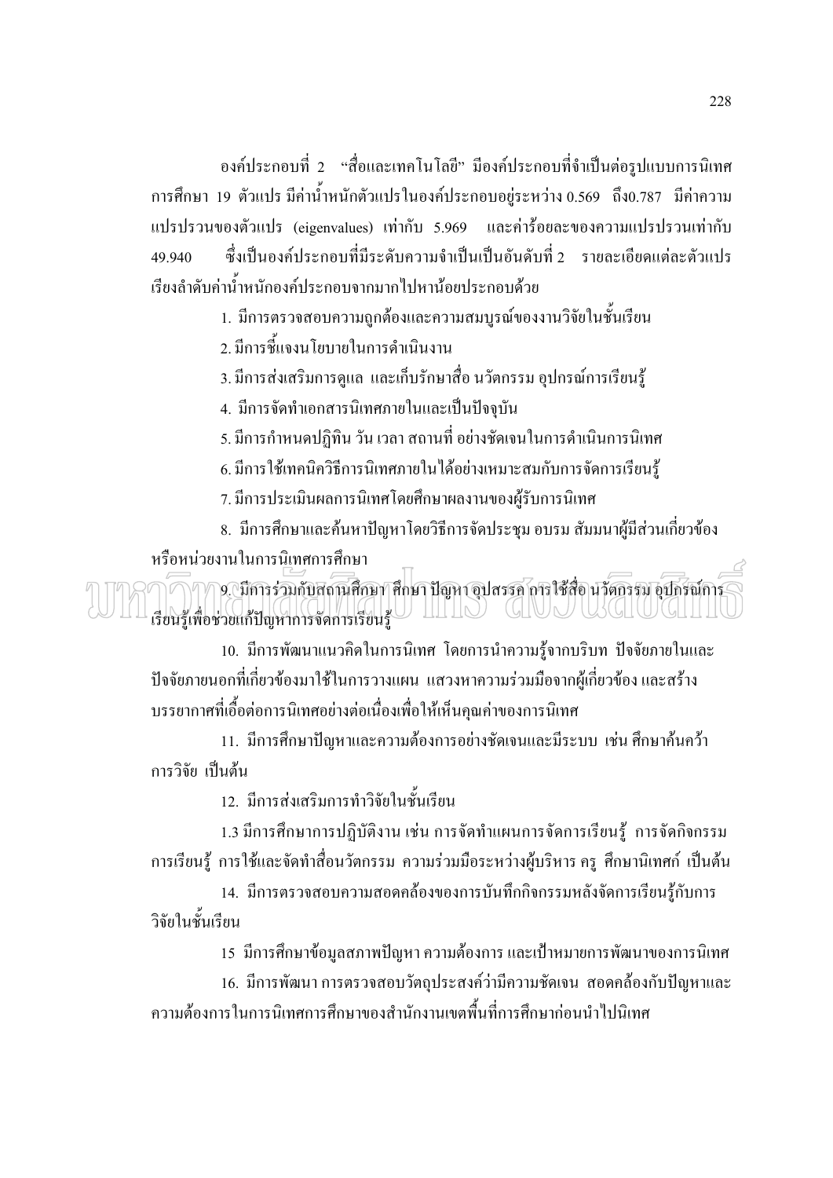องค์ประกอบที่ 2 "สื่อและเทคโนโลยี" มีองค์ประกอบที่จำเป็นต่อรูปแบบการนิเทศการศึกษา 19 ตัวแปร มีค่าน้ำหนักตัวแปรในองค์ประกอบอยู่ระหว่าง 0.569 ถึง0.787 มีค่าความแปรปรวนของตัวแปร (eigenvalues) เท่ากับ 5.969 และค่าร้อยละของความแปรปรวนเท่ากับ 49.940 ซึ่งเป็นองค์ประกอบที่มีระดับความจำเป็นเป็นอันดับที่ 2 รายละเอียดแต่ละตัวแปรเรียงลำดับค่าน้ำหนักองค์ประกอบจากมากไปหาน้อยประกอบด้วย

1. มีการตรวจสอบความถูกต้องและความสมบูรณ์ของงานวิจัยในชั้นเรียน

2. มีการชี้แจงนโยบายในการดำเนินงาน

3. มีการส่งเสริมการดูแล และเก็บรักษาสื่อ นวัตกรรม อุปกรณ์การเรียนรู้

4. มีการจัดทำเอกสารนิเทศภายในและเป็นปัจจุบัน

5. มีการกำหนดปฏิทิน วัน เวลา สถานที่ อย่างชัดเจนในการดำเนินการนิเทศ

6. มีการใช้เทคนิควิธีการนิเทศภายในได้อย่างเหมาะสมกับการจัดการเรียนรู้

7. มีการประเมินผลการนิเทศโดยศึกษาผลงานของผู้รับการนิเทศ

8. มีการศึกษาและค้นหาปัญหาโดยวิธีการจัดประชุม อบรม สัมมนาผู้มีส่วนเกี่ยวข้องหรือหน่วยงานในการนิเทศการศึกษา

9. มีการร่วมกับสถานศึกษา ศึกษา ปัญหา อุปสรรค การใช้สื่อ นวัตกรรม อุปกรณ์การเรียนรู้เพื่อช่วยแก้ปัญหาการจัดการเรียนรู้

10. มีการพัฒนาแนวคิดในการนิเทศ โดยการนำความรู้จากบริบท ปัจจัยภายในและปัจจัยภายนอกที่เกี่ยวข้องมาใช้ในการวางแผน แสวงหาความร่วมมือจากผู้เกี่ยวข้อง และสร้างบรรยากาศที่เอื้อต่อการนิเทศอย่างต่อเนื่องเพื่อให้เห็นคุณค่าของการนิเทศ

11. มีการศึกษาปัญหาและความต้องการอย่างชัดเจนและมีระบบ เช่น ศึกษาค้นคว้า การวิจัย เป็นต้น

12. มีการส่งเสริมการทำวิจัยในชั้นเรียน

1.3 มีการศึกษาการปฏิบัติงาน เช่น การจัดทำแผนการจัดการเรียนรู้ การจัดกิจกรรมการเรียนรู้ การใช้และจัดทำสื่อนวัตกรรม ความร่วมมือระหว่างผู้บริหาร ครู ศึกษานิเทศก์ เป็นต้น

14. มีการตรวจสอบความสอดคล้องของการบันทึกกิจกรรมหลังจัดการเรียนรู้กับการวิจัยในชั้นเรียน

15 มีการศึกษาข้อมูลสภาพปัญหา ความต้องการ และเป้าหมายการพัฒนาของการนิเทศ

16. มีการพัฒนา การตรวจสอบวัตถุประสงค์ว่ามีความชัดเจน สอดคล้องกับปัญหาและความต้องการในการนิเทศการศึกษาของสำนักงานเขตพื้นที่การศึกษาก่อนนำไปนิเทศ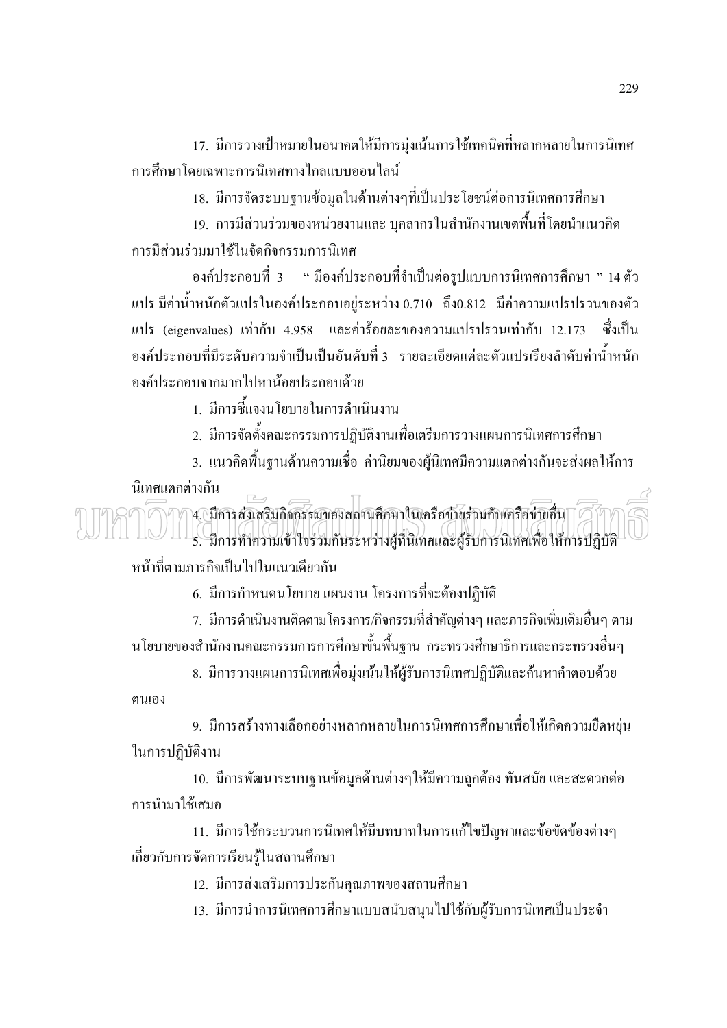17. มีการวางเป้าหมายในอนาคตให้มีการมุ่งเน้นการใช้เทคนิคที่หลากหลายในการนิเทศการศึกษาโดยเฉพาะการนิเทศทางไกลแบบออนไลน์

18. มีการจัดระบบฐานข้อมูลในด้านต่างๆที่เป็นประโยชน์ต่อการนิเทศการศึกษา

19. การมีส่วนร่วมของหน่วยงานและ บุคลากรในสำนักงานเขตพื้นที่โดยนำแนวคิดการมีส่วนร่วมมาใช้ในจัดกิจกรรมการนิเทศ

องค์ประกอบที่ 3 " มีองค์ประกอบที่จำเป็นต่อรูปแบบการนิเทศการศึกษา " 14 ตัวแปร มีค่าน้ำหนักตัวแปรในองค์ประกอบอยู่ระหว่าง 0.710 ถึง0.812 มีค่าความแปรปรวนของตัวแปร (eigenvalues) เท่ากับ 4.958 และค่าร้อยละของความแปรปรวนเท่ากับ 12.173 ซึ่งเป็นองค์ประกอบที่มีระดับความจำเป็นเป็นอันดับที่ 3 รายละเอียดแต่ละตัวแปรเรียงลำดับค่าน้ำหนักองค์ประกอบจากมากไปหาน้อยประกอบด้วย

1. มีการชี้แจงนโยบายในการดำเนินงาน

2. มีการจัดตั้งคณะกรรมการปฏิบัติงานเพื่อเตรียมการวางแผนการนิเทศการศึกษา

3. แนวคิดพื้นฐานด้านความเชื่อ ค่านิยมของผู้นิเทศมีความแตกต่างกันจะส่งผลให้การนิเทศแตกต่างกัน

4. มีการส่งเสริมกิจกรรมของสถานศึกษาในเครือข่ายร่วมกับเครือข่ายอื่น

5. มีการทำความเข้าใจร่วมกันระหว่างผู้ที่นิเทศและผู้รับการนิเทศเพื่อให้การปฏิบัติหน้าที่ตามภารกิจเป็นไปในแนวเดียวกัน

6. มีการกำหนดนโยบาย แผนงาน โครงการที่จะต้องปฏิบัติ

7. มีการดำเนินงานติดตามโครงการ/กิจกรรมที่สำคัญต่างๆ และภารกิจเพิ่มเติมอื่นๆ ตามนโยบายของสำนักงานคณะกรรมการการศึกษาขั้นพื้นฐาน กระทรวงศึกษาธิการและกระทรวงอื่นๆ

8. มีการวางแผนการนิเทศเพื่อมุ่งเน้นให้ผู้รับการนิเทศปฏิบัติและค้นหาคำตอบด้วยตนเอง

9. มีการสร้างทางเลือกอย่างหลากหลายในการนิเทศการศึกษาเพื่อให้เกิดความยืดหยุ่นในการปฏิบัติงาน

10. มีการพัฒนาระบบฐานข้อมูลด้านต่างๆให้มีความถูกต้อง ทันสมัย และสะดวกต่อการนำมาใช้เสมอ

11. มีการใช้กระบวนการนิเทศให้มีบทบาทในการแก้ไขปัญหาและข้อขัดข้องต่างๆเกี่ยวกับการจัดการเรียนรู้ในสถานศึกษา

12. มีการส่งเสริมการประกันคุณภาพของสถานศึกษา

13. มีการนำการนิเทศการศึกษาแบบสนับสนุนไปใช้กับผู้รับการนิเทศเป็นประจำ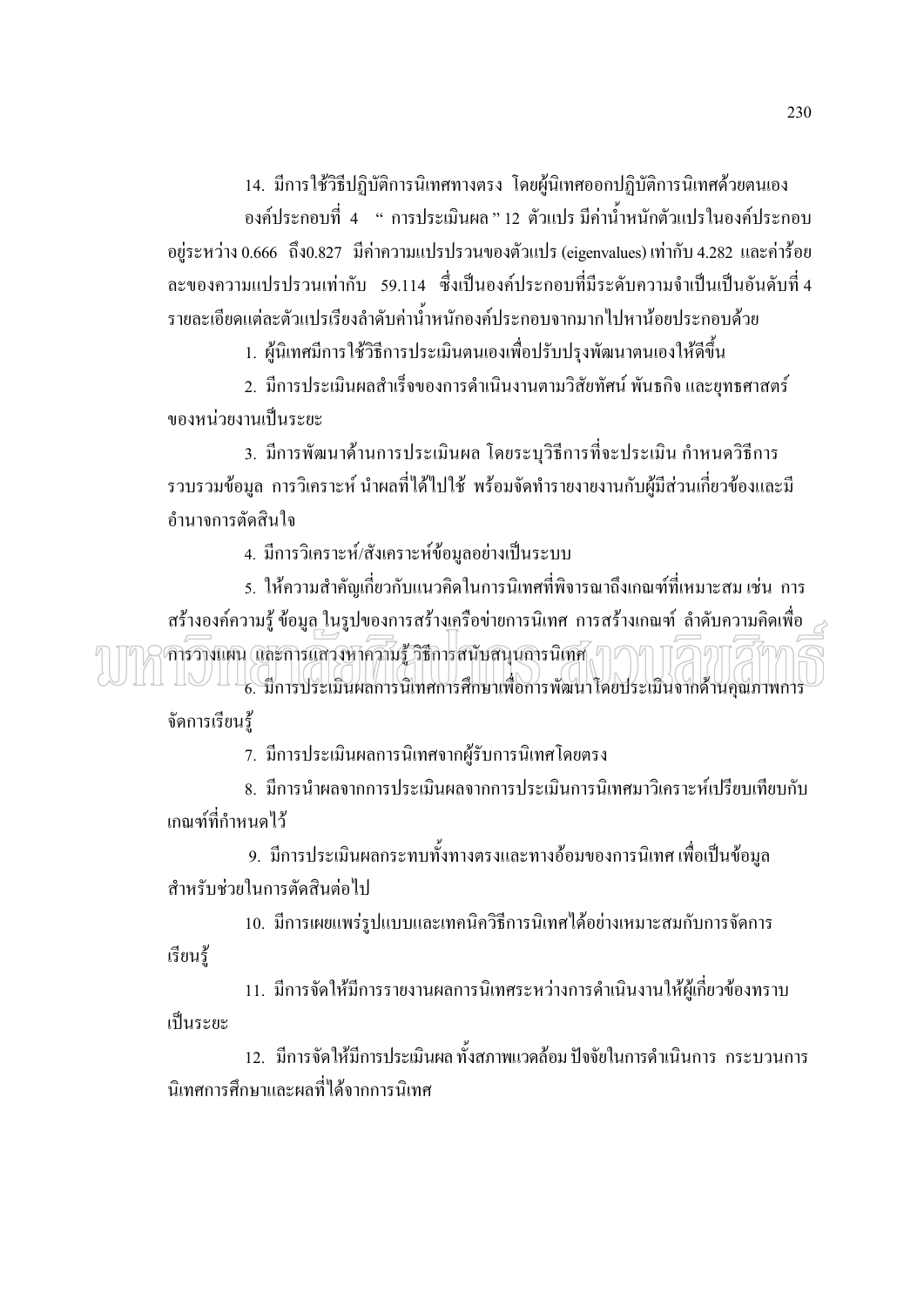14. มีการใช้วิธีปฏิบัติการนิเทศทางตรง โดยผู้นิเทศออกปฏิบัติการนิเทศด้วยตนเอง

องค์ประกอบที่ 4 " การประเมินผล " 12 ตัวแปร มีค่าน้ำหนักตัวแปรในองค์ประกอบอยู่ระหว่าง 0.666 ถึง0.827 มีค่าความแปรปรวนของตัวแปร (eigenvalues) เท่ากับ 4.282 และค่าร้อยละของความแปรปรวนเท่ากับ 59.114 ซึ่งเป็นองค์ประกอบที่มีระดับความจำเป็นเป็นอันดับที่ 4 รายละเอียดแต่ละตัวแปรเรียงลำดับค่าน้ำหนักองค์ประกอบจากมากไปหาน้อยประกอบด้วย

1. ผู้นิเทศมีการใช้วิธีการประเมินตนเองเพื่อปรับปรุงพัฒนาตนเองให้ดีขึ้น

2. มีการประเมินผลสำเร็จของการดำเนินงานตามวิสัยทัศน์ พันธกิจ และยุทธศาสตร์ของหน่วยงานเป็นระยะ

3. มีการพัฒนาด้านการประเมินผล โดยระบุวิธีการที่จะประเมิน กำหนดวิธีการรวบรวมข้อมูล การวิเคราะห์ นำผลที่ได้ไปใช้ พร้อมจัดทำรายงานกับผู้มีส่วนเกี่ยวข้องและมีอำนาจการตัดสินใจ

4. มีการวิเคราะห์/สังเคราะห์ข้อมูลอย่างเป็นระบบ

5. ให้ความสำคัญเกี่ยวกับแนวคิดในการนิเทศที่พิจารณาถึงเกณฑ์ที่เหมาะสม เช่น การสร้างองค์ความรู้ ข้อมูล ในรูปของการสร้างเครือข่ายการนิเทศ การสร้างเกณฑ์ ลำดับความคิดเพื่อการวางแผน และการแสวงหาความรู้ วิธีการสนับสนุนการนิเทศ

6. มีการประเมินผลการนิเทศการศึกษาเพื่อการพัฒนาโดยประเมินจากด้านคุณภาพการจัดการเรียนรู้

7. มีการประเมินผลการนิเทศจากผู้รับการนิเทศโดยตรง

8. มีการนำผลจากการประเมินผลจากการประเมินการนิเทศมาวิเคราะห์เปรียบเทียบกับเกณฑ์ที่กำหนดไว้

9. มีการประเมินผลกระทบทั้งทางตรงและทางอ้อมของการนิเทศ เพื่อเป็นข้อมูลสำหรับช่วยในการตัดสินต่อไป

10. มีการเผยแพร่รูปแบบและเทคนิควิธีการนิเทศได้อย่างเหมาะสมกับการจัดการเรียนรู้

11. มีการจัดให้มีการรายงานผลการนิเทศระหว่างการดำเนินงานให้ผู้เกี่ยวข้องทราบเป็นระยะ

12. มีการจัดให้มีการประเมินผล ทั้งสภาพแวดล้อม ปัจจัยในการดำเนินการ กระบวนการนิเทศการศึกษาและผลที่ได้จากการนิเทศ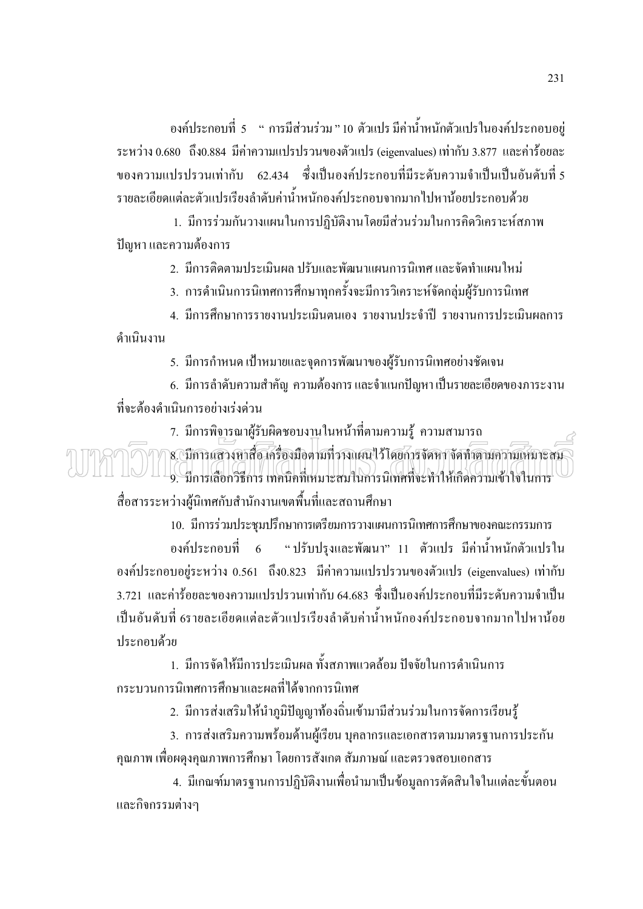องค์ประกอบที่ 5 " การมีส่วนร่วม " 10 ตัวแปร มีค่าน้ำหนักตัวแปรในองค์ประกอบอยู่ระหว่าง 0.680 ถึง0.884 มีค่าความแปรปรวนของตัวแปร (eigenvalues) เท่ากับ 3.877 และค่าร้อยละของความแปรปรวนเท่ากับ 62.434 ซึ่งเป็นองค์ประกอบที่มีระดับความจำเป็นเป็นอันดับที่ 5 รายละเอียดแต่ละตัวแปรเรียงลำดับค่าน้ำหนักองค์ประกอบจากมากไปหาน้อยประกอบด้วย

1. มีการร่วมกันวางแผนในการปฏิบัติงานโดยมีส่วนร่วมในการคิดวิเคราะห์สภาพ ปัญหา และความต้องการ
2. มีการติดตามประเมินผล ปรับและพัฒนาแผนการนิเทศ และจัดทำแผนใหม่
3. การดำเนินการนิเทศการศึกษาทุกครั้งจะมีการวิเคราะห์จัดกลุ่มผู้รับการนิเทศ
4. มีการศึกษาการรายงานประเมินตนเอง รายงานประจำปี รายงานการประเมินผลการดำเนินงาน
5. มีการกำหนด เป้าหมายและจุดการพัฒนาของผู้รับการนิเทศอย่างชัดเจน
6. มีการลำดับความสำคัญ ความต้องการ และจำแนกปัญหา เป็นรายละเอียดของภาระงานที่จะต้องดำเนินการอย่างเร่งด่วน
7. มีการพิจารณาผู้รับผิดชอบงานในหน้าที่ตามความรู้ ความสามารถ
8. มีการแสวงหาสื่อ เครื่องมือตามที่วางแผนไว้โดยการจัดหา จัดทำตามความเหมาะสม
9. มีการเลือกวิธีการ เทคนิคที่เหมาะสมในการนิเทศที่จะทำให้เกิดความเข้าใจในการสื่อสารระหว่างผู้นิเทศกับสำนักงานเขตพื้นที่และสถานศึกษา
10. มีการร่วมประชุมปรึกษาการเตรียมการวางแผนการนิเทศการศึกษาของคณะกรรมการ

องค์ประกอบที่ 6 " ปรับปรุงและพัฒนา" 11 ตัวแปร มีค่าน้ำหนักตัวแปรในองค์ประกอบอยู่ระหว่าง 0.561 ถึง0.823 มีค่าความแปรปรวนของตัวแปร (eigenvalues) เท่ากับ 3.721 และค่าร้อยละของความแปรปรวนเท่ากับ 64.683 ซึ่งเป็นองค์ประกอบที่มีระดับความจำเป็นเป็นอันดับที่ 6รายละเอียดแต่ละตัวแปรเรียงลำดับค่าน้ำหนักองค์ประกอบจากมากไปหาน้อยประกอบด้วย

1. มีการจัดให้มีการประเมินผล ทั้งสภาพแวดล้อม ปัจจัยในการดำเนินการ กระบวนการนิเทศการศึกษาและผลที่ได้จากการนิเทศ
2. มีการส่งเสริมให้นำภูมิปัญญาท้องถิ่นเข้ามามีส่วนร่วมในการจัดการเรียนรู้
3. การส่งเสริมความพร้อมด้านผู้เรียน บุคลากรและเอกสารตามมาตรฐานการประกันคุณภาพ เพื่อผดุงคุณภาพการศึกษา โดยการสังเกต สัมภาษณ์ และตรวจสอบเอกสาร
4. มีเกณฑ์มาตรฐานการปฏิบัติงานเพื่อนำมาเป็นข้อมูลการตัดสินใจในแต่ละขั้นตอนและกิจกรรมต่างๆ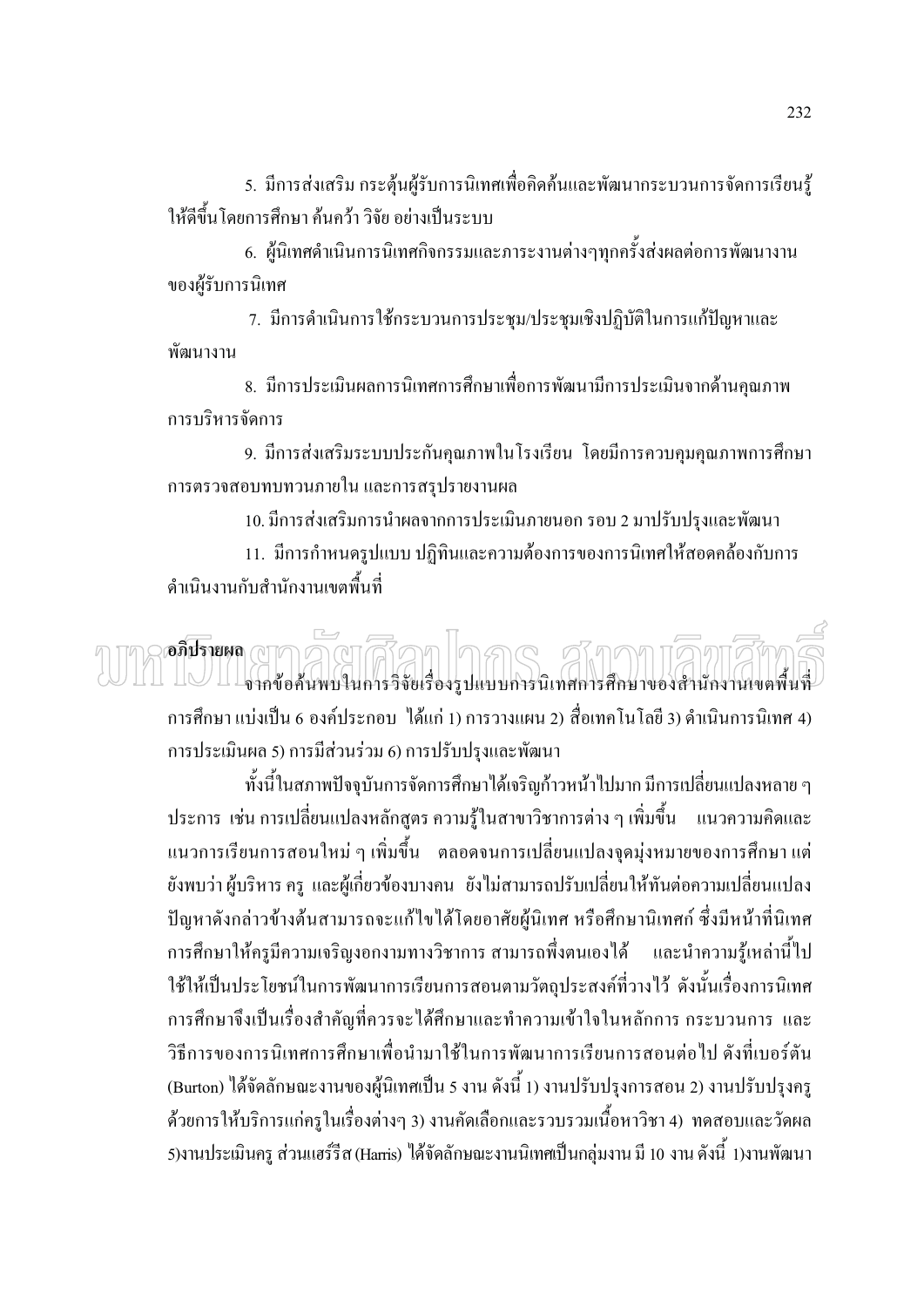5. มีการส่งเสริม กระตุ้นผู้รับการนิเทศเพื่อคิดค้นและพัฒนากระบวนการจัดการเรียนรู้ให้ดีขึ้นโดยการศึกษา ค้นคว้า วิจัย อย่างเป็นระบบ

6. ผู้นิเทศดำเนินการนิเทศกิจกรรมและภาระงานต่างๆทุกครั้งส่งผลต่อการพัฒนางานของผู้รับการนิเทศ

7. มีการดำเนินการใช้กระบวนการประชุม/ประชุมเชิงปฏิบัติในการแก้ปัญหาและพัฒนางาน

8. มีการประเมินผลการนิเทศการศึกษาเพื่อการพัฒนามีการประเมินจากด้านคุณภาพการบริหารจัดการ

9. มีการส่งเสริมระบบประกันคุณภาพในโรงเรียน โดยมีการควบคุมคุณภาพการศึกษา การตรวจสอบทบทวนภายใน และการสรุปรายงานผล

10. มีการส่งเสริมการนำผลจากการประเมินภายนอก รอบ 2 มาปรับปรุงและพัฒนา

11. มีการกำหนดรูปแบบ ปฏิทินและความต้องการของการนิเทศให้สอดคล้องกับการดำเนินงานกับสำนักงานเขตพื้นที่

**อภิปรายผล**

จากข้อค้นพบในการวิจัยเรื่องรูปแบบการนิเทศการศึกษาของสำนักงานเขตพื้นที่การศึกษา แบ่งเป็น 6 องค์ประกอบ ได้แก่ 1) การวางแผน 2) สื่อเทคโนโลยี 3) ดำเนินการนิเทศ 4) การประเมินผล 5) การมีส่วนร่วม 6) การปรับปรุงและพัฒนา

ทั้งนี้ในสภาพปัจจุบันการจัดการศึกษาได้เจริญก้าวหน้าไปมาก มีการเปลี่ยนแปลงหลาย ๆ ประการ เช่น การเปลี่ยนแปลงหลักสูตร ความรู้ในสาขาวิชาการต่าง ๆ เพิ่มขึ้น แนวความคิดและแนวการเรียนการสอนใหม่ ๆ เพิ่มขึ้น ตลอดจนการเปลี่ยนแปลงจุดมุ่งหมายของการศึกษา แต่ยังพบว่า ผู้บริหาร ครู และผู้เกี่ยวข้องบางคน ยังไม่สามารถปรับเปลี่ยนให้ทันต่อความเปลี่ยนแปลง ปัญหาดังกล่าวข้างต้นสามารถจะแก้ไขได้โดยอาศัยผู้นิเทศ หรือศึกษานิเทศก์ ซึ่งมีหน้าที่นิเทศการศึกษาให้ครูมีความเจริญงอกงามทางวิชาการ สามารถพึ่งตนเองได้ และนำความรู้เหล่านี้ไปใช้ให้เป็นประโยชน์ในการพัฒนาการเรียนการสอนตามวัตถุประสงค์ที่วางไว้ ดังนั้นเรื่องการนิเทศการศึกษาจึงเป็นเรื่องสำคัญที่ควรจะได้ศึกษาและทำความเข้าใจในหลักการ กระบวนการ และวิธีการของการนิเทศการศึกษาเพื่อนำมาใช้ในการพัฒนาการเรียนการสอนต่อไป ดังที่เบอร์ตัน (Burton) ได้จัดลักษณะงานของผู้นิเทศเป็น 5 งาน ดังนี้ 1) งานปรับปรุงการสอน 2) งานปรับปรุงครูด้วยการให้บริการแก่ครูในเรื่องต่างๆ 3) งานคัดเลือกและรวบรวมเนื้อหาวิชา 4) ทดสอบและวัดผล 5)งานประเมินครู ส่วนแฮร์รีส (Harris) ได้จัดลักษณะงานนิเทศเป็นกลุ่มงาน มี 10 งาน ดังนี้ 1)งานพัฒนา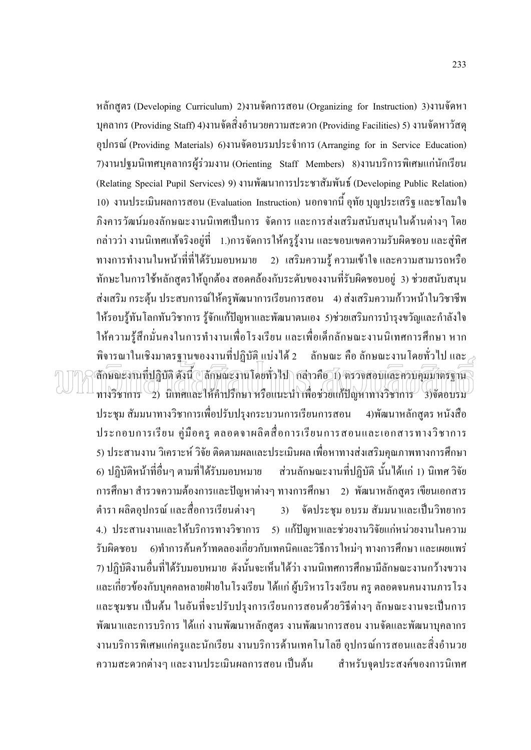หลักสูตร (Developing Curriculum) 2)งานจัดการสอน (Organizing for Instruction) 3)งานจัดหาบุคลากร (Providing Staff) 4)งานจัดสิ่งอำนวยความสะดวก (Providing Facilities) 5) งานจัดหาวัสดุอุปกรณ์ (Providing Materials) 6)งานจัดอบรมประจำการ (Arranging for in Service Education) 7)งานปฐมนิเทศบุคลากรผู้ร่วมงาน (Orienting Staff Members) 8)งานบริการพิเศษแก่นักเรียน (Relating Special Pupil Services) 9) งานพัฒนาการประชาสัมพันธ์ (Developing Public Relation) 10) งานประเมินผลการสอน (Evaluation Instruction) นอกจากนี้ อุทัย บุญประเสริฐ และชโลมใจ ภิงคารวัฒน์มองลักษณะงานนิเทศเป็นการ จัดการ และการส่งเสริมสนับสนุนในด้านต่างๆ โดยกล่าวว่า งานนิเทศแท้จริงอยู่ที่ 1.)การจัดการให้ครูรู้งาน และขอบเขตความรับผิดชอบ และสู่ทิศทางการทำงานในหน้าที่ที่ได้รับมอบหมาย 2) เสริมความรู้ ความเข้าใจ และความสามารถหรือทักษะในการใช้หลักสูตรให้ถูกต้อง สอดคล้องกับระดับของงานที่รับผิดชอบอยู่ 3) ช่วยสนับสนุนส่งเสริม กระตุ้น ประสบการณ์ให้ครูพัฒนาการเรียนการสอน 4) ส่งเสริมความก้าวหน้าในวิชาชีพให้รอบรู้ทันโลกทันวิชาการ รู้จักแก้ปัญหาและพัฒนาตนเอง 5)ช่วยเสริมการบำรุงขวัญและกำลังใจให้ความรู้สึกมั่นคงในการทำงานเพื่อโรงเรียน และเพื่อเด็กลักษณะงานนิเทศการศึกษา หากพิจารณาในเชิงมาตรฐานของงานที่ปฏิบัติ แบ่งได้ 2 ลักษณะ คือ ลักษณะงานโดยทั่วไป และลักษณะงานที่ปฏิบัติ ดังนี้ ลักษณะงานโดยทั่วไป กล่าวคือ 1) ตรวจสอบและควบคุมมาตรฐานทางวิชาการ 2) นิเทศและให้คำปรึกษา หรือแนะนำ เพื่อช่วยแก้ปัญหาทางวิชาการ 3)จัดอบรมประชุม สัมมนาทางวิชาการเพื่อปรับปรุงกระบวนการเรียนการสอน 4)พัฒนาหลักสูตร หนังสือประกอบการเรียน คู่มือครู ตลอดจาผลิตสื่อการเรียนการสอนและเอกสารทางวิชาการ 5) ประสานงาน วิเคราะห์ วิจัย ติดตามผลและประเมินผล เพื่อหาทางส่งเสริมคุณภาพทางการศึกษา 6) ปฏิบัติหน้าที่อื่นๆ ตามที่ได้รับมอบหมาย ส่วนลักษณะงานที่ปฏิบัติ นั้นได้แก่ 1) นิเทศ วิจัยการศึกษา สำรวจความต้องการและปัญหาต่างๆ ทางการศึกษา 2) พัฒนาหลักสูตร เขียนเอกสารตำรา ผลิตอุปกรณ์ และสื่อการเรียนต่างๆ 3) จัดประชุม อบรม สัมมนาและเป็นวิทยากร 4.) ประสานงานและให้บริการทางวิชาการ 5) แก้ปัญหาและช่วยงานวิจัยแก่หน่วยงานในความรับผิดชอบ 6)ทำการค้นคว้าทดลองเกี่ยวกับเทคนิคและวิธีการใหม่ๆ ทางการศึกษา และเผยแพร่ 7) ปฏิบัติงานอื่นที่ได้รับมอบหมาย ดังนั้นจะเห็นได้ว่า งานนิเทศการศึกษามีลักษณะงานกว้างขวางและเกี่ยวข้องกับบุคคลหลายฝ่ายในโรงเรียน ได้แก่ ผู้บริหารโรงเรียน ครู ตลอดจนคนงานภารโรงและชุมชน เป็นต้น ในอันที่จะปรับปรุงการเรียนการสอนด้วยวิธีต่างๆ ลักษณะงานจะเป็นการพัฒนาและการบริการ ได้แก่ งานพัฒนาหลักสูตร งานพัฒนาการสอน งานจัดและพัฒนาบุคลากร งานบริการพิเศษแก่ครูและนักเรียน งานบริการด้านเทคโนโลยี อุปกรณ์การสอนและสิ่งอำนวยความสะดวกต่างๆ และงานประเมินผลการสอน เป็นต้น สำหรับจุดประสงค์ของการนิเทศ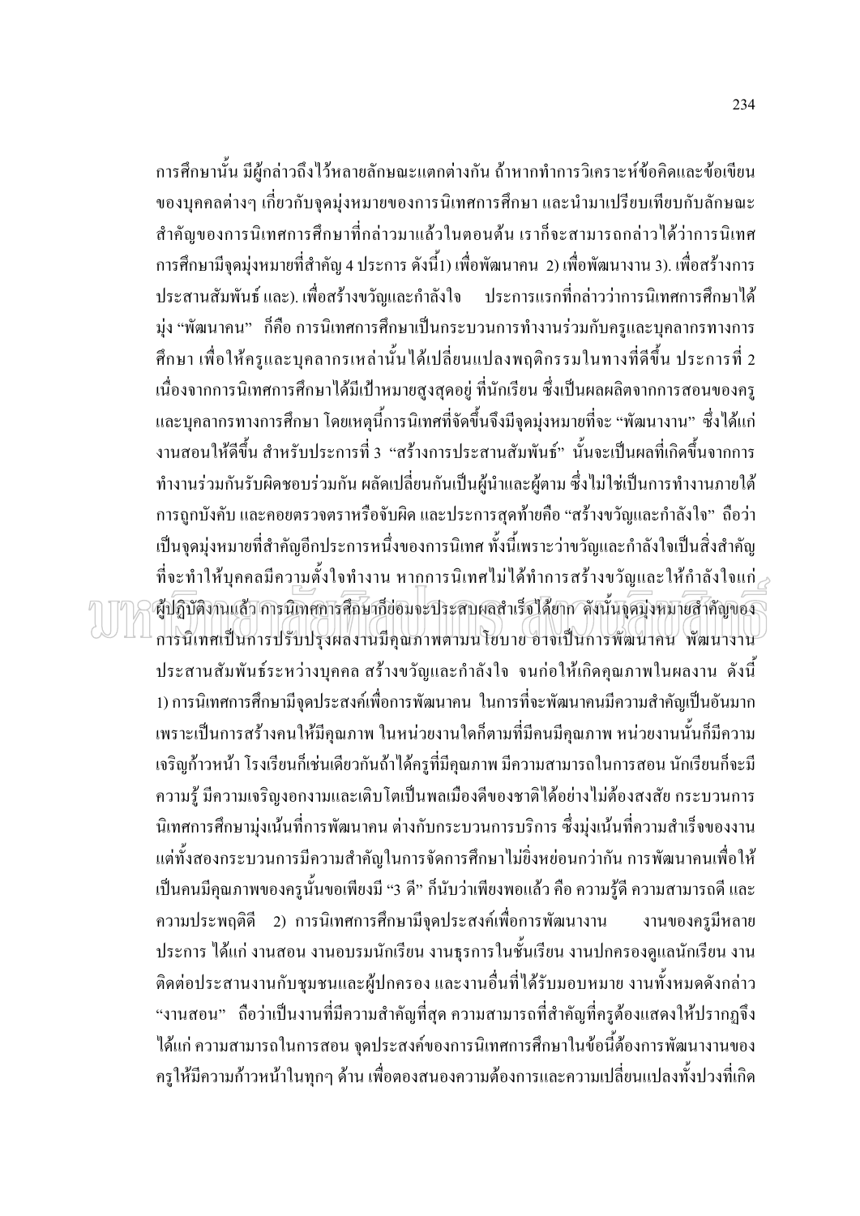การศึกษานั้น มีผู้กล่าวถึงไว้หลายลักษณะแตกต่างกัน ถ้าหากทำการวิเคราะห์ข้อคิดและข้อเขียนของบุคคลต่างๆ เกี่ยวกับจุดมุ่งหมายของการนิเทศการศึกษา และนำมาเปรียบเทียบกับลักษณะสำคัญของการนิเทศการศึกษาที่กล่าวมาแล้วในตอนต้น เราก็จะสามารถกล่าวได้ว่าการนิเทศการศึกษามีจุดมุ่งหมายที่สำคัญ 4 ประการ ดังนี้1) เพื่อพัฒนาคน 2) เพื่อพัฒนางาน 3). เพื่อสร้างการประสานสัมพันธ์ และ). เพื่อสร้างขวัญและกำลังใจ ประการแรกที่กล่าวว่าการนิเทศการศึกษาได้มุ่ง "พัฒนาคน" ก็คือ การนิเทศการศึกษาเป็นกระบวนการทำงานร่วมกับครูและบุคลากรทางการศึกษา เพื่อให้ครูและบุคลากรเหล่านั้นได้เปลี่ยนแปลงพฤติกรรมในทางที่ดีขึ้น ประการที่ 2 เนื่องจากการนิเทศการศึกษาได้มีเป้าหมายสูงสุดอยู่ ที่นักเรียน ซึ่งเป็นผลผลิตจากการสอนของครูและบุคลากรทางการศึกษา โดยเหตุนี้การนิเทศที่จัดขึ้นจึงมีจุดมุ่งหมายที่จะ "พัฒนางาน" ซึ่งได้แก่งานสอนให้ดีขึ้น สำหรับประการที่ 3 "สร้างการประสานสัมพันธ์" นั้นจะเป็นผลที่เกิดขึ้นจากการทำงานร่วมกันรับผิดชอบร่วมกัน ผลัดเปลี่ยนกันเป็นผู้นำและผู้ตาม ซึ่งไม่ใช่เป็นการทำงานภายใต้การถูกบังคับ และคอยตรวจตราหรือจับผิด และประการสุดท้ายคือ "สร้างขวัญและกำลังใจ" ถือว่าเป็นจุดมุ่งหมายที่สำคัญอีกประการหนึ่งของการนิเทศ ทั้งนี้เพราะว่าขวัญและกำลังใจเป็นสิ่งสำคัญที่จะทำให้บุคคลมีความตั้งใจทำงาน หากการนิเทศไม่ได้ทำการสร้างขวัญและให้กำลังใจแก่ผู้ปฏิบัติงานแล้ว การนิเทศการศึกษาก็ย่อมจะประสบผลสำเร็จได้ยาก ดังนั้นจุดมุ่งหมายสำคัญของการนิเทศเป็นการปรับปรุงผลงานมีคุณภาพตามนโยบาย อาจเป็นการพัฒนาคน พัฒนางาน ประสานสัมพันธ์ระหว่างบุคคล สร้างขวัญและกำลังใจ จนก่อให้เกิดคุณภาพในผลงาน ดังนี้ 1) การนิเทศการศึกษามีจุดประสงค์เพื่อการพัฒนาคน ในการที่จะพัฒนาคนมีความสำคัญเป็นอันมาก เพราะเป็นการสร้างคนให้มีคุณภาพ ในหน่วยงานใดก็ตามที่มีคนมีคุณภาพ หน่วยงานนั้นก็มีความเจริญก้าวหน้า โรงเรียนก็เช่นเดียวกันถ้าได้ครูที่มีคุณภาพ มีความสามารถในการสอน นักเรียนก็จะมีความรู้ มีความเจริญงอกงามและเติบโตเป็นพลเมืองดีของชาติได้อย่างไม่ต้องสงสัย กระบวนการนิเทศการศึกษามุ่งเน้นที่การพัฒนาคน ต่างกับกระบวนการบริการ ซึ่งมุ่งเน้นที่ความสำเร็จของงาน แต่ทั้งสองกระบวนการมีความสำคัญในการจัดการศึกษาไม่ยิ่งหย่อนกว่ากัน การพัฒนาคนเพื่อให้เป็นคนมีคุณภาพของครูนั้นขอเพียงมี "3 ดี" ก็นับว่าเพียงพอแล้ว คือ ความรู้ดี ความสามารถดี และความประพฤติดี 2) การนิเทศการศึกษามีจุดประสงค์เพื่อการพัฒนางาน งานของครูมีหลายประการ ได้แก่ งานสอน งานอบรมนักเรียน งานธุรการในชั้นเรียน งานปกครองดูแลนักเรียน งานติดต่อประสานงานกับชุมชนและผู้ปกครอง และงานอื่นที่ได้รับมอบหมาย งานทั้งหมดดังกล่าว "งานสอน" ถือว่าเป็นงานที่มีความสำคัญที่สุด ความสามารถที่สำคัญที่ครูต้องแสดงให้ปรากฏจึงได้แก่ ความสามารถในการสอน จุดประสงค์ของการนิเทศการศึกษาในข้อนี้ต้องการพัฒนางานของครูให้มีความก้าวหน้าในทุกๆ ด้าน เพื่อตองสนองความต้องการและความเปลี่ยนแปลงทั้งปวงที่เกิด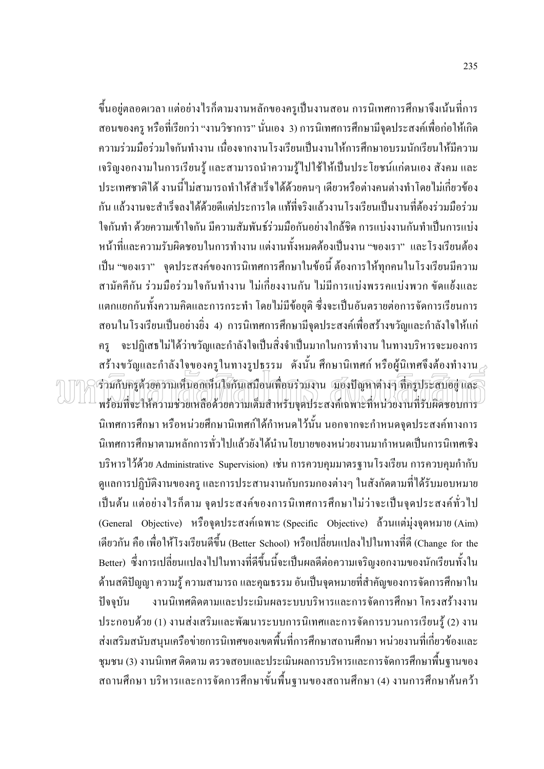ขึ้นอยู่ตลอดเวลา แต่อย่างไรก็ตามงานหลักของครูเป็นงานสอน การนิเทศการศึกษาจึงเน้นที่การสอนของครู หรือที่เรียกว่า "งานวิชาการ" นั่นเอง 3) การนิเทศการศึกษามีจุดประสงค์เพื่อก่อให้เกิดความร่วมมือร่วมใจกันทำงาน เนื่องจากงานโรงเรียนเป็นงานให้การศึกษาอบรมนักเรียนให้มีความเจริญงอกงามในการเรียนรู้ และสามารถนำความรู้ไปใช้ให้เป็นประโยชน์แก่ตนเอง สังคม และประเทศชาติได้ งานนี้ไม่สามารถทำให้สำเร็จได้ด้วยคนๆ เดียวหรือต่างคนต่างทำโดยไม่เกี่ยวข้องกัน แล้วงานจะสำเร็จลงได้ด้วยดีแต่ประการใด แท้ที่จริงแล้วงานโรงเรียนเป็นงานที่ต้องร่วมมือร่วมใจกันทำ ด้วยความเข้าใจกัน มีความสัมพันธ์ร่วมมือกันอย่างใกล้ชิด การแบ่งงานกันทำเป็นการแบ่งหน้าที่และความรับผิดชอบในการทำงาน แต่งานทั้งหมดต้องเป็นงาน "ของเรา" และโรงเรียนต้องเป็น "ของเรา" จุดประสงค์ของการนิเทศการศึกษาในข้อนี้ ต้องการให้ทุกคนในโรงเรียนมีความสามัคคีกัน ร่วมมือร่วมใจกันทำงาน ไม่เกี่ยงงานกัน ไม่มีการแบ่งพรรคแบ่งพวก ขัดแย้งและแตกแยกกันทั้งความคิดและการกระทำ โดยไม่มีข้อยุติ ซึ่งจะเป็นอันตรายต่อการจัดการเรียนการสอนในโรงเรียนเป็นอย่างยิ่ง 4) การนิเทศการศึกษามีจุดประสงค์เพื่อสร้างขวัญและกำลังใจให้แก่ครู จะปฏิเสธไม่ได้ว่าขวัญและกำลังใจเป็นสิ่งจำเป็นมากในการทำงาน ในทางบริหารจะมองการสร้างขวัญและกำลังใจของครูในทางรูปธรรม ดังนั้น ศึกษานิเทศก์ หรือผู้นิเทศจึงต้องทำงานร่วมกับครูด้วยความเห็นอกเห็นใจกันเสมือนเพื่อนร่วมงาน มองปัญหาต่างๆ ที่ครูประสบอยู่ และพร้อมที่จะให้ความช่วยเหลือด้วยความเต็มสำหรับจุดประสงค์เฉพาะที่หน่วยงานที่รับผิดชอบการนิเทศการศึกษา หรือหน่วยศึกษานิเทศก์ได้กำหนดไว้นั้น นอกจากจะกำหนดจุดประสงค์ทางการนิเทศการศึกษาตามหลักการทั่วไปแล้วยังได้นำนโยบายของหน่วยงานมากำหนดเป็นการนิเทศเชิงบริหารไว้ด้วย Administrative Supervision) เช่น การควบคุมมาตรฐานโรงเรียน การควบคุมกำกับดูแลการปฏิบัติงานของครู และการประสานงานกับกรมกองต่างๆ ในสังกัดตามที่ได้รับมอบหมายเป็นต้น แต่อย่างไรก็ตาม จุดประสงค์ของการนิเทศการศึกษาไม่ว่าจะเป็นจุดประสงค์ทั่วไป (General Objective) หรือจุดประสงค์เฉพาะ (Specific Objective) ล้วนแต่มุ่งจุดหมาย (Aim) เดียวกัน คือ เพื่อให้โรงเรียนดีขึ้น (Better School) หรือเปลี่ยนแปลงไปในทางที่ดี (Change for the Better) ซึ่งการเปลี่ยนแปลงไปในทางที่ดีขึ้นนี้จะเป็นผลดีต่อความเจริญงอกงามของนักเรียนทั้งในด้านสติปัญญา ความรู้ ความสามารถ และคุณธรรม อันเป็นจุดหมายที่สำคัญของการจัดการศึกษาในปัจจุบัน งานนิเทศติดตามและประเมินผลระบบบริหารและการจัดการศึกษา โครงสร้างงานประกอบด้วย (1) งานส่งเสริมและพัฒนาระบบการนิเทศและการจัดการบวนการเรียนรู้ (2) งานส่งเสริมสนับสนุนเครือข่ายการนิเทศของเขตพื้นที่การศึกษาสถานศึกษา หน่วยงานที่เกี่ยวข้องและชุมชน (3) งานนิเทศ ติดตาม ตรวจสอบและประเมินผลการบริหารและการจัดการศึกษาพื้นฐานของสถานศึกษา บริหารและการจัดการศึกษาขั้นพื้นฐานของสถานศึกษา (4) งานการศึกษาค้นคว้า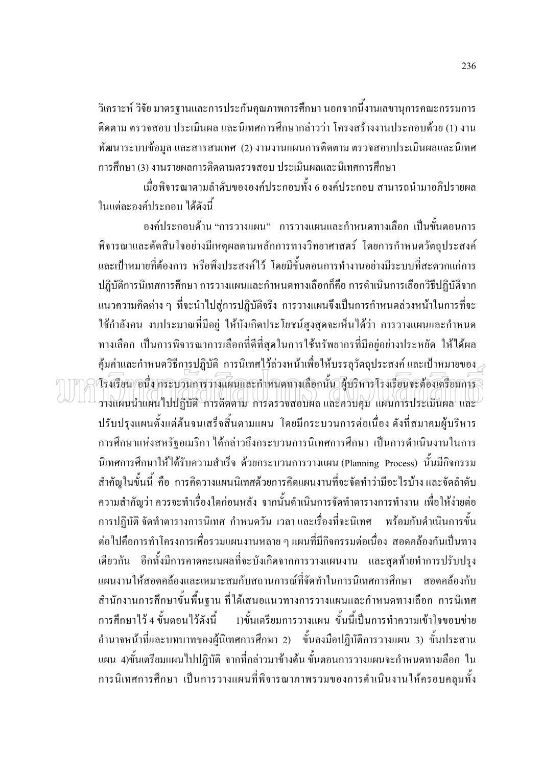วิเคราะห์ วิจัย มาตรฐานและการประกันคุณภาพการศึกษา นอกจากนี้งานเลขานุการคณะกรรมการติดตาม ตรวจสอบ ประเมินผล และนิเทศการศึกษากล่าวว่า โครงสร้างงานประกอบด้วย (1) งานพัฒนาระบบข้อมูล และสารสนเทศ (2) งานงานแผนการติดตาม ตรวจสอบประเมินผลและนิเทศการศึกษา (3) งานรายผลการติดตามตรวจสอบ ประเมินผลและนิเทศการศึกษา

เมื่อพิจารณาตามลำดับขององค์ประกอบทั้ง 6 องค์ประกอบ สามารถนำมาอภิปรายผลในแต่ละองค์ประกอบ ได้ดังนี้

องค์ประกอบด้าน "การวางแผน" การวางแผนและกำหนดทางเลือก เป็นขั้นตอนการพิจารณาและตัดสินใจอย่างมีเหตุผลตามหลักการทางวิทยาศาสตร์ โดยการกำหนดวัตถุประสงค์และเป้าหมายที่ต้องการ หรือพึงประสงค์ไว้ โดยมีขั้นตอนการทำงานอย่างมีระบบที่สะดวกแก่การปฏิบัติการนิเทศการศึกษา การวางแผนและกำหนดทางเลือกก็คือ การดำเนินการเลือกวิธีปฏิบัติจากแนวความคิดต่าง ๆ ที่จะนำไปสู่การปฏิบัติจริง การวางแผนจึงเป็นการกำหนดล่วงหน้าในการที่จะใช้กำลังคน งบประมาณที่มีอยู่ ให้บังเกิดประโยชน์สูงสุดจะเห็นได้ว่า การวางแผนและกำหนดทางเลือก เป็นการพิจารณาการเลือกที่ดีที่สุดในการใช้ทรัพยากรที่มีอยู่อย่างประหยัด ให้ได้ผลคุ้มค่าและกำหนดวิธีการปฏิบัติ การนิเทศไว้ล่วงหน้าเพื่อให้บรรลุวัตถุประสงค์ และเป้าหมายของโรงเรียน อนึ่ง กระบวนการวางแผนและกำหนดทางเลือกนั้น ผู้บริหารโรงเรียนจะต้องเตรียมการวางแผนนำแผนไปปฏิบัติ การติดตาม การตรวจสอบผล และควบคุม แผนการประเมินผล และปรับปรุงแผนตั้งแต่ต้นจนเสร็จสิ้นตามแผน โดยมีกระบวนการต่อเนื่อง ดังที่สมาคมผู้บริหารการศึกษาแห่งสหรัฐอเมริกา ได้กล่าวถึงกระบวนการนิเทศการศึกษา เป็นการดำเนินงานในการนิเทศการศึกษาให้ได้รับความสำเร็จ ด้วยกระบวนการวางแผน (Planning Process) นั้นมีกิจกรรมสำคัญในขั้นนี้ คือ การคิดวางแผนนิเทศด้วยการคิดแผนงานที่จะจัดทำว่ามีอะไรบ้าง และจัดลำดับความสำคัญว่า ควรจะทำเรื่องใดก่อนหลัง จากนั้นดำเนินการจัดทำตารางการทำงาน เพื่อให้ง่ายต่อการปฏิบัติ จัดทำตารางการนิเทศ กำหนดวัน เวลา และเรื่องที่จะนิเทศ พร้อมกับดำเนินการขั้นต่อไปคือการทำโครงการเพื่อรวมแผนงานหลาย ๆ แผนที่มีกิจกรรมต่อเนื่อง สอดคล้องกันเป็นทางเดียวกัน อีกทั้งมีการคาดคะเนผลที่จะบังเกิดจากการวางแผนงาน และสุดท้ายทำการปรับปรุงแผนงานให้สอดคล้องและเหมาะสมกับสถานการณ์ที่จัดทำในการนิเทศการศึกษา สอดคล้องกับสำนักงานการศึกษาขั้นพื้นฐาน ที่ได้เสนอแนวทางการวางแผนและกำหนดทางเลือก การนิเทศการศึกษาไว้ 4 ขั้นตอนไว้ดังนี้ 1)ขั้นเตรียมการวางแผน ขั้นนี้เป็นการทำความเข้าใจขอบข่ายอำนาจหน้าที่และบทบาทของผู้นิเทศการศึกษา 2) ขั้นลงมือปฏิบัติการวางแผน 3) ขั้นประสานแผน 4)ขั้นเตรียมแผนไปปฏิบัติ จากที่กล่าวมาข้างต้น ขั้นตอนการวางแผนจะกำหนดทางเลือก ในการนิเทศการศึกษา เป็นการวางแผนที่พิจารณาภาพรวมของการดำเนินงานให้ครอบคลุมทั้ง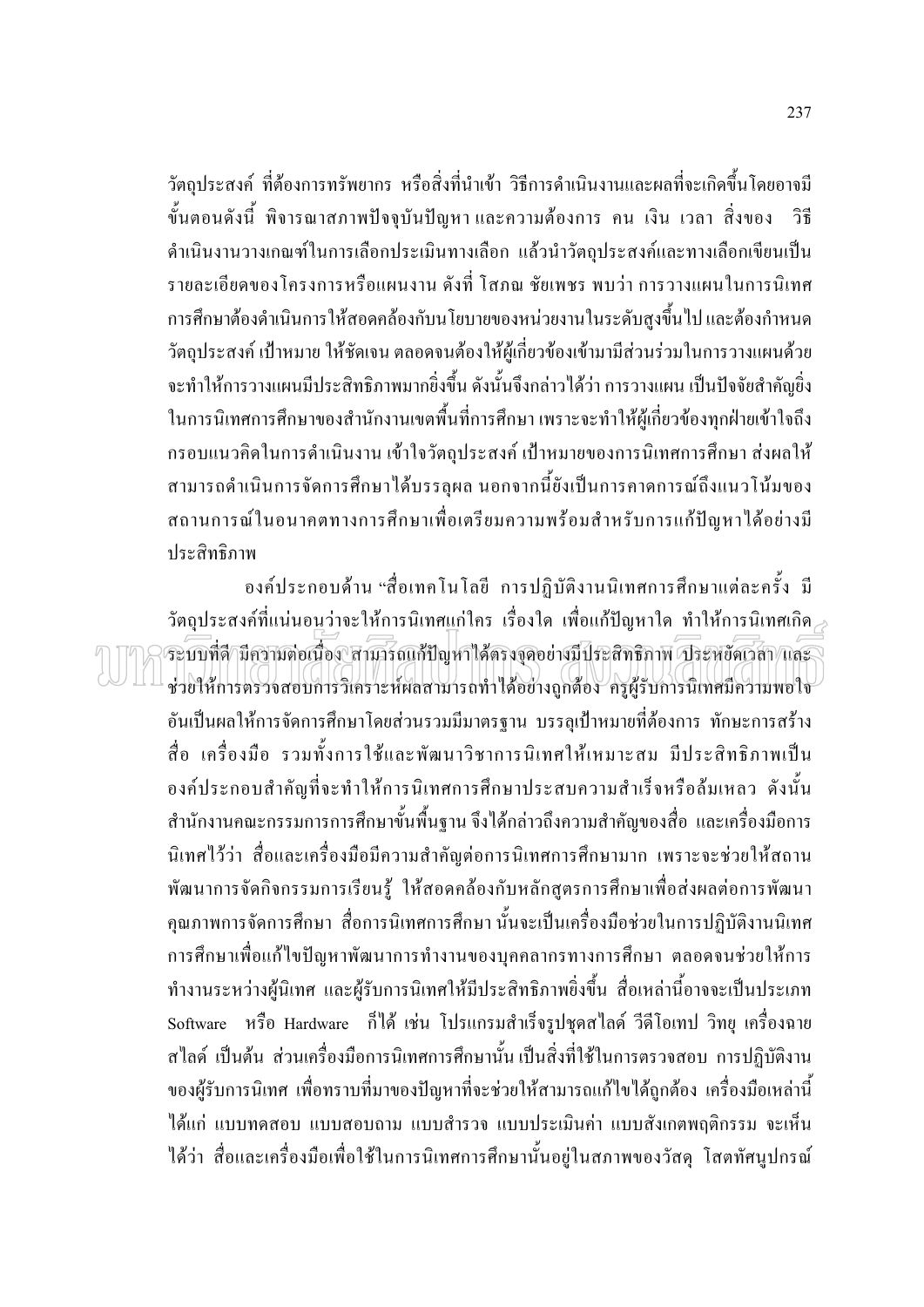วัตถุประสงค์ ที่ต้องการทรัพยากร หรือสิ่งที่นำเข้า วิธีการดำเนินงานและผลที่จะเกิดขึ้นโดยอาจมีขั้นตอนดังนี้ พิจารณาสภาพปัจจุบันปัญหา และความต้องการ คน เงิน เวลา สิ่งของ วิธีดำเนินงานวางเกณฑ์ในการเลือกประเมินทางเลือก แล้วนำวัตถุประสงค์และทางเลือกเขียนเป็นรายละเอียดของโครงการหรือแผนงาน ดังที่ โสภณ ชัยเพชร พบว่า การวางแผนในการนิเทศการศึกษาต้องดำเนินการให้สอดคล้องกับนโยบายของหน่วยงานในระดับสูงขึ้นไป และต้องกำหนดวัตถุประสงค์ เป้าหมาย ให้ชัดเจน ตลอดจนต้องให้ผู้เกี่ยวข้องเข้ามามีส่วนร่วมในการวางแผนด้วยจะทำให้การวางแผนมีประสิทธิภาพมากยิ่งขึ้น ดังนั้นจึงกล่าวได้ว่า การวางแผน เป็นปัจจัยสำคัญยิ่งในการนิเทศการศึกษาของสำนักงานเขตพื้นที่การศึกษา เพราะจะทำให้ผู้เกี่ยวข้องทุกฝ่ายเข้าใจถึงกรอบแนวคิดในการดำเนินงาน เข้าใจวัตถุประสงค์ เป้าหมายของการนิเทศการศึกษา ส่งผลให้สามารถดำเนินการจัดการศึกษาได้บรรลุผล นอกจากนี้ยังเป็นการคาดการณ์ถึงแนวโน้มของสถานการณ์ในอนาคตทางการศึกษาเพื่อเตรียมความพร้อมสำหรับการแก้ปัญหาได้อย่างมีประสิทธิภาพ

องค์ประกอบด้าน “สื่อเทคโนโลยี การปฏิบัติงานนิเทศการศึกษาแต่ละครั้ง มีวัตถุประสงค์ที่แน่นอนว่าจะให้การนิเทศแก่ใคร เรื่องใด เพื่อแก้ปัญหาใด ทำให้การนิเทศเกิดระบบที่ดี มีความต่อเนื่อง สามารถแก้ปัญหาได้ตรงจุดอย่างมีประสิทธิภาพ ประหยัดเวลา และช่วยให้การตรวจสอบการวิเคราะห์ผลสามารถทำได้อย่างถูกต้อง ครูผู้รับการนิเทศมีความพอใจอันเป็นผลให้การจัดการศึกษาโดยส่วนรวมมีมาตรฐาน บรรลุเป้าหมายที่ต้องการ ทักษะการสร้างสื่อ เครื่องมือ รวมทั้งการใช้และพัฒนาวิชาการนิเทศให้เหมาะสม มีประสิทธิภาพเป็นองค์ประกอบสำคัญที่จะทำให้การนิเทศการศึกษาประสบความสำเร็จหรือล้มเหลว ดังนั้นสำนักงานคณะกรรมการการศึกษาขั้นพื้นฐาน จึงได้กล่าวถึงความสำคัญของสื่อ และเครื่องมือการนิเทศไว้ว่า สื่อและเครื่องมือมีความสำคัญต่อการนิเทศการศึกษามาก เพราะจะช่วยให้สถานพัฒนาการจัดกิจกรรมการเรียนรู้ ให้สอดคล้องกับหลักสูตรการศึกษาเพื่อส่งผลต่อการพัฒนาคุณภาพการจัดการศึกษา สื่อการนิเทศการศึกษา นั้นจะเป็นเครื่องมือช่วยในการปฏิบัติงานนิเทศการศึกษาเพื่อแก้ไขปัญหาพัฒนาการทำงานของบุคลากรทางการศึกษา ตลอดจนช่วยให้การทำงานระหว่างผู้นิเทศ และผู้รับการนิเทศให้มีประสิทธิภาพยิ่งขึ้น สื่อเหล่านี้อาจจะเป็นประเภท Software หรือ Hardware ก็ได้ เช่น โปรแกรมสำเร็จรูปชุดสไลด์ วีดีโอเทป วิทยุ เครื่องฉายสไลด์ เป็นต้น ส่วนเครื่องมือการนิเทศการศึกษานั้น เป็นสิ่งที่ใช้ในการตรวจสอบ การปฏิบัติงานของผู้รับการนิเทศ เพื่อทราบที่มาของปัญหาที่จะช่วยให้สามารถแก้ไขได้ถูกต้อง เครื่องมือเหล่านี้ได้แก่ แบบทดสอบ แบบสอบถาม แบบสำรวจ แบบประเมินค่า แบบสังเกตพฤติกรรม จะเห็นได้ว่า สื่อและเครื่องมือเพื่อใช้ในการนิเทศการศึกษานั้นอยู่ในสภาพของวัสดุ โสตทัศนูปกรณ์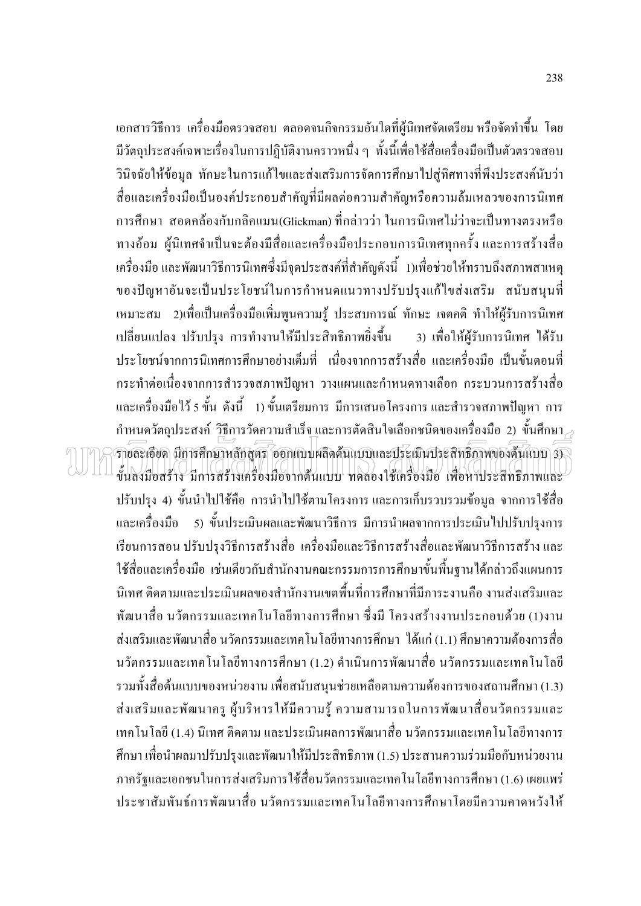เอกสารวิธีการ เครื่องมือตรวจสอบ ตลอดจนกิจกรรมอันใดที่ผู้นิเทศจัดเตรียม หรือจัดทำขึ้น โดยมีวัตถุประสงค์เฉพาะเรื่องในการปฏิบัติงานคราวหนึ่ง ๆ ทั้งนี้เพื่อใช้สื่อเครื่องมือเป็นตัวตรวจสอบ วินิจฉัยให้ข้อมูล ทักษะในการแก้ไขและส่งเสริมการจัดการศึกษาไปสู่ทิศทางที่พึงประสงค์นับว่า สื่อและเครื่องมือเป็นองค์ประกอบสำคัญที่มีผลต่อความสำคัญหรือความล้มเหลวของการนิเทศการศึกษา สอดคล้องกับกลิคแมน(Glickman) ที่กล่าวว่า ในการนิเทศไม่ว่าจะเป็นทางตรงหรือทางอ้อม ผู้นิเทศจำเป็นจะต้องมีสื่อและเครื่องมือประกอบการนิเทศทุกครั้ง และการสร้างสื่อ เครื่องมือ และพัฒนาวิธีการนิเทศซึ่งมีจุดประสงค์ที่สำคัญดังนี้ 1)เพื่อช่วยให้ทราบถึงสภาพสาเหตุของปัญหาอันจะเป็นประโยชน์ในการกำหนดแนวทางปรับปรุงแก้ไขส่งเสริม สนับสนุนที่เหมาะสม 2)เพื่อเป็นเครื่องมือเพิ่มพูนความรู้ ประสบการณ์ ทักษะ เจตคติ ทำให้ผู้รับการนิเทศเปลี่ยนแปลง ปรับปรุง การทำงานให้มีประสิทธิภาพยิ่งขึ้น 3) เพื่อให้ผู้รับการนิเทศ ได้รับประโยชน์จากการนิเทศการศึกษาอย่างเต็มที่ เนื่องจากการสร้างสื่อ และเครื่องมือ เป็นขั้นตอนที่กระทำต่อเนื่องจากการสำรวจสภาพปัญหา วางแผนและกำหนดทางเลือก กระบวนการสร้างสื่อและเครื่องมือไว้ 5 ขั้น ดังนี้ 1) ขั้นเตรียมการ มีการเสนอโครงการ และสำรวจสภาพปัญหา การกำหนดวัตถุประสงค์ วิธีการวัดความสำเร็จ และการตัดสินใจเลือกชนิดของเครื่องมือ 2) ขั้นศึกษารายละเอียด มีการศึกษาหลักสูตร ออกแบบผลิตต้นแบบและประเมินประสิทธิภาพของต้นแบบ 3) ขั้นลงมือสร้าง มีการสร้างเครื่องมือจากต้นแบบ ทดลองใช้เครื่องมือ เพื่อหาประสิทธิภาพและปรับปรุง 4) ขั้นนำไปใช้คือ การนำไปใช้ตามโครงการ และการเก็บรวบรวมข้อมูล จากการใช้สื่อและเครื่องมือ 5) ขั้นประเมินผลและพัฒนาวิธีการ มีการนำผลจากการประเมินไปปรับปรุงการเรียนการสอน ปรับปรุงวิธีการสร้างสื่อ เครื่องมือและวิธีการสร้างสื่อและพัฒนาวิธีการสร้าง และใช้สื่อและเครื่องมือ เช่นเดียวกับสำนักงานคณะกรรมการการศึกษาขั้นพื้นฐานได้กล่าวถึงแผนการนิเทศ ติดตามและประเมินผลของสำนักงานเขตพื้นที่การศึกษาที่มีภาระงานคือ งานส่งเสริมและพัฒนาสื่อ นวัตกรรมและเทคโนโลยีทางการศึกษา ซึ่งมี โครงสร้างงานประกอบด้วย (1)งานส่งเสริมและพัฒนาสื่อ นวัตกรรมและเทคโนโลยีทางการศึกษา ได้แก่ (1.1) ศึกษาความต้องการสื่อ นวัตกรรมและเทคโนโลยีทางการศึกษา (1.2) ดำเนินการพัฒนาสื่อ นวัตกรรมและเทคโนโลยีรวมทั้งสื่อต้นแบบของหน่วยงาน เพื่อสนับสนุนช่วยเหลือตามความต้องการของสถานศึกษา (1.3) ส่งเสริมและพัฒนาครู ผู้บริหารให้มีความรู้ ความสามารถในการพัฒนาสื่อนวัตกรรมและเทคโนโลยี (1.4) นิเทศ ติดตาม และประเมินผลการพัฒนาสื่อ นวัตกรรมและเทคโนโลยีทางการศึกษา เพื่อนำผลมาปรับปรุงและพัฒนาให้มีประสิทธิภาพ (1.5) ประสานความร่วมมือกับหน่วยงานภาครัฐและเอกชนในการส่งเสริมการใช้สื่อนวัตกรรมและเทคโนโลยีทางการศึกษา (1.6) เผยแพร่ประชาสัมพันธ์การพัฒนาสื่อ นวัตกรรมและเทคโนโลยีทางการศึกษาโดยมีความคาดหวังให้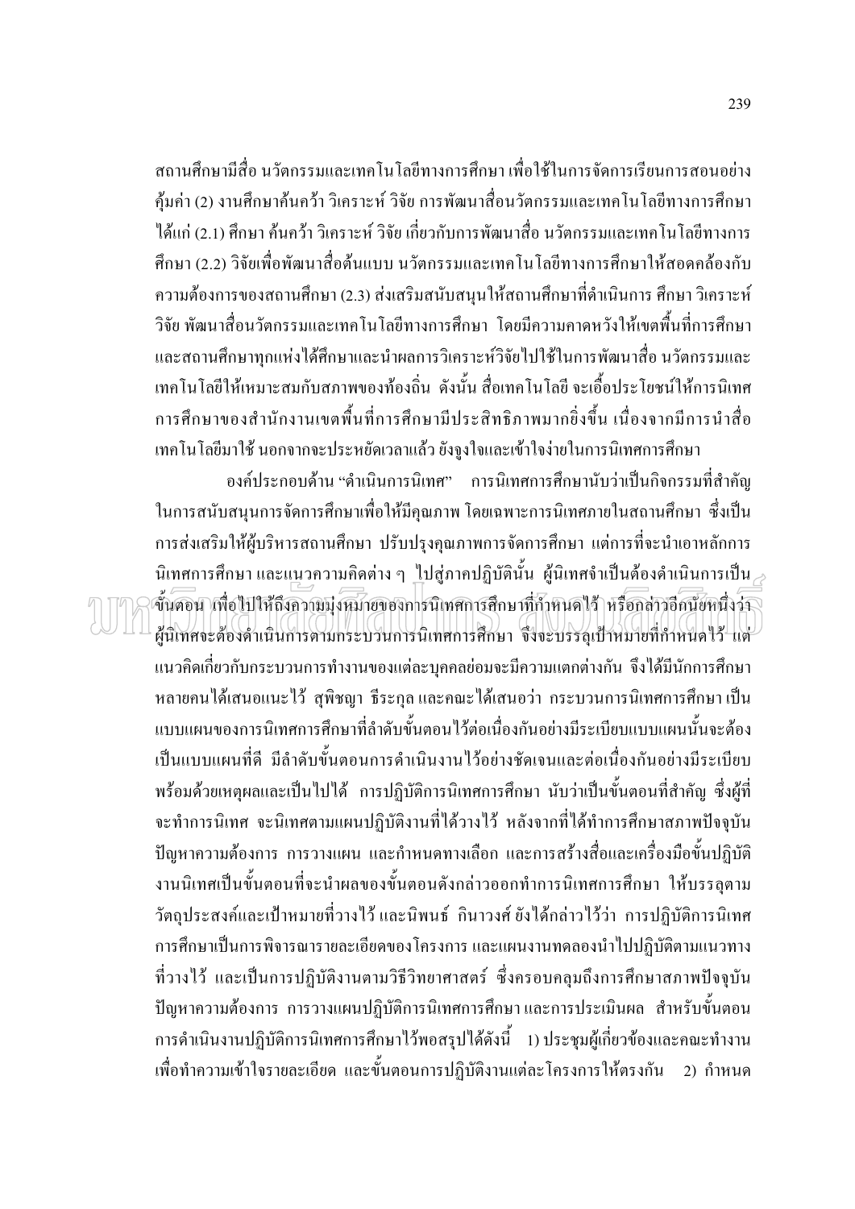สถานศึกษามีสื่อ นวัตกรรมและเทคโนโลยีทางการศึกษา เพื่อใช้ในการจัดการเรียนการสอนอย่างคุ้มค่า (2) งานศึกษาค้นคว้า วิเคราะห์ วิจัย การพัฒนาสื่อนวัตกรรมและเทคโนโลยีทางการศึกษา ได้แก่ (2.1) ศึกษา ค้นคว้า วิเคราะห์ วิจัย เกี่ยวกับการพัฒนาสื่อ นวัตกรรมและเทคโนโลยีทางการศึกษา (2.2) วิจัยเพื่อพัฒนาสื่อต้นแบบ นวัตกรรมและเทคโนโลยีทางการศึกษาให้สอดคล้องกับความต้องการของสถานศึกษา (2.3) ส่งเสริมสนับสนุนให้สถานศึกษาที่ดำเนินการ ศึกษา วิเคราะห์ วิจัย พัฒนาสื่อนวัตกรรมและเทคโนโลยีทางการศึกษา โดยมีความคาดหวังให้เขตพื้นที่การศึกษาและสถานศึกษาทุกแห่งได้ศึกษาและนำผลการวิเคราะห์วิจัยไปใช้ในการพัฒนาสื่อ นวัตกรรมและเทคโนโลยีให้เหมาะสมกับสภาพของท้องถิ่น ดังนั้น สื่อเทคโนโลยี จะเอื้อประโยชน์ให้การนิเทศการศึกษาของสำนักงานเขตพื้นที่การศึกษามีประสิทธิภาพมากยิ่งขึ้น เนื่องจากมีการนำสื่อเทคโนโลยีมาใช้ นอกจากจะประหยัดเวลาแล้ว ยังจูงใจและเข้าใจง่ายในการนิเทศการศึกษา

องค์ประกอบด้าน "ดำเนินการนิเทศ" การนิเทศการศึกษานับว่าเป็นกิจกรรมที่สำคัญในการสนับสนุนการจัดการศึกษาเพื่อให้มีคุณภาพ โดยเฉพาะการนิเทศภายในสถานศึกษา ซึ่งเป็นการส่งเสริมให้ผู้บริหารสถานศึกษา ปรับปรุงคุณภาพการจัดการศึกษา แต่การที่จะนำเอาหลักการนิเทศการศึกษา และแนวความคิดต่าง ๆ ไปสู่ภาคปฏิบัตินั้น ผู้นิเทศจำเป็นต้องดำเนินการเป็นขั้นตอน เพื่อไปให้ถึงความมุ่งหมายของการนิเทศการศึกษาที่กำหนดไว้ หรือกล่าวอีกนัยหนึ่งว่า ผู้นิเทศจะต้องดำเนินการตามกระบวนการนิเทศการศึกษา จึงจะบรรลุเป้าหมายที่กำหนดไว้ แต่แนวคิดเกี่ยวกับกระบวนการทำงานของแต่ละบุคคลย่อมจะมีความแตกต่างกัน จึงได้มีนักการศึกษาหลายคนได้เสนอแนะไว้ สุพิชญา ธีระกุล และคณะได้เสนอว่า กระบวนการนิเทศการศึกษา เป็นแบบแผนของการนิเทศการศึกษาที่ลำดับขั้นตอนไว้ต่อเนื่องกันอย่างมีระเบียบแบบแผนนั้นจะต้องเป็นแบบแผนที่ดี มีลำดับขั้นตอนการดำเนินงานไว้อย่างชัดเจนและต่อเนื่องกันอย่างมีระเบียบพร้อมด้วยเหตุผลและเป็นไปได้ การปฏิบัติการนิเทศการศึกษา นับว่าเป็นขั้นตอนที่สำคัญ ซึ่งผู้ที่จะทำการนิเทศ จะนิเทศตามแผนปฏิบัติงานที่ได้วางไว้ หลังจากที่ได้ทำการศึกษาสภาพปัจจุบัน ปัญหาความต้องการ การวางแผน และกำหนดทางเลือก และการสร้างสื่อและเครื่องมือขั้นปฏิบัติงานนิเทศเป็นขั้นตอนที่จะนำผลของขั้นตอนดังกล่าวออกทำการนิเทศการศึกษา ให้บรรลุตามวัตถุประสงค์และเป้าหมายที่วางไว้ และนิพนธ์ กินาวงศ์ ยังได้กล่าวไว้ว่า การปฏิบัติการนิเทศการศึกษาเป็นการพิจารณารายละเอียดของโครงการ และแผนงานทดลองนำไปปฏิบัติตามแนวทางที่วางไว้ และเป็นการปฏิบัติงานตามวิธีวิทยาศาสตร์ ซึ่งครอบคลุมถึงการศึกษาสภาพปัจจุบัน ปัญหาความต้องการ การวางแผนปฏิบัติการนิเทศการศึกษา และการประเมินผล สำหรับขั้นตอนการดำเนินงานปฏิบัติการนิเทศการศึกษาไว้พอสรุปได้ดังนี้ 1) ประชุมผู้เกี่ยวข้องและคณะทำงานเพื่อทำความเข้าใจรายละเอียด และขั้นตอนการปฏิบัติงานแต่ละโครงการให้ตรงกัน 2) กำหนด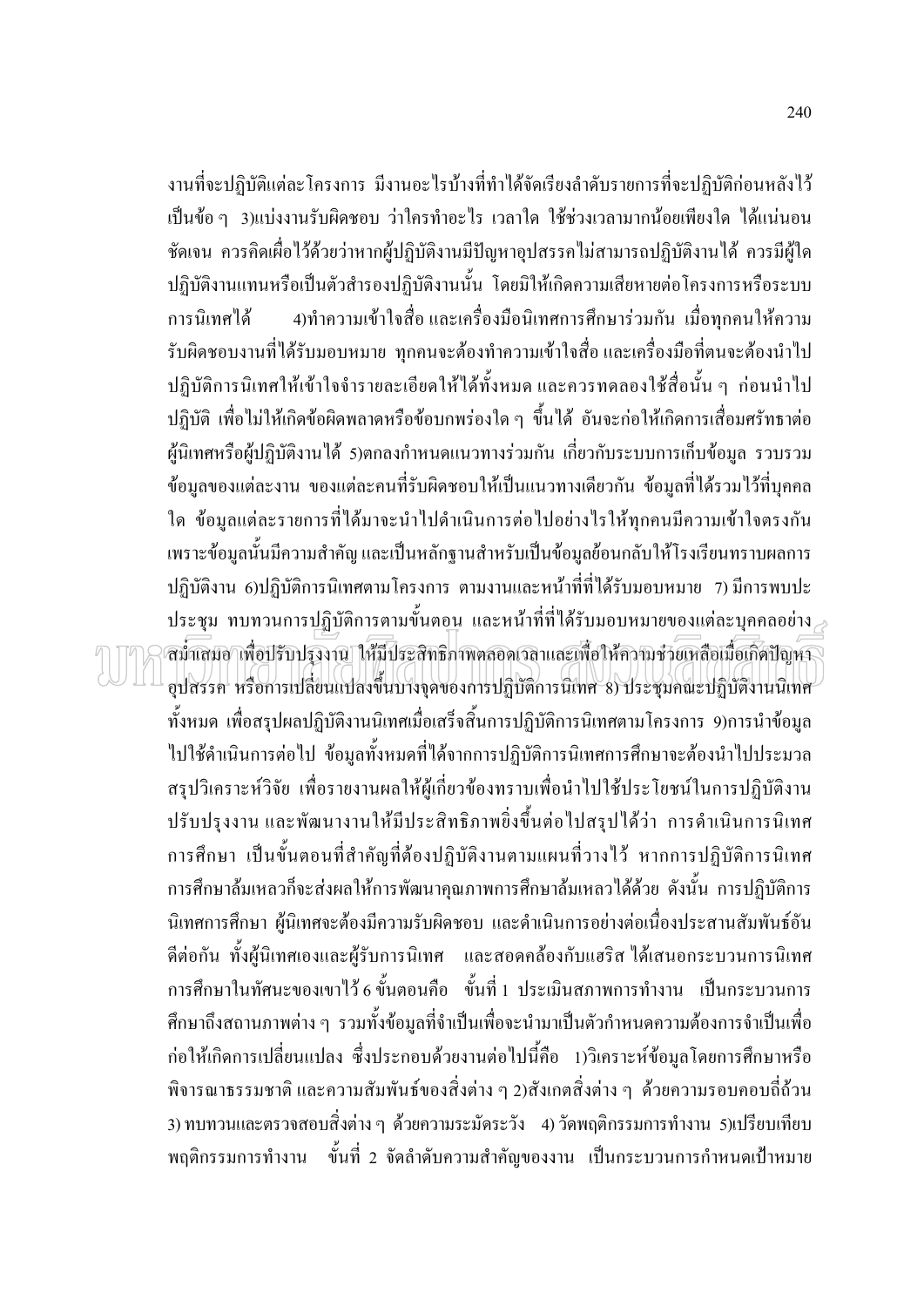งานที่จะปฏิบัติแต่ละโครงการ มีงานอะไรบ้างที่ทำได้จัดเรียงลำดับรายการที่จะปฏิบัติก่อนหลังไว้เป็นข้อ ๆ 3)แบ่งงานรับผิดชอบ ว่าใครทำอะไร เวลาใด ใช้ช่วงเวลามากน้อยเพียงใด ได้แน่นอนชัดเจน ควรคิดเผื่อไว้ด้วยว่าหากผู้ปฏิบัติงานมีปัญหาอุปสรรคไม่สามารถปฏิบัติงานได้ ควรมีผู้ใดปฏิบัติงานแทนหรือเป็นตัวสำรองปฏิบัติงานนั้น โดยมิให้เกิดความเสียหายต่อโครงการหรือระบบการนิเทศได้ 4)ทำความเข้าใจสื่อ และเครื่องมือนิเทศการศึกษาร่วมกัน เมื่อทุกคนให้ความรับผิดชอบงานที่ได้รับมอบหมาย ทุกคนจะต้องทำความเข้าใจสื่อ และเครื่องมือที่ตนจะต้องนำไปปฏิบัติการนิเทศให้เข้าใจจำรายละเอียดให้ได้ทั้งหมด และควรทดลองใช้สื่อนั้น ๆ ก่อนนำไปปฏิบัติ เพื่อไม่ให้เกิดข้อผิดพลาดหรือข้อบกพร่องใด ๆ ขึ้นได้ อันจะก่อให้เกิดการเสื่อมศรัทธาต่อผู้นิเทศหรือผู้ปฏิบัติงานได้ 5)ตกลงกำหนดแนวทางร่วมกัน เกี่ยวกับระบบการเก็บข้อมูล รวบรวมข้อมูลของแต่ละงาน ของแต่ละคนที่รับผิดชอบให้เป็นแนวทางเดียวกัน ข้อมูลที่ได้รวมไว้ที่บุคคลใด ข้อมูลแต่ละรายการที่ได้มาจะนำไปดำเนินการต่อไปอย่างไรให้ทุกคนมีความเข้าใจตรงกัน เพราะข้อมูลนั้นมีความสำคัญ และเป็นหลักฐานสำหรับเป็นข้อมูลย้อนกลับให้โรงเรียนทราบผลการปฏิบัติงาน 6)ปฏิบัติการนิเทศตามโครงการ ตามงานและหน้าที่ที่ได้รับมอบหมาย 7) มีการพบปะประชุม ทบทวนการปฏิบัติการตามขั้นตอน และหน้าที่ที่ได้รับมอบหมายของแต่ละบุคคลอย่างสม่ำเสมอ เพื่อปรับปรุงงาน ให้มีประสิทธิภาพตลอดเวลาและเพื่อให้ความช่วยเหลือเมื่อเกิดปัญหาอุปสรรค หรือการเปลี่ยนแปลงขึ้นบางจุดของการปฏิบัติการนิเทศ 8) ประชุมคณะปฏิบัติงานนิเทศทั้งหมด เพื่อสรุปผลปฏิบัติงานนิเทศเมื่อเสร็จสิ้นการปฏิบัติการนิเทศตามโครงการ 9)การนำข้อมูลไปใช้ดำเนินการต่อไป ข้อมูลทั้งหมดที่ได้จากการปฏิบัติการนิเทศการศึกษาจะต้องนำไปประมวลสรุปวิเคราะห์วิจัย เพื่อรายงานผลให้ผู้เกี่ยวข้องทราบเพื่อนำไปใช้ประโยชน์ในการปฏิบัติงานปรับปรุงงาน และพัฒนางานให้มีประสิทธิภาพยิ่งขึ้นต่อไปสรุปได้ว่า การดำเนินการนิเทศการศึกษา เป็นขั้นตอนที่สำคัญที่ต้องปฏิบัติงานตามแผนที่วางไว้ หากการปฏิบัติการนิเทศการศึกษาล้มเหลวก็จะส่งผลให้การพัฒนาคุณภาพการศึกษาล้มเหลวได้ด้วย ดังนั้น การปฏิบัติการนิเทศการศึกษา ผู้นิเทศจะต้องมีความรับผิดชอบ และดำเนินการอย่างต่อเนื่องประสานสัมพันธ์อันดีต่อกัน ทั้งผู้นิเทศเองและผู้รับการนิเทศ และสอดคล้องกับแฮริส ได้เสนอกระบวนการนิเทศการศึกษาในทัศนะของเขาไว้ 6 ขั้นตอนคือ ขั้นที่ 1 ประเมินสภาพการทำงาน เป็นกระบวนการศึกษาถึงสถานภาพต่าง ๆ รวมทั้งข้อมูลที่จำเป็นเพื่อจะนำมาเป็นตัวกำหนดความต้องการจำเป็นเพื่อก่อให้เกิดการเปลี่ยนแปลง ซึ่งประกอบด้วยงานต่อไปนี้คือ 1)วิเคราะห์ข้อมูลโดยการศึกษาหรือพิจารณาธรรมชาติ และความสัมพันธ์ของสิ่งต่าง ๆ 2)สังเกตสิ่งต่าง ๆ ด้วยความรอบคอบถี่ถ้วน 3) ทบทวนและตรวจสอบสิ่งต่าง ๆ ด้วยความระมัดระวัง 4) วัดพฤติกรรมการทำงาน 5)เปรียบเทียบพฤติกรรมการทำงาน ขั้นที่ 2 จัดลำดับความสำคัญของงาน เป็นกระบวนการกำหนดเป้าหมาย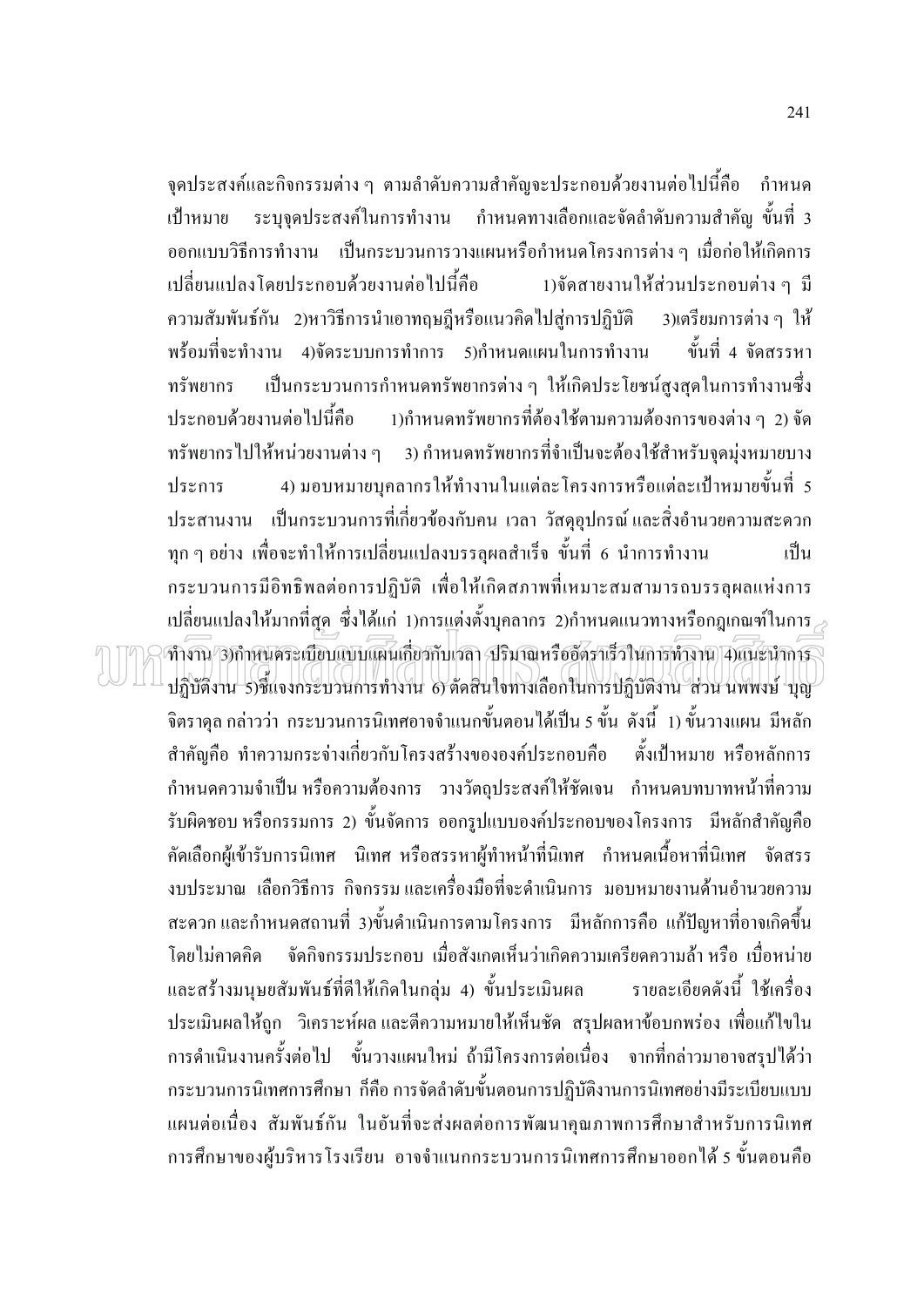จุดประสงค์และกิจกรรมต่าง ๆ ตามลำดับความสำคัญจะประกอบด้วยงานต่อไปนี้คือ กำหนดเป้าหมาย ระบุจุดประสงค์ในการทำงาน กำหนดทางเลือกและจัดลำดับความสำคัญ ขั้นที่ 3 ออกแบบวิธีการทำงาน เป็นกระบวนการวางแผนหรือกำหนดโครงการต่าง ๆ เมื่อก่อให้เกิดการเปลี่ยนแปลงโดยประกอบด้วยงานต่อไปนี้คือ 1)จัดสายงานให้ส่วนประกอบต่าง ๆ มีความสัมพันธ์กัน 2)หาวิธีการนำเอาทฤษฎีหรือแนวคิดไปสู่การปฏิบัติ 3)เตรียมการต่าง ๆ ให้พร้อมที่จะทำงาน 4)จัดระบบการทำการ 5)กำหนดแผนในการทำงาน ขั้นที่ 4 จัดสรรหาทรัพยากร เป็นกระบวนการกำหนดทรัพยากรต่าง ๆ ให้เกิดประโยชน์สูงสุดในการทำงานซึ่งประกอบด้วยงานต่อไปนี้คือ 1)กำหนดทรัพยากรที่ต้องใช้ตามความต้องการของต่าง ๆ 2) จัดทรัพยากรไปให้หน่วยงานต่าง ๆ 3) กำหนดทรัพยากรที่จำเป็นจะต้องใช้สำหรับจุดมุ่งหมายบางประการ 4) มอบหมายบุคลากรให้ทำงานในแต่ละโครงการหรือแต่ละเป้าหมายขั้นที่ 5 ประสานงาน เป็นกระบวนการที่เกี่ยวข้องกับคน เวลา วัสดุอุปกรณ์ และสิ่งอำนวยความสะดวกทุก ๆ อย่าง เพื่อจะทำให้การเปลี่ยนแปลงบรรลุผลสำเร็จ ขั้นที่ 6 นำการทำงาน เป็นกระบวนการมีอิทธิพลต่อการปฏิบัติ เพื่อให้เกิดสภาพที่เหมาะสมสามารถบรรลุผลแห่งการเปลี่ยนแปลงให้มากที่สุด ซึ่งได้แก่ 1)การแต่งตั้งบุคลากร 2)กำหนดแนวทางหรือกฎเกณฑ์ในการทำงาน 3)กำหนดระเบียบแบบแผนเกี่ยวกับเวลา ปริมาณหรืออัตราเร็วในการทำงาน 4)แนะนำการปฏิบัติงาน 5)ชี้แจงกระบวนการทำงาน 6) ตัดสินใจทางเลือกในการปฏิบัติงาน ส่วน นพพงษ์ บุญจิตราดุล กล่าวว่า กระบวนการนิเทศอาจจำแนกขั้นตอนได้เป็น 5 ขั้น ดังนี้ 1) ขั้นวางแผน มีหลักสำคัญคือ ทำความกระจ่างเกี่ยวกับโครงสร้างขององค์ประกอบคือ ตั้งเป้าหมาย หรือหลักการกำหนดความจำเป็น หรือความต้องการ วางวัตถุประสงค์ให้ชัดเจน กำหนดบทบาทหน้าที่ความรับผิดชอบ หรือกรรมการ 2) ขั้นจัดการ ออกรูปแบบองค์ประกอบของโครงการ มีหลักสำคัญคือคัดเลือกผู้เข้ารับการนิเทศ นิเทศ หรือสรรหาผู้ทำหน้าที่นิเทศ กำหนดเนื้อหาที่นิเทศ จัดสรรงบประมาณ เลือกวิธีการ กิจกรรม และเครื่องมือที่จะดำเนินการ มอบหมายงานด้านอำนวยความสะดวก และกำหนดสถานที่ 3)ขั้นดำเนินการตามโครงการ มีหลักการคือ แก้ปัญหาที่อาจเกิดขึ้นโดยไม่คาดคิด จัดกิจกรรมประกอบ เมื่อสังเกตเห็นว่าเกิดความเครียดความล้า หรือ เบื่อหน่าย และสร้างมนุษยสัมพันธ์ที่ดีให้เกิดในกลุ่ม 4) ขั้นประเมินผล รายละเอียดดังนี้ ใช้เครื่องประเมินผลให้ถูก วิเคราะห์ผล และตีความหมายให้เห็นชัด สรุปผลหาข้อบกพร่อง เพื่อแก้ไขในการดำเนินงานครั้งต่อไป ขั้นวางแผนใหม่ ถ้ามีโครงการต่อเนื่อง จากที่กล่าวมาอาจสรุปได้ว่ากระบวนการนิเทศการศึกษา ก็คือ การจัดลำดับขั้นตอนการปฏิบัติงานการนิเทศอย่างมีระเบียบแบบแผนต่อเนื่อง สัมพันธ์กัน ในอันที่จะส่งผลต่อการพัฒนาคุณภาพการศึกษาสำหรับการนิเทศการศึกษาของผู้บริหารโรงเรียน อาจจำแนกกระบวนการนิเทศการศึกษาออกได้ 5 ขั้นตอนคือ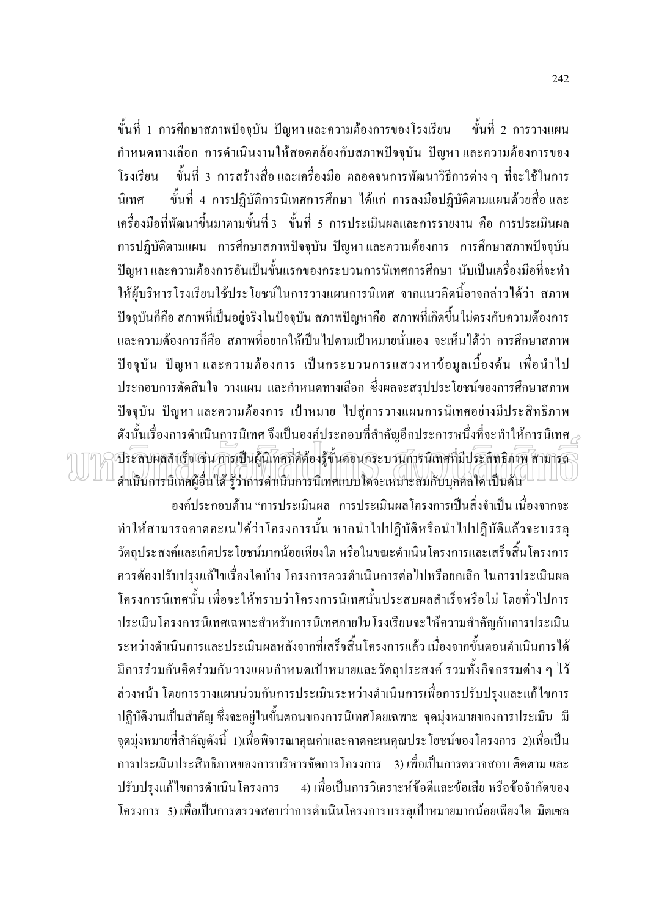ขั้นที่ 1 การศึกษาสภาพปัจจุบัน ปัญหา และความต้องการของโรงเรียน ขั้นที่ 2 การวางแผนกำหนดทางเลือก การดำเนินงานให้สอดคล้องกับสภาพปัจจุบัน ปัญหา และความต้องการของโรงเรียน ขั้นที่ 3 การสร้างสื่อ และเครื่องมือ ตลอดจนการพัฒนาวิธีการต่าง ๆ ที่จะใช้ในการนิเทศ ขั้นที่ 4 การปฏิบัติการนิเทศการศึกษา ได้แก่ การลงมือปฏิบัติตามแผนด้วยสื่อ และเครื่องมือที่พัฒนาขึ้นมาตามขั้นที่ 3 ขั้นที่ 5 การประเมินผลและการรายงาน คือ การประเมินผลการปฏิบัติตามแผน การศึกษาสภาพปัจจุบัน ปัญหา และความต้องการ การศึกษาสภาพปัจจุบัน ปัญหา และความต้องการอันเป็นขั้นแรกของกระบวนการนิเทศการศึกษา นับเป็นเครื่องมือที่จะทำให้ผู้บริหารโรงเรียนใช้ประโยชน์ในการวางแผนการนิเทศ จากแนวคิดนี้อาจกล่าวได้ว่า สภาพปัจจุบันก็คือ สภาพที่เป็นอยู่จริงในปัจจุบัน สภาพปัญหาคือ สภาพที่เกิดขึ้นไม่ตรงกับความต้องการ และความต้องการก็คือ สภาพที่อยากให้เป็นไปตามเป้าหมายนั่นเอง จะเห็นได้ว่า การศึกษาสภาพปัจจุบัน ปัญหา และความต้องการ เป็นกระบวนการแสวงหาข้อมูลเบื้องต้น เพื่อนำไปประกอบการตัดสินใจ วางแผน และกำหนดทางเลือก ซึ่งผลจะสรุปประโยชน์ของการศึกษาสภาพปัจจุบัน ปัญหา และความต้องการ เป้าหมาย ไปสู่การวางแผนการนิเทศอย่างมีประสิทธิภาพ ดังนั้นเรื่องการดำเนินการนิเทศ จึงเป็นองค์ประกอบที่สำคัญอีกประการหนึ่งที่จะทำให้การนิเทศประสบผลสำเร็จ เช่น การเป็นผู้นิเทศที่ดีต้องรู้ขั้นตอนกระบวนการนิเทศที่มีประสิทธิภาพ สามารถดำเนินการนิเทศผู้อื่นได้ รู้ว่าการดำเนินการนิเทศแบบใดจะเหมาะสมกับบุคคลใด เป็นต้น

องค์ประกอบด้าน "การประเมินผล การประเมินผลโครงการเป็นสิ่งจำเป็น เนื่องจากจะทำให้สามารถคาดคะเนได้ว่าโครงการนั้น หากนำไปปฏิบัติหรือนำไปปฏิบัติแล้วจะบรรลุวัตถุประสงค์และเกิดประโยชน์มากน้อยเพียงใด หรือในขณะดำเนินโครงการและเสร็จสิ้นโครงการควรต้องปรับปรุงแก้ไขเรื่องใดบ้าง โครงการควรดำเนินการต่อไปหรือยกเลิก ในการประเมินผลโครงการนิเทศนั้น เพื่อจะให้ทราบว่าโครงการนิเทศนั้นประสบผลสำเร็จหรือไม่ โดยทั่วไปการประเมินโครงการนิเทศเฉพาะสำหรับการนิเทศภายในโรงเรียนจะให้ความสำคัญกับการประเมินระหว่างดำเนินการและประเมินผลหลังจากที่เสร็จสิ้นโครงการแล้ว เนื่องจากขั้นตอนดำเนินการได้มีการร่วมกันคิดร่วมกันวางแผนกำหนดเป้าหมายและวัตถุประสงค์ รวมทั้งกิจกรรมต่าง ๆ ไว้ล่วงหน้า โดยการวางแผนน่วมกันการประเมินระหว่างดำเนินการเพื่อการปรับปรุงและแก้ไขการปฏิบัติงานเป็นสำคัญ ซึ่งจะอยู่ในขั้นตอนของการนิเทศโดยเฉพาะ จุดมุ่งหมายของการประเมิน มีจุดมุ่งหมายที่สำคัญดังนี้ 1)เพื่อพิจารณาคุณค่าและคาดคะเนคุณประโยชน์ของโครงการ 2)เพื่อเป็นการประเมินประสิทธิภาพของการบริหารจัดการโครงการ 3) เพื่อเป็นการตรวจสอบ ติดตาม และปรับปรุงแก้ไขการดำเนินโครงการ 4) เพื่อเป็นการวิเคราะห์ข้อดีและข้อเสีย หรือข้อจำกัดของโครงการ 5) เพื่อเป็นการตรวจสอบว่าการดำเนินโครงการบรรลุเป้าหมายมากน้อยเพียงใด มิตเชล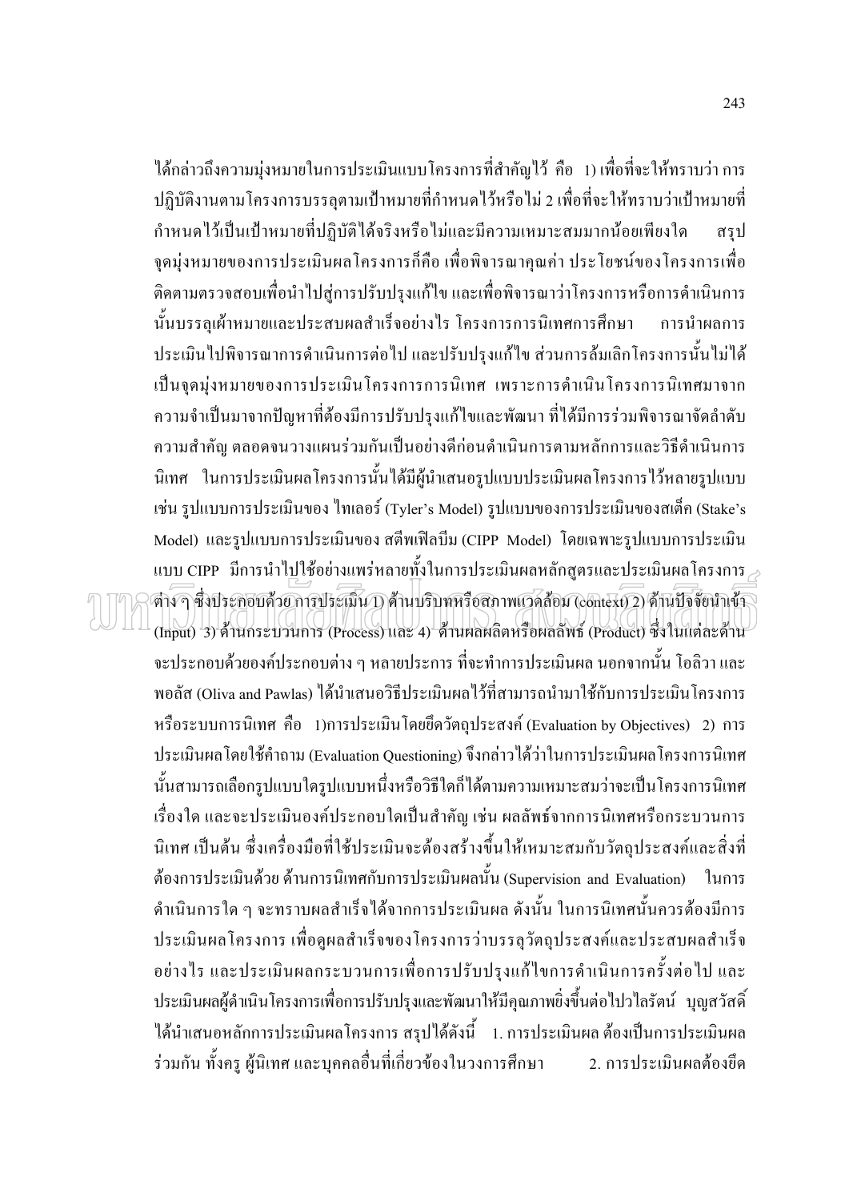ได้กล่าวถึงความมุ่งหมายในการประเมินแบบโครงการที่สำคัญไว้ คือ 1) เพื่อที่จะให้ทราบว่า การปฏิบัติงานตามโครงการบรรลุตามเป้าหมายที่กำหนดไว้หรือไม่ 2 เพื่อที่จะให้ทราบว่าเป้าหมายที่กำหนดไว้เป็นเป้าหมายที่ปฏิบัติได้จริงหรือไม่และมีความเหมาะสมมากน้อยเพียงใด สรุปจุดมุ่งหมายของการประเมินผลโครงการก็คือ เพื่อพิจารณาคุณค่า ประโยชน์ของโครงการเพื่อติดตามตรวจสอบเพื่อนำไปสู่การปรับปรุงแก้ไข และเพื่อพิจารณาว่าโครงการหรือการดำเนินการนั้นบรรลุเป้าหมายและประสบผลสำเร็จอย่างไร โครงการการนิเทศการศึกษา การนำผลการประเมินไปพิจารณาการดำเนินการต่อไป และปรับปรุงแก้ไข ส่วนการล้มเลิกโครงการนั้นไม่ได้เป็นจุดมุ่งหมายของการประเมินโครงการการนิเทศ เพราะการดำเนินโครงการนิเทศมาจากความจำเป็นมาจากปัญหาที่ต้องมีการปรับปรุงแก้ไขและพัฒนา ที่ได้มีการร่วมพิจารณาจัดลำดับความสำคัญ ตลอดจนวางแผนร่วมกันเป็นอย่างดีก่อนดำเนินการตามหลักการและวิธีดำเนินการนิเทศ ในการประเมินผลโครงการนั้นได้มีผู้นำเสนอรูปแบบประเมินผลโครงการไว้หลายรูปแบบ เช่น รูปแบบการประเมินของ ไทเลอร์ (Tyler's Model) รูปแบบของการประเมินของสเต็ค (Stake's Model) และรูปแบบการประเมินของ สตีพเฟิลบีม (CIPP Model) โดยเฉพาะรูปแบบการประเมินแบบ CIPP มีการนำไปใช้อย่างแพร่หลายทั้งในการประเมินผลหลักสูตรและประเมินผลโครงการต่าง ๆ ซึ่งประกอบด้วย การประเมิน 1) ด้านบริบทหรือสภาพแวดล้อม (context) 2) ด้านปัจจัยนำเข้า (Input) 3) ด้านกระบวนการ (Process) และ 4) ด้านผลผลิตหรือผลลัพธ์ (Product) ซึ่งในแต่ละด้านจะประกอบด้วยองค์ประกอบต่าง ๆ หลายประการ ที่จะทำการประเมินผล นอกจากนั้น โอลิวา และพอลัส (Oliva and Pawlas) ได้นำเสนอวิธีประเมินผลไว้ที่สามารถนำมาใช้กับการประเมินโครงการหรือระบบการนิเทศ คือ 1)การประเมินโดยยึดวัตถุประสงค์ (Evaluation by Objectives) 2) การประเมินผลโดยใช้คำถาม (Evaluation Questioning) จึงกล่าวได้ว่าในการประเมินผลโครงการนิเทศนั้นสามารถเลือกรูปแบบใดรูปแบบหนึ่งหรือวิธีใดก็ได้ตามความเหมาะสมว่าจะเป็นโครงการนิเทศเรื่องใด และจะประเมินองค์ประกอบใดเป็นสำคัญ เช่น ผลลัพธ์จากการนิเทศหรือกระบวนการนิเทศ เป็นต้น ซึ่งเครื่องมือที่ใช้ประเมินจะต้องสร้างขึ้นให้เหมาะสมกับวัตถุประสงค์และสิ่งที่ต้องการประเมินด้วย ด้านการนิเทศกับการประเมินผลนั้น (Supervision and Evaluation) ในการดำเนินการใด ๆ จะทราบผลสำเร็จได้จากการประเมินผล ดังนั้น ในการนิเทศนั้นควรต้องมีการประเมินผลโครงการ เพื่อดูผลสำเร็จของโครงการว่าบรรลุวัตถุประสงค์และประสบผลสำเร็จอย่างไร และประเมินผลกระบวนการเพื่อการปรับปรุงแก้ไขการดำเนินการครั้งต่อไป และประเมินผลผู้ดำเนินโครงการเพื่อการปรับปรุงและพัฒนาให้มีคุณภาพยิ่งขึ้นต่อไปวไลรัตน์ บุญสวัสดิ์ได้นำเสนอหลักการประเมินผลโครงการ สรุปได้ดังนี้ 1. การประเมินผล ต้องเป็นการประเมินผลร่วมกัน ทั้งครู ผู้นิเทศ และบุคคลอื่นที่เกี่ยวข้องในวงการศึกษา 2. การประเมินผลต้องยึด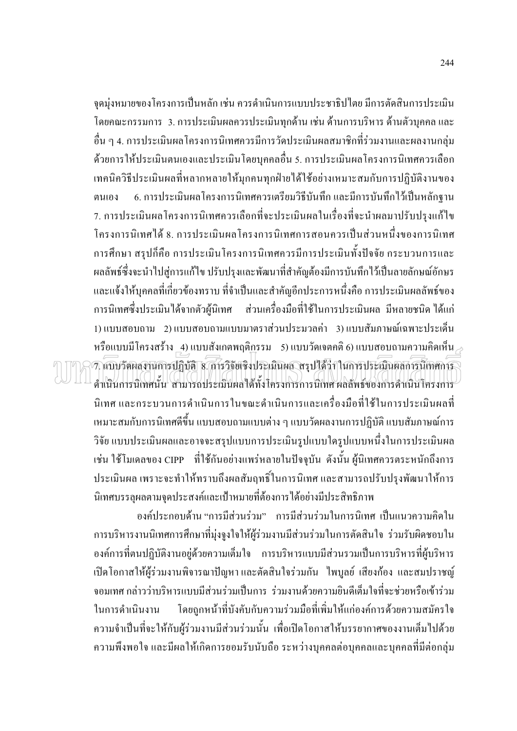จุดมุ่งหมายของโครงการเป็นหลัก เช่น ควรดำเนินการแบบประชาธิปไตย มีการตัดสินการประเมินโดยคณะกรรมการ 3. การประเมินผลควรประเมินทุกด้าน เช่น ด้านการบริหาร ด้านตัวบุคคล และอื่น ๆ 4. การประเมินผลโครงการนิเทศควรมีการวัดประเมินผลสมาชิกที่ร่วมงานและผลงานกลุ่มด้วยการให้ประเมินตนเองและประเมินโดยบุคคลอื่น 5. การประเมินผลโครงการนิเทศควรเลือกเทคนิควิธีประเมินผลที่หลากหลายให้มุกคนทุกฝ่ายได้ใช้อย่างเหมาะสมกับการปฏิบัติงานของตนเอง 6. การประเมินผลโครงการนิเทศควรเตรียมวิธีบันทึก และมีการบันทึกไว้เป็นหลักฐาน 7. การประเมินผลโครงการนิเทศควรเลือกที่จะประเมินผลในเรื่องที่จะนำผลมาปรับปรุงแก้ไขโครงการนิเทศได้ 8. การประเมินผลโครงการนิเทศการสอนควรเป็นส่วนหนึ่งของการนิเทศการศึกษา สรุปก็คือ การประเมินโครงการนิเทศควรมีการประเมินทั้งปัจจัย กระบวนการและผลลัพธ์ซึ่งจะนำไปสู่การแก้ไข ปรับปรุงและพัฒนาที่สำคัญต้องมีการบันทึกไว้เป็นลายลักษณ์อักษรและแจ้งให้บุคคลที่เกี่ยวข้องทราบ ที่จำเป็นและสำคัญอีกประการหนึ่งคือ การประเมินผลลัพธ์ของการนิเทศซึ่งประเมินได้จากตัวผู้นิเทศ ส่วนเครื่องมือที่ใช้ในการประเมินผล มีหลายชนิด ได้แก่ 1) แบบสอบถาม 2) แบบสอบถามแบบมาตราส่วนประมวลค่า 3) แบบสัมภาษณ์เฉพาะประเด็นหรือแบบมีโครงสร้าง 4) แบบสังเกตพฤติกรรม 5) แบบวัดเจตคติ 6) แบบสอบถามความคิดเห็น 7. แบบวัดผลงานการปฏิบัติ 8. การวิจัยเชิงประเมินผล สรุปได้ว่า ในการประเมินผลการนิเทศการดำเนินการนิเทศนั้น สามารถประเมินผลได้ทั้งโครงการการนิเทศ ผลลัพธ์ของการดำเนินโครงการนิเทศ และกระบวนการดำเนินการในขณะดำเนินการและเครื่องมือที่ใช้ในการประเมินผลที่เหมาะสมกับการนิเทศดีขึ้น แบบสอบถามแบบต่าง ๆ แบบวัดผลงานการปฏิบัติ แบบสัมภาษณ์การวิจัย แบบประเมินผลและอาจจะสรุปแบบการประเมินรูปแบบใดรูปแบบหนึ่งในการประเมินผล เช่น ใช้โมเดลของ CIPP ที่ใช้กันอย่างแพร่หลายในปัจจุบัน ดังนั้น ผู้นิเทศควรตระหนักถึงการประเมินผล เพราะจะทำให้ทราบถึงผลสัมฤทธิ์ในการนิเทศ และสามารถปรับปรุงพัฒนาให้การนิเทศบรรลุผลตามจุดประสงค์และเป้าหมายที่ต้องการได้อย่างมีประสิทธิภาพ

องค์ประกอบด้าน "การมีส่วนร่วม" การมีส่วนร่วมในการนิเทศ เป็นแนวความคิดในการบริหารงานนิเทศการศึกษาที่มุ่งจูงใจให้ผู้ร่วมงานมีส่วนร่วมในการตัดสินใจ ร่วมรับผิดชอบในองค์การที่ตนปฏิบัติงานอยู่ด้วยความเต็มใจ การบริหารแบบมีส่วนรวมเป็นการบริหารที่ผู้บริหารเปิดโอกาสให้ผู้ร่วมงานพิจารณาปัญหา และตัดสินใจร่วมกัน ไพบูลย์ เสียงก้อง และสมปราชญ์ จอมเทศ กล่าวว่าบริหารแบบมีส่วนร่วมเป็นการ ร่วมงานด้วยความยินดีเต็มใจที่จะช่วยหรือเข้าร่วมในการดำเนินงาน โดยถูกหน้าที่บังคับกับความร่วมมือที่เพิ่มให้แก่องค์การด้วยความสมัครใจ ความจำเป็นที่จะให้กับผู้ร่วมงานมีส่วนร่วมนั้น เพื่อเปิดโอกาสให้บรรยากาศของงานเต็มไปด้วยความพึงพอใจ และมีผลให้เกิดการยอมรับนับถือ ระหว่างบุคคลต่อบุคคลและบุคคลที่มีต่อกลุ่ม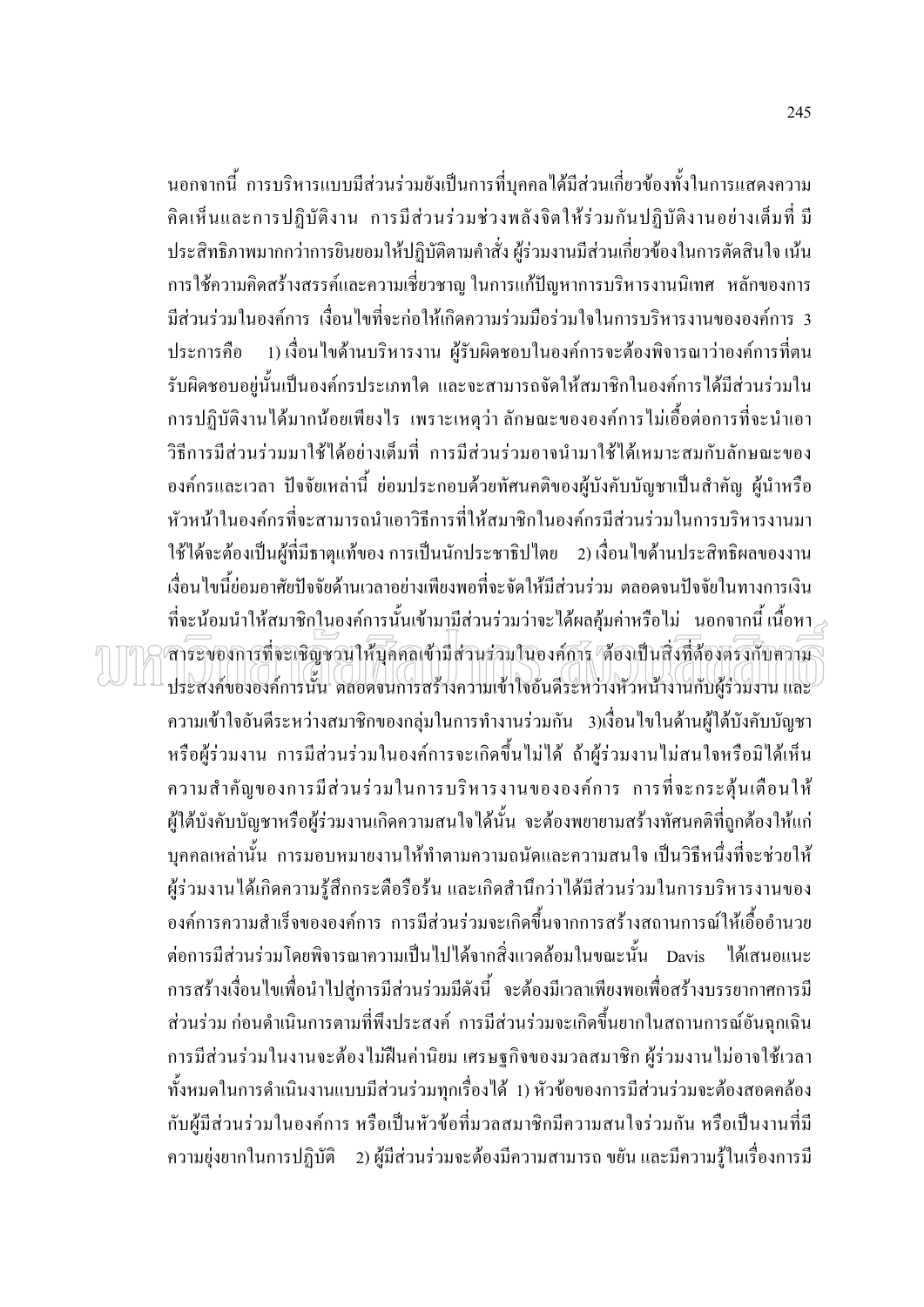นอกจากนี้ การบริหารแบบมีส่วนร่วมยังเป็นการที่บุคคลได้มีส่วนเกี่ยวข้องทั้งในการแสดงความคิดเห็นและการปฏิบัติงาน การมีส่วนร่วมช่วงพลังจิตให้ร่วมกันปฏิบัติงานอย่างเต็มที่ มีประสิทธิภาพมากกว่าการยินยอมให้ปฏิบัติตามคำสั่ง ผู้ร่วมงานมีส่วนเกี่ยวข้องในการตัดสินใจ เน้นการใช้ความคิดสร้างสรรค์และความเชี่ยวชาญ ในการแก้ปัญหาการบริหารงานนิเทศ หลักของการมีส่วนร่วมในองค์การ เงื่อนไขที่จะก่อให้เกิดความร่วมมือร่วมใจในการบริหารงานขององค์การ 3 ประการคือ 1) เงื่อนไขด้านบริหารงาน ผู้รับผิดชอบในองค์การจะต้องพิจารณาว่าองค์การที่ตนรับผิดชอบอยู่นั้นเป็นองค์กรประเภทใด และจะสามารถจัดให้สมาชิกในองค์การได้มีส่วนร่วมในการปฏิบัติงานได้มากน้อยเพียงไร เพราะเหตุว่า ลักษณะขององค์การไม่เอื้อต่อการที่จะนำเอาวิธีการมีส่วนร่วมมาใช้ได้อย่างเต็มที่ การมีส่วนร่วมอาจนำมาใช้ได้เหมาะสมกับลักษณะขององค์กรและเวลา ปัจจัยเหล่านี้ ย่อมประกอบด้วยทัศนคติของผู้บังคับบัญชาเป็นสำคัญ ผู้นำหรือหัวหน้าในองค์กรที่จะสามารถนำเอาวิธีการที่ให้สมาชิกในองค์กรมีส่วนร่วมในการบริหารงานมาใช้ได้จะต้องเป็นผู้ที่มีธาตุแท้ของ การเป็นนักประชาธิปไตย 2) เงื่อนไขด้านประสิทธิผลของงาน เงื่อนไขนี้ย่อมอาศัยปัจจัยด้านเวลาอย่างเพียงพอที่จะจัดให้มีส่วนร่วม ตลอดจนปัจจัยในทางการเงินที่จะน้อมนำให้สมาชิกในองค์การนั้นเข้ามามีส่วนร่วมว่าจะได้ผลคุ้มค่าหรือไม่ นอกจากนี้ เนื้อหาสาระของการที่จะเชิญชวนให้บุคคลเข้ามีส่วนร่วมในองค์การ ต้องเป็นสิ่งที่ต้องตรงกับความประสงค์ขององค์การนั้น ตลอดจนการสร้างความเข้าใจอันดีระหว่างหัวหน้างานกับผู้ร่วมงาน และความเข้าใจอันดีระหว่างสมาชิกของกลุ่มในการทำงานร่วมกัน 3)เงื่อนไขในด้านผู้ใต้บังคับบัญชาหรือผู้ร่วมงาน การมีส่วนร่วมในองค์การจะเกิดขึ้นไม่ได้ ถ้าผู้ร่วมงานไม่สนใจหรือมิได้เห็นความสำคัญของการมีส่วนร่วมในการบริหารงานขององค์การ การที่จะกระตุ้นเตือนให้ผู้ใต้บังคับบัญชาหรือผู้ร่วมงานเกิดความสนใจได้นั้น จะต้องพยายามสร้างทัศนคติที่ถูกต้องให้แก่บุคคลเหล่านั้น การมอบหมายงานให้ทำตามความถนัดและความสนใจ เป็นวิธีหนึ่งที่จะช่วยให้ผู้ร่วมงานได้เกิดความรู้สึกกระตือรือร้น และเกิดสำนึกว่าได้มีส่วนร่วมในการบริหารงานขององค์การความสำเร็จขององค์การ การมีส่วนร่วมจะเกิดขึ้นจากการสร้างสถานการณ์ให้เอื้ออำนวยต่อการมีส่วนร่วมโดยพิจารณาความเป็นไปได้จากสิ่งแวดล้อมในขณะนั้น Davis ได้เสนอแนะการสร้างเงื่อนไขเพื่อนำไปสู่การมีส่วนร่วมมีดังนี้ จะต้องมีเวลาเพียงพอเพื่อสร้างบรรยากาศการมีส่วนร่วม ก่อนดำเนินการตามที่พึงประสงค์ การมีส่วนร่วมจะเกิดขึ้นยากในสถานการณ์อันฉุกเฉิน การมีส่วนร่วมในงานจะต้องไม่ฝืนค่านิยม เศรษฐกิจของมวลสมาชิก ผู้ร่วมงานไม่อาจใช้เวลาทั้งหมดในการดำเนินงานแบบมีส่วนร่วมทุกเรื่องได้ 1) หัวข้อของการมีส่วนร่วมจะต้องสอดคล้องกับผู้มีส่วนร่วมในองค์การ หรือเป็นหัวข้อที่มวลสมาชิกมีความสนใจร่วมกัน หรือเป็นงานที่มีความยุ่งยากในการปฏิบัติ 2) ผู้มีส่วนร่วมจะต้องมีความสามารถ ขยัน และมีความรู้ในเรื่องการมี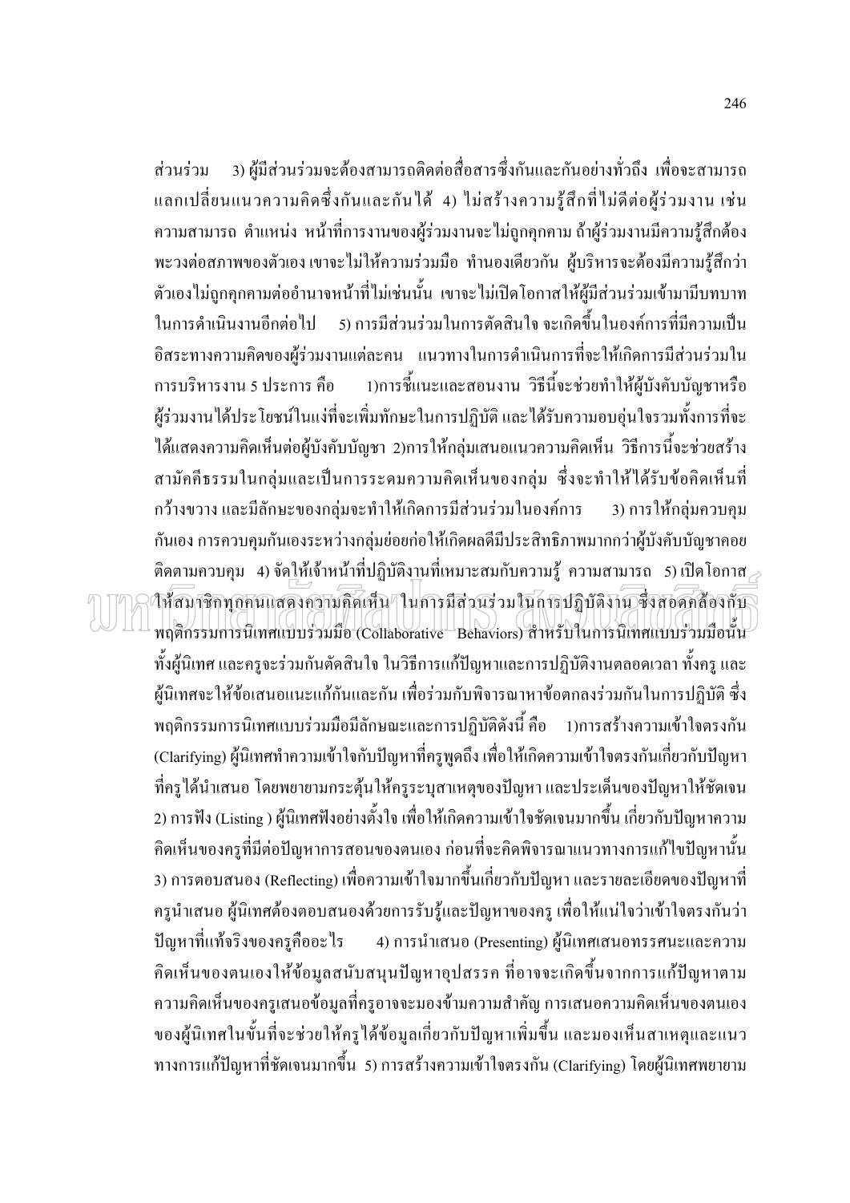ส่วนร่วม 3) ผู้มีส่วนร่วมจะต้องสามารถติดต่อสื่อสารซึ่งกันและกันอย่างทั่วถึง เพื่อจะสามารถแลกเปลี่ยนแนวความคิดซึ่งกันและกันได้ 4) ไม่สร้างความรู้สึกที่ไม่ดีต่อผู้ร่วมงาน เช่น ความสามารถ ตำแหน่ง หน้าที่การงานของผู้ร่วมงานจะไม่ถูกคุกคาม ถ้าผู้ร่วมงานมีความรู้สึกต้องพะวงต่อสภาพของตัวเอง เขาจะไม่ให้ความร่วมมือ ทำนองเดียวกัน ผู้บริหารจะต้องมีความรู้สึกว่าตัวเองไม่ถูกคุกคามต่ออำนาจหน้าที่ไม่เช่นนั้น เขาจะไม่เปิดโอกาสให้ผู้มีส่วนร่วมเข้ามามีบทบาทในการดำเนินงานอีกต่อไป 5) การมีส่วนร่วมในการตัดสินใจ จะเกิดขึ้นในองค์การที่มีความเป็นอิสระทางความคิดของผู้ร่วมงานแต่ละคน แนวทางในการดำเนินการที่จะให้เกิดการมีส่วนร่วมในการบริหารงาน 5 ประการ คือ 1)การชี้แนะและสอนงาน วิธีนี้จะช่วยทำให้ผู้บังคับบัญชาหรือผู้ร่วมงานได้ประโยชน์ในแง่ที่จะเพิ่มทักษะในการปฏิบัติ และได้รับความอบอุ่นใจรวมทั้งการที่จะได้แสดงความคิดเห็นต่อผู้บังคับบัญชา 2)การให้กลุ่มเสนอแนวความคิดเห็น วิธีการนี้จะช่วยสร้างสามัคคีธรรมในกลุ่มและเป็นการระดมความคิดเห็นของกลุ่ม ซึ่งจะทำให้ได้รับข้อคิดเห็นที่กว้างขวาง และมีลักษะของกลุ่มจะทำให้เกิดการมีส่วนร่วมในองค์การ 3) การให้กลุ่มควบคุมกันเอง การควบคุมกันเองระหว่างกลุ่มย่อยก่อให้เกิดผลดีมีประสิทธิภาพมากกว่าผู้บังคับบัญชาคอยติดตามควบคุม 4) จัดให้เจ้าหน้าที่ปฏิบัติงานที่เหมาะสมกับความรู้ ความสามารถ 5) เปิดโอกาสให้สมาชิกทุกคนแสดงความคิดเห็น ในการมีส่วนร่วมในการปฏิบัติงาน ซึ่งสอดคล้องกับพฤติกรรมการนิเทศแบบร่วมมือ (Collaborative Behaviors) สำหรับในการนิเทศแบบร่วมมือนั้นทั้งผู้นิเทศ และครูจะร่วมกันตัดสินใจ ในวิธีการแก้ปัญหาและการปฏิบัติงานตลอดเวลา ทั้งครู และผู้นิเทศจะให้ข้อเสนอแนะแก้กันและกัน เพื่อร่วมกับพิจารณาหาข้อตกลงร่วมกันในการปฏิบัติ ซึ่งพฤติกรรมการนิเทศแบบร่วมมือมีลักษณะและการปฏิบัติดังนี้ คือ 1)การสร้างความเข้าใจตรงกัน (Clarifying) ผู้นิเทศทำความเข้าใจกับปัญหาที่ครูพูดถึง เพื่อให้เกิดความเข้าใจตรงกันเกี่ยวกับปัญหาที่ครูได้นำเสนอ โดยพยายามกระตุ้นให้ครูระบุสาเหตุของปัญหา และประเด็นของปัญหาให้ชัดเจน 2) การฟัง (Listing ) ผู้นิเทศฟังอย่างตั้งใจ เพื่อให้เกิดความเข้าใจชัดเจนมากขึ้น เกี่ยวกับปัญหาความคิดเห็นของครูที่มีต่อปัญหาการสอนของตนเอง ก่อนที่จะคิดพิจารณาแนวทางการแก้ไขปัญหานั้น 3) การตอบสนอง (Reflecting) เพื่อความเข้าใจมากขึ้นเกี่ยวกับปัญหา และรายละเอียดของปัญหาที่ครูนำเสนอ ผู้นิเทศต้องตอบสนองด้วยการรับรู้และปัญหาของครู เพื่อให้แน่ใจว่าเข้าใจตรงกันว่าปัญหาที่แท้จริงของครูคืออะไร 4) การนำเสนอ (Presenting) ผู้นิเทศเสนอทรรศนะและความคิดเห็นของตนเองให้ข้อมูลสนับสนุนปัญหาอุปสรรค ที่อาจจะเกิดขึ้นจากการแก้ปัญหาตามความคิดเห็นของครูเสนอข้อมูลที่ครูอาจจะมองข้ามความสำคัญ การเสนอความคิดเห็นของตนเองของผู้นิเทศในขั้นที่จะช่วยให้ครูได้ข้อมูลเกี่ยวกับปัญหาเพิ่มขึ้น และมองเห็นสาเหตุและแนวทางการแก้ปัญหาที่ชัดเจนมากขึ้น 5) การสร้างความเข้าใจตรงกัน (Clarifying) โดยผู้นิเทศพยายาม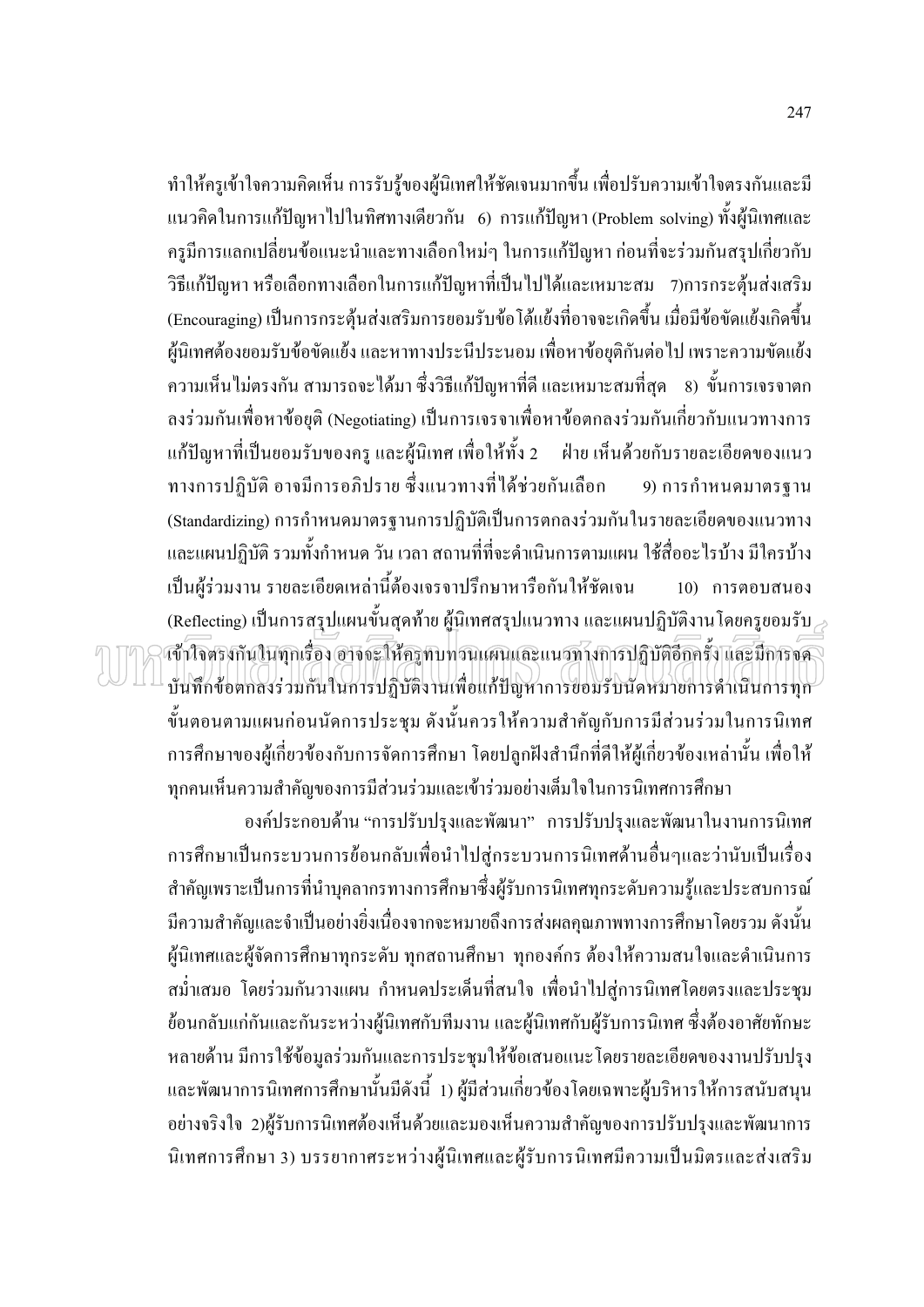ทำให้ครูเข้าใจความคิดเห็น การรับรู้ของผู้นิเทศให้ชัดเจนมากขึ้น เพื่อปรับความเข้าใจตรงกันและมีแนวคิดในการแก้ปัญหาไปในทิศทางเดียวกัน 6) การแก้ปัญหา (Problem solving) ทั้งผู้นิเทศและครูมีการแลกเปลี่ยนข้อแนะนำและทางเลือกใหม่ๆ ในการแก้ปัญหา ก่อนที่จะร่วมกันสรุปเกี่ยวกับวิธีแก้ปัญหา หรือเลือกทางเลือกในการแก้ปัญหาที่เป็นไปได้และเหมาะสม 7)การกระตุ้นส่งเสริม (Encouraging) เป็นการกระตุ้นส่งเสริมการยอมรับข้อโต้แย้งที่อาจจะเกิดขึ้น เมื่อมีข้อขัดแย้งเกิดขึ้น ผู้นิเทศต้องยอมรับข้อขัดแย้ง และหาทางประนีประนอม เพื่อหาข้อยุติกันต่อไป เพราะความขัดแย้ง ความเห็นไม่ตรงกัน สามารถจะได้มา ซึ่งวิธีแก้ปัญหาที่ดี และเหมาะสมที่สุด 8) ขั้นการเจรจาตกลงร่วมกันเพื่อหาข้อยุติ (Negotiating) เป็นการเจรจาเพื่อหาข้อตกลงร่วมกันเกี่ยวกับแนวทางการแก้ปัญหาที่เป็นยอมรับของครู และผู้นิเทศ เพื่อให้ทั้ง 2 ฝ่าย เห็นด้วยกับรายละเอียดของแนวทางการปฏิบัติ อาจมีการอภิปราย ซึ่งแนวทางที่ได้ช่วยกันเลือก 9) การกำหนดมาตรฐาน (Standardizing) การกำหนดมาตรฐานการปฏิบัติเป็นการตกลงร่วมกันในรายละเอียดของแนวทางและแผนปฏิบัติ รวมทั้งกำหนด วัน เวลา สถานที่ที่จะดำเนินการตามแผน ใช้สื่ออะไรบ้าง มีใครบ้างเป็นผู้ร่วมงาน รายละเอียดเหล่านี้ต้องเจรจาปรึกษาหารือกันให้ชัดเจน 10) การตอบสนอง (Reflecting) เป็นการสรุปแผนขั้นสุดท้าย ผู้นิเทศสรุปแนวทาง และแผนปฏิบัติงานโดยครูยอมรับเข้าใจตรงกันในทุกเรื่อง อาจจะให้ครูทบทวนแผนและแนวทางการปฏิบัติอีกครั้ง และมีการจดบันทึกข้อตกลงร่วมกันในการปฏิบัติงานเพื่อแก้ปัญหาการยอมรับนัดหมายการดำเนินการทุกขั้นตอนตามแผนก่อนนัดการประชุม ดังนั้นควรให้ความสำคัญกับการมีส่วนร่วมในการนิเทศการศึกษาของผู้เกี่ยวข้องกับการจัดการศึกษา โดยปลูกฝังสำนึกที่ดีให้ผู้เกี่ยวข้องเหล่านั้น เพื่อให้ทุกคนเห็นความสำคัญของการมีส่วนร่วมและเข้าร่วมอย่างเต็มใจในการนิเทศการศึกษา

องค์ประกอบด้าน "การปรับปรุงและพัฒนา" การปรับปรุงและพัฒนาในงานการนิเทศการศึกษาเป็นกระบวนการย้อนกลับเพื่อนำไปสู่กระบวนการนิเทศด้านอื่นๆและว่านับเป็นเรื่องสำคัญเพราะเป็นการที่นำบุคลากรทางการศึกษาซึ่งผู้รับการนิเทศทุกระดับความรู้และประสบการณ์มีความสำคัญและจำเป็นอย่างยิ่งเนื่องจากจะหมายถึงการส่งผลคุณภาพทางการศึกษาโดยรวม ดังนั้นผู้นิเทศและผู้จัดการศึกษาทุกระดับ ทุกสถานศึกษา ทุกองค์กร ต้องให้ความสนใจและดำเนินการสม่ำเสมอ โดยร่วมกันวางแผน กำหนดประเด็นที่สนใจ เพื่อนำไปสู่การนิเทศโดยตรงและประชุมย้อนกลับแก่กันและกันระหว่างผู้นิเทศกับทีมงาน และผู้นิเทศกับผู้รับการนิเทศ ซึ่งต้องอาศัยทักษะหลายด้าน มีการใช้ข้อมูลร่วมกันและการประชุมให้ข้อเสนอแนะ โดยรายละเอียดของงานปรับปรุงและพัฒนาการนิเทศการศึกษานั้นมีดังนี้ 1) ผู้มีส่วนเกี่ยวข้องโดยเฉพาะผู้บริหารให้การสนับสนุนอย่างจริงใจ 2)ผู้รับการนิเทศต้องเห็นด้วยและมองเห็นความสำคัญของการปรับปรุงและพัฒนาการนิเทศการศึกษา 3) บรรยากาศระหว่างผู้นิเทศและผู้รับการนิเทศมีความเป็นมิตรและส่งเสริม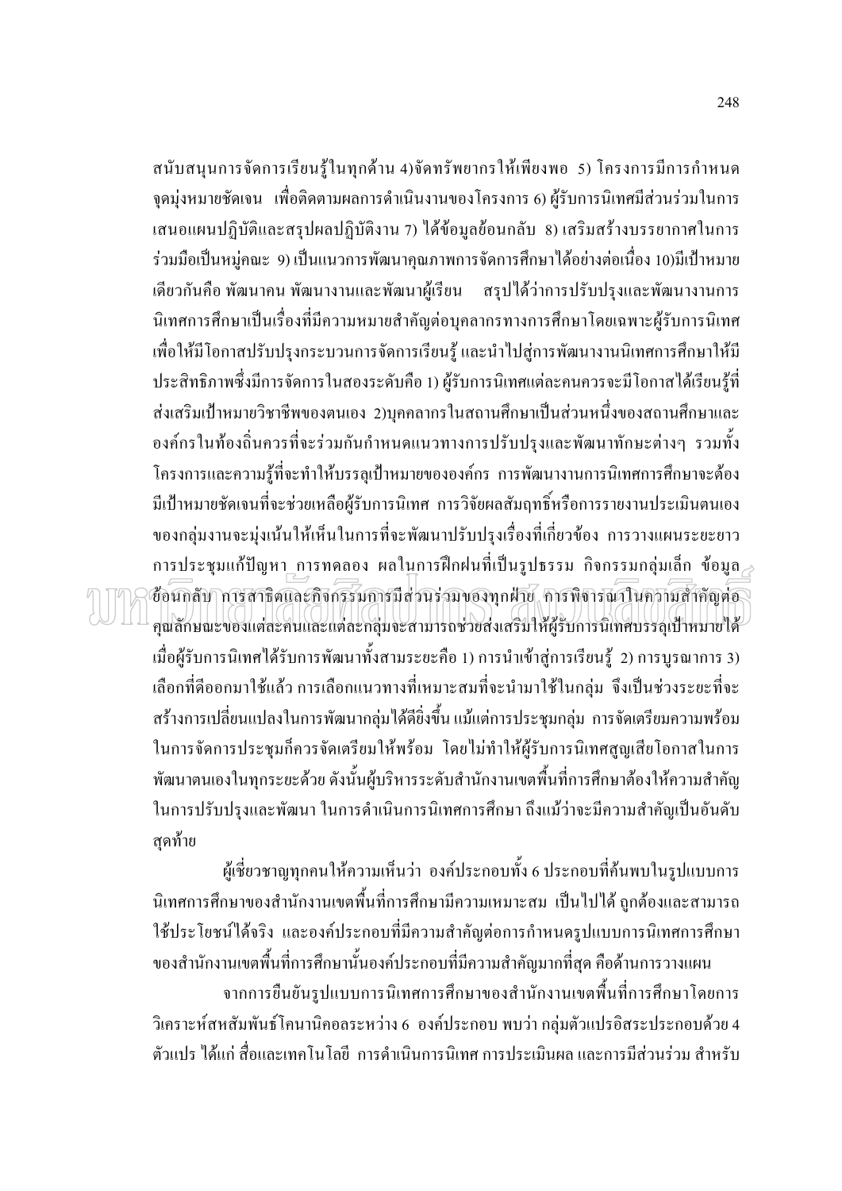สนับสนุนการจัดการเรียนรู้ในทุกด้าน 4)จัดทรัพยากรให้เพียงพอ 5) โครงการมีการกำหนดจุดมุ่งหมายชัดเจน เพื่อติดตามผลการดำเนินงานของโครงการ 6) ผู้รับการนิเทศมีส่วนร่วมในการเสนอแผนปฏิบัติและสรุปผลปฏิบัติงาน 7) ได้ข้อมูลย้อนกลับ 8) เสริมสร้างบรรยากาศในการร่วมมือเป็นหมู่คณะ 9) เป็นแนวการพัฒนาคุณภาพการจัดการศึกษาได้อย่างต่อเนื่อง 10)มีเป้าหมายเดียวกันคือ พัฒนาคน พัฒนางานและพัฒนาผู้เรียน สรุปได้ว่าการปรับปรุงและพัฒนางานการนิเทศการศึกษาเป็นเรื่องที่มีความหมายสำคัญต่อบุคลากรทางการศึกษาโดยเฉพาะผู้รับการนิเทศ เพื่อให้มีโอกาสปรับปรุงกระบวนการจัดการเรียนรู้ และนำไปสู่การพัฒนางานนิเทศการศึกษาให้มีประสิทธิภาพซึ่งมีการจัดการในสองระดับคือ 1) ผู้รับการนิเทศแต่ละคนควรจะมีโอกาสได้เรียนรู้ที่ส่งเสริมเป้าหมายวิชาชีพของตนเอง 2)บุคคลากรในสถานศึกษาเป็นส่วนหนึ่งของสถานศึกษาและองค์กรในท้องถิ่นควรที่จะร่วมกันกำหนดแนวทางการปรับปรุงและพัฒนาทักษะต่างๆ รวมทั้งโครงการและความรู้ที่จะทำให้บรรลุเป้าหมายขององค์กร การพัฒนางานการนิเทศการศึกษาจะต้องมีเป้าหมายชัดเจนที่จะช่วยเหลือผู้รับการนิเทศ การวิจัยผลสัมฤทธิ์หรือการรายงานประเมินตนเองของกลุ่มงานจะมุ่งเน้นให้เห็นในการที่จะพัฒนาปรับปรุงเรื่องที่เกี่ยวข้อง การวางแผนระยะยาว การประชุมแก้ปัญหา การทดลอง ผลในการฝึกฝนที่เป็นรูปธรรม กิจกรรมกลุ่มเล็ก ข้อมูลย้อนกลับ การสาธิตและกิจกรรมการมีส่วนร่วมของทุกฝ่าย การพิจารณาในความสำคัญต่อคุณลักษณะของแต่ละคนและแต่ละกลุ่มจะสามารถช่วยส่งเสริมให้ผู้รับการนิเทศบรรลุเป้าหมายได้ เมื่อผู้รับการนิเทศได้รับการพัฒนาทั้งสามระยะคือ 1) การนำเข้าสู่การเรียนรู้ 2) การบูรณาการ 3) เลือกที่ดีออกมาใช้แล้ว การเลือกแนวทางที่เหมาะสมที่จะนำมาใช้ในกลุ่ม จึงเป็นช่วงระยะที่จะสร้างการเปลี่ยนแปลงในการพัฒนากลุ่มได้ดียิ่งขึ้น แม้แต่การประชุมกลุ่ม การจัดเตรียมความพร้อมในการจัดการประชุมก็ควรจัดเตรียมให้พร้อม โดยไม่ทำให้ผู้รับการนิเทศสูญเสียโอกาสในการพัฒนาตนเองในทุกระยะด้วย ดังนั้นผู้บริหารระดับสำนักงานเขตพื้นที่การศึกษาต้องให้ความสำคัญในการปรับปรุงและพัฒนา ในการดำเนินการนิเทศการศึกษา ถึงแม้ว่าจะมีความสำคัญเป็นอันดับสุดท้าย

ผู้เชี่ยวชาญทุกคนให้ความเห็นว่า องค์ประกอบทั้ง 6 ประกอบที่ค้นพบในรูปแบบการนิเทศการศึกษาของสำนักงานเขตพื้นที่การศึกษามีความเหมาะสม เป็นไปได้ ถูกต้องและสามารถใช้ประโยชน์ได้จริง และองค์ประกอบที่มีความสำคัญต่อการกำหนดรูปแบบการนิเทศการศึกษาของสำนักงานเขตพื้นที่การศึกษานั้นองค์ประกอบที่มีความสำคัญมากที่สุด คือด้านการวางแผน

จากการยืนยันรูปแบบการนิเทศการศึกษาของสำนักงานเขตพื้นที่การศึกษาโดยการวิเคราะห์สหสัมพันธ์โคนานิคอลระหว่าง 6 องค์ประกอบ พบว่า กลุ่มตัวแปรอิสระประกอบด้วย 4 ตัวแปร ได้แก่ สื่อและเทคโนโลยี การดำเนินการนิเทศ การประเมินผล และการมีส่วนร่วม สำหรับ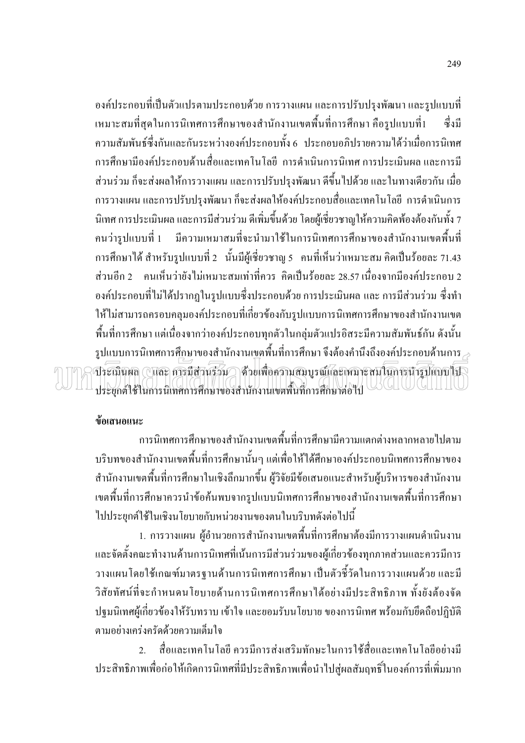องค์ประกอบที่เป็นตัวแปรตามประกอบด้วย การวางแผน และการปรับปรุงพัฒนา และรูปแบบที่เหมาะสมที่สุดในการนิเทศการศึกษาของสำนักงานเขตพื้นที่การศึกษา คือรูปแบบที่1 ซึ่งมีความสัมพันธ์ซึ่งกันและกันระหว่างองค์ประกอบทั้ง 6 ประกอบอภิปรายความได้ว่าเมื่อการนิเทศการศึกษามีองค์ประกอบด้านสื่อและเทคโนโลยี การดำเนินการนิเทศ การประเมินผล และการมีส่วนร่วม ก็จะส่งผลให้การวางแผน และการปรับปรุงพัฒนา ดีขึ้นไปด้วย และในทางเดียวกัน เมื่อการวางแผน และการปรับปรุงพัฒนา ก็จะส่งผลให้องค์ประกอบสื่อและเทคโนโลยี การดำเนินการนิเทศ การประเมินผล และการมีส่วนร่วม ดีเพิ่มขึ้นด้วย โดยผู้เชี่ยวชาญให้ความคิดพ้องต้องกันทั้ง 7 คนว่ารูปแบบที่ 1 มีความเหมาะสมที่จะนำมาใช้ในการนิเทศการศึกษาของสำนักงานเขตพื้นที่การศึกษาได้ สำหรับรูปแบบที่ 2 นั้นมีผู้เชี่ยวชาญ 5 คนที่เห็นว่าเหมาะสม คิดเป็นร้อยละ 71.43 ส่วนอีก 2 คนเห็นว่ายังไม่เหมาะสมเท่าที่ควร คิดเป็นร้อยละ 28.57 เนื่องจากมีองค์ประกอบ 2 องค์ประกอบที่ไม่ได้ปรากฏในรูปแบบซึ่งประกอบด้วย การประเมินผล และ การมีส่วนร่วม ซึ่งทำให้ไม่สามารถครอบคลุมองค์ประกอบที่เกี่ยวข้องกับรูปแบบการนิเทศการศึกษาของสำนักงานเขตพื้นที่การศึกษา แต่เนื่องจากว่าองค์ประกอบทุกตัวในกลุ่มตัวแปรอิสระมีความสัมพันธ์กัน ดังนั้นรูปแบบการนิเทศการศึกษาของสำนักงานเขตพื้นที่การศึกษา จึงต้องคำนึงถึงองค์ประกอบด้านการประเมินผล และ การมีส่วนร่วม ด้วยเพื่อความสมบูรณ์และเหมาะสมในการนำรูปแบบไปประยุกต์ใช้ในการนิเทศการศึกษาของสำนักงานเขตพื้นที่การศึกษาต่อไป

**ข้อเสนอแนะ**

การนิเทศการศึกษาของสำนักงานเขตพื้นที่การศึกษามีความแตกต่างหลากหลายไปตามบริบทของสำนักงานเขตพื้นที่การศึกษานั้นๆ แต่เพื่อให้ได้ศึกษาองค์ประกอบนิเทศการศึกษาของสำนักงานเขตพื้นที่การศึกษาในเชิงลึกมากขึ้น ผู้วิจัยมีข้อเสนอแนะสำหรับผู้บริหารของสำนักงานเขตพื้นที่การศึกษาควรนำข้อค้นพบจากรูปแบบนิเทศการศึกษาของสำนักงานเขตพื้นที่การศึกษาไปประยุกต์ใช้ในเชิงนโยบายกับหน่วยงานของตนในบริบทดังต่อไปนี้

1. การวางแผน ผู้อำนวยการสำนักงานเขตพื้นที่การศึกษาต้องมีการวางแผนดำเนินงานและจัดตั้งคณะทำงานด้านการนิเทศที่เน้นการมีส่วนร่วมของผู้เกี่ยวข้องทุกภาคส่วนและควรมีการวางแผนโดยใช้เกณฑ์มาตรฐานด้านการนิเทศการศึกษา เป็นตัวชี้วัดในการวางแผนด้วย และมีวิสัยทัศน์ที่จะกำหนดนโยบายด้านการนิเทศการศึกษาได้อย่างมีประสิทธิภาพ ทั้งยังต้องจัดปฐมนิเทศผู้เกี่ยวข้องให้รับทราบ เข้าใจ และยอมรับนโยบาย ของการนิเทศ พร้อมกับยึดถือปฏิบัติตามอย่างเคร่งครัดด้วยความเต็มใจ

2. สื่อและเทคโนโลยี ควรมีการส่งเสริมทักษะในการใช้สื่อและเทคโนโลยีอย่างมีประสิทธิภาพเพื่อก่อให้เกิดการนิเทศที่มีประสิทธิภาพเพื่อนำไปสู่ผลสัมฤทธิ์ในองค์การที่เพิ่มมาก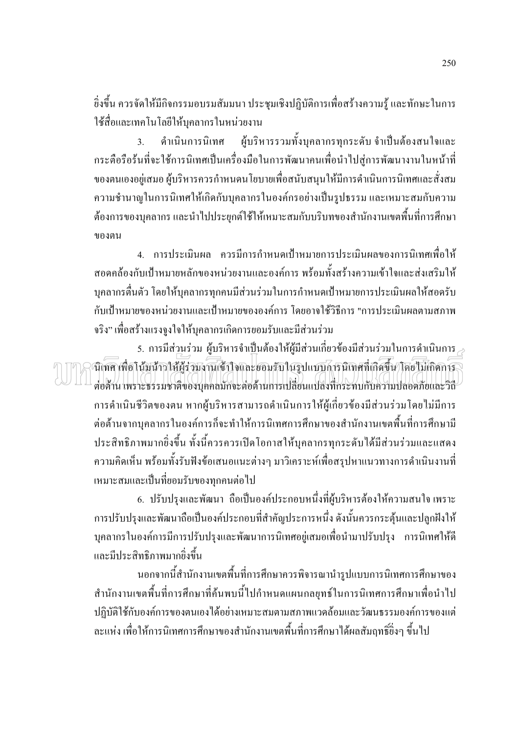ยิ่งขึ้น ควรจัดให้มีกิจกรรมอบรมสัมมนา ประชุมเชิงปฏิบัติการเพื่อสร้างความรู้ และทักษะในการใช้สื่อและเทคโนโลยีให้บุคลากรในหน่วยงาน

3. ดำเนินการนิเทศ ผู้บริหารรวมทั้งบุคลากรทุกระดับ จำเป็นต้องสนใจและกระตือรือร้นที่จะใช้การนิเทศเป็นเครื่องมือในการพัฒนาคนเพื่อนำไปสู่การพัฒนางานในหน้าที่ของตนเองอยู่เสมอ ผู้บริหารควรกำหนดนโยบายเพื่อสนับสนุนให้มีการดำเนินการนิเทศและสั่งสมความชำนาญในการนิเทศให้เกิดกับบุคลากรในองค์กรอย่างเป็นรูปธรรม และเหมาะสมกับความต้องการของบุคลากร และนำไปประยุกต์ใช้ให้เหมาะสมกับบริบทของสำนักงานเขตพื้นที่การศึกษาของตน

4. การประเมินผล ควรมีการกำหนดเป้าหมายการประเมินผลของการนิเทศเพื่อให้สอดคล้องกับเป้าหมายหลักของหน่วยงานและองค์การ พร้อมทั้งสร้างความเข้าใจและส่งเสริมให้บุคลากรตื่นตัว โดยให้บุคลากรทุกคนมีส่วนร่วมในการกำหนดเป้าหมายการประเมินผลให้สอดรับกับเป้าหมายของหน่วยงานและเป้าหมายขององค์การ โดยอาจใช้วิธีการ "การประเมินผลตามสภาพจริง" เพื่อสร้างแรงจูงใจให้บุคลากรเกิดการยอมรับและมีส่วนร่วม

5. การมีส่วนร่วม ผู้บริหารจำเป็นต้องให้ผู้มีส่วนเกี่ยวข้องมีส่วนร่วมในการดำเนินการนิเทศ เพื่อโน้มน้าวให้ผู้ร่วมงานเข้าใจและยอมรับในรูปแบบการนิเทศที่เกิดขึ้น โดยไม่เกิดการต่อต้าน เพราะธรรมชาติของบุคคลมักจะต่อต้านการเปลี่ยนแปลงที่กระทบกับความปลอดภัยและวิถีการดำเนินชีวิตของตน หากผู้บริหารสามารถดำเนินการให้ผู้เกี่ยวข้องมีส่วนร่วมโดยไม่มีการต่อต้านจากบุคลากรในองค์การก็จะทำให้การนิเทศการศึกษาของสำนักงานเขตพื้นที่การศึกษามีประสิทธิภาพมากยิ่งขึ้น ทั้งนี้ควรควรเปิดโอกาสให้บุคลากรทุกระดับได้มีส่วนร่วมและแสดงความคิดเห็น พร้อมทั้งรับฟังข้อเสนอแนะต่างๆ มาวิเคราะห์เพื่อสรุปหาแนวทางการดำเนินงานที่เหมาะสมและเป็นที่ยอมรับของทุกคนต่อไป

6. ปรับปรุงและพัฒนา ถือเป็นองค์ประกอบหนึ่งที่ผู้บริหารต้องให้ความสนใจ เพราะการปรับปรุงและพัฒนาถือเป็นองค์ประกอบที่สำคัญประการหนึ่ง ดังนั้นควรกระตุ้นและปลูกฝังให้บุคลากรในองค์การมีการปรับปรุงและพัฒนาการนิเทศอยู่เสมอเพื่อนำมาปรับปรุง การนิเทศให้ดีและมีประสิทธิภาพมากยิ่งขึ้น

นอกจากนี้สำนักงานเขตพื้นที่การศึกษาควรพิจารณานำรูปแบบการนิเทศการศึกษาของสำนักงานเขตพื้นที่การศึกษาที่ค้นพบนี้ไปกำหนดแผนกลยุทธ์ในการนิเทศการศึกษาเพื่อนำไปปฏิบัติใช้กับองค์การของตนเองได้อย่างเหมาะสมตามสภาพแวดล้อมและวัฒนธรรมองค์การของแต่ละแห่ง เพื่อให้การนิเทศการศึกษาของสำนักงานเขตพื้นที่การศึกษาได้ผลสัมฤทธิ์ยิ่งๆ ขึ้นไป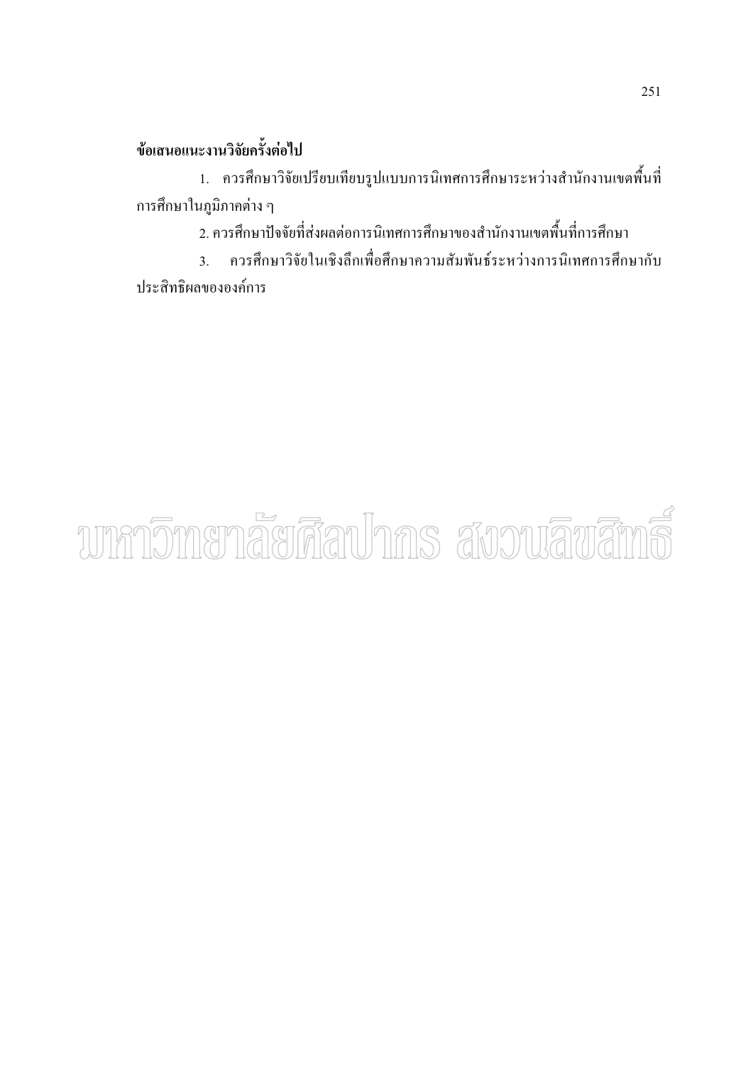**ข้อเสนอแนะงานวิจัยครั้งต่อไป**

1. ควรศึกษาวิจัยเปรียบเทียบรูปแบบการนิเทศการศึกษาระหว่างสำนักงานเขตพื้นที่การศึกษาในภูมิภาคต่าง ๆ
2. ควรศึกษาปัจจัยที่ส่งผลต่อการนิเทศการศึกษาของสำนักงานเขตพื้นที่การศึกษา
3. ควรศึกษาวิจัยในเชิงลึกเพื่อศึกษาความสัมพันธ์ระหว่างการนิเทศการศึกษากับประสิทธิผลขององค์การ